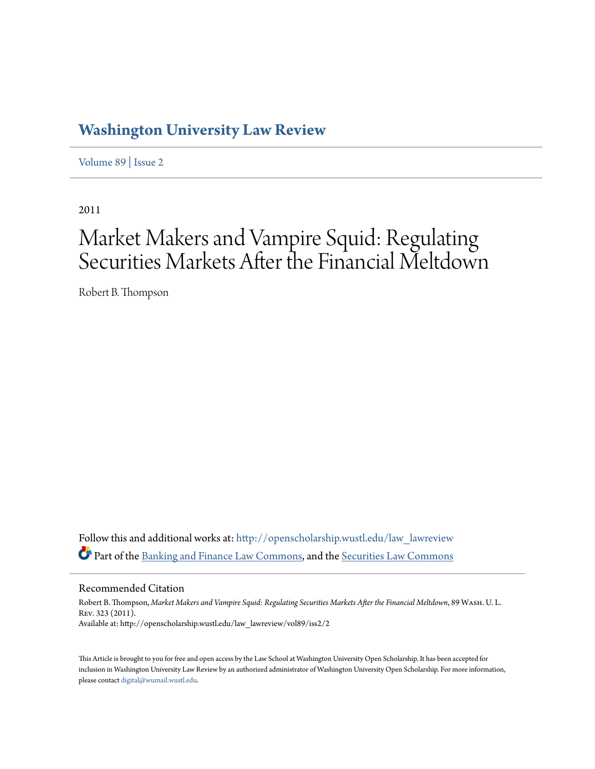# Washington University Law Review

Volume 89 | Issue 2

2011

# Market Makers and Vampire Squid: Regulating Securities Markets After the Financial Meltdown

Robert B. Thompson

Follow this and additional works at: http://openscholarship.wustl.edu/law_lawreview

Part of the Banking and Finance Law Commons, and the Securities Law Commons

## Recommended Citation

Robert B. Thompson, *Market Makers and Vampire Squid: Regulating Securities Markets After the Financial Meltdown*, 89 Wash. U. L. Rev. 323 (2011).
Available at: http://openscholarship.wustl.edu/law_lawreview/vol89/iss2/2

This Article is brought to you for free and open access by the Law School at Washington University Open Scholarship. It has been accepted for inclusion in Washington University Law Review by an authorized administrator of Washington University Open Scholarship. For more information, please contact digital@wumail.wustl.edu.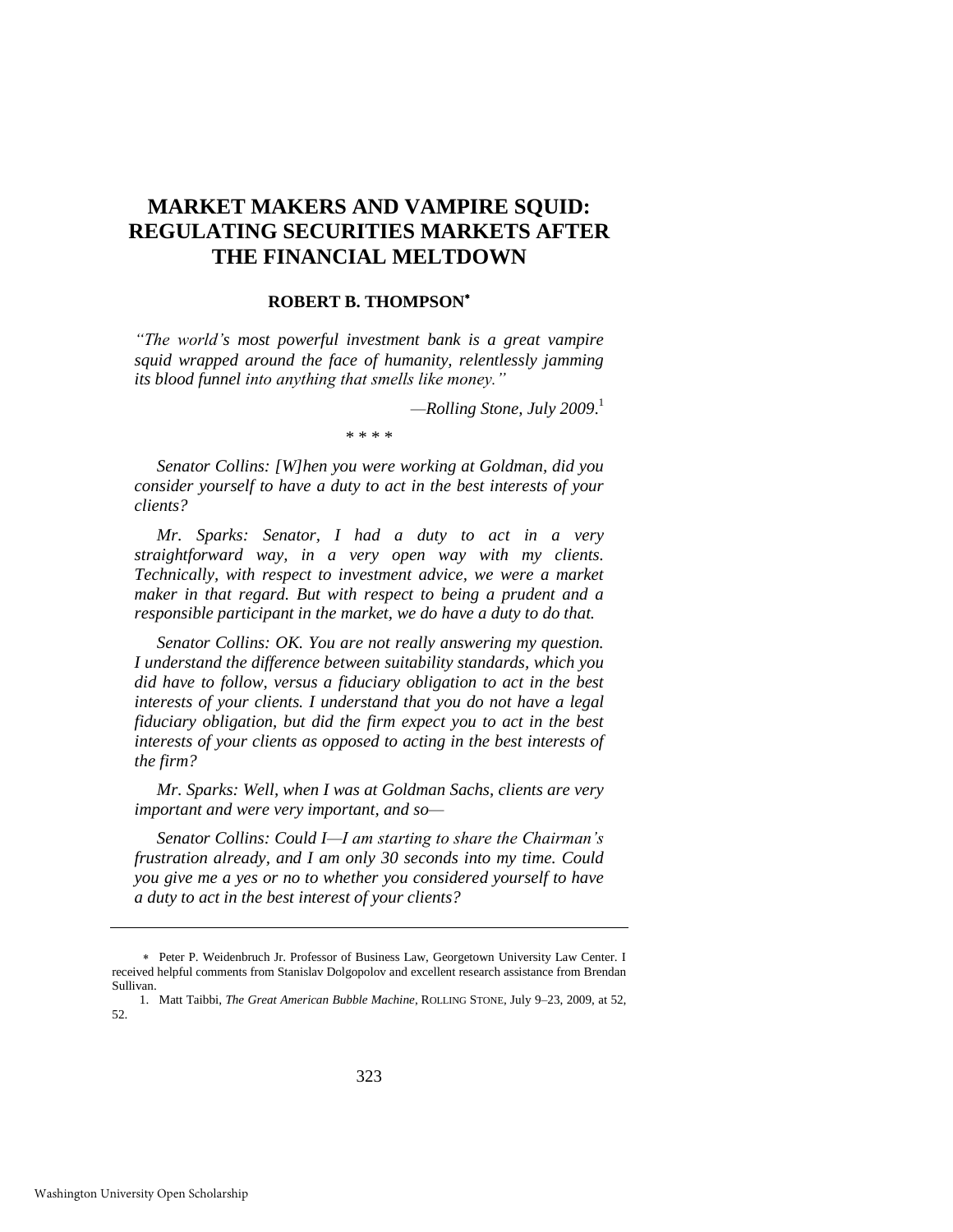# MARKET MAKERS AND VAMPIRE SQUID: REGULATING SECURITIES MARKETS AFTER THE FINANCIAL MELTDOWN

**ROBERT B. THOMPSON**[*]

*"The world's most powerful investment bank is a great vampire squid wrapped around the face of humanity, relentlessly jamming its blood funnel into anything that smells like money."*

*—Rolling Stone, July 2009.*[1]

\* \* \* \*

*Senator Collins: [W]hen you were working at Goldman, did you consider yourself to have a duty to act in the best interests of your clients?*

*Mr. Sparks: Senator, I had a duty to act in a very straightforward way, in a very open way with my clients. Technically, with respect to investment advice, we were a market maker in that regard. But with respect to being a prudent and a responsible participant in the market, we do have a duty to do that.*

*Senator Collins: OK. You are not really answering my question. I understand the difference between suitability standards, which you did have to follow, versus a fiduciary obligation to act in the best interests of your clients. I understand that you do not have a legal fiduciary obligation, but did the firm expect you to act in the best interests of your clients as opposed to acting in the best interests of the firm?*

*Mr. Sparks: Well, when I was at Goldman Sachs, clients are very important and were very important, and so—*

*Senator Collins: Could I—I am starting to share the Chairman's frustration already, and I am only 30 seconds into my time. Could you give me a yes or no to whether you considered yourself to have a duty to act in the best interest of your clients?*

---

[*] Peter P. Weidenbruch Jr. Professor of Business Law, Georgetown University Law Center. I received helpful comments from Stanislav Dolgopolov and excellent research assistance from Brendan Sullivan.

1. Matt Taibbi, *The Great American Bubble Machine*, ROLLING STONE, July 9–23, 2009, at 52, 52.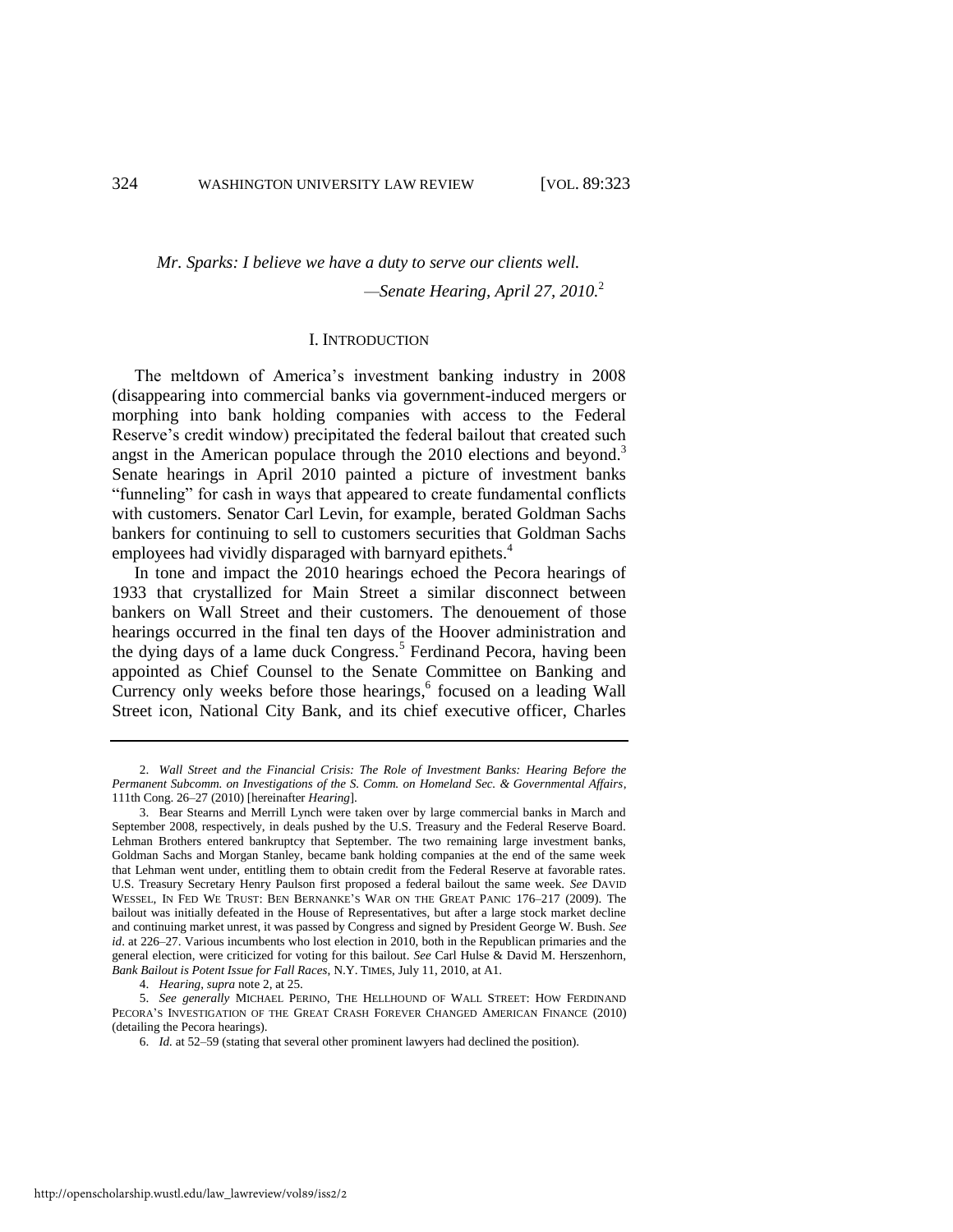*Mr. Sparks: I believe we have a duty to serve our clients well.*

*—Senate Hearing, April 27, 2010.*[2]

## I. INTRODUCTION

The meltdown of America's investment banking industry in 2008 (disappearing into commercial banks via government-induced mergers or morphing into bank holding companies with access to the Federal Reserve's credit window) precipitated the federal bailout that created such angst in the American populace through the 2010 elections and beyond.[3] Senate hearings in April 2010 painted a picture of investment banks "funneling" for cash in ways that appeared to create fundamental conflicts with customers. Senator Carl Levin, for example, berated Goldman Sachs bankers for continuing to sell to customers securities that Goldman Sachs employees had vividly disparaged with barnyard epithets.[4]

In tone and impact the 2010 hearings echoed the Pecora hearings of 1933 that crystallized for Main Street a similar disconnect between bankers on Wall Street and their customers. The denouement of those hearings occurred in the final ten days of the Hoover administration and the dying days of a lame duck Congress.[5] Ferdinand Pecora, having been appointed as Chief Counsel to the Senate Committee on Banking and Currency only weeks before those hearings,[6] focused on a leading Wall Street icon, National City Bank, and its chief executive officer, Charles

---

2. *Wall Street and the Financial Crisis: The Role of Investment Banks: Hearing Before the Permanent Subcomm. on Investigations of the S. Comm. on Homeland Sec. & Governmental Affairs*, 111th Cong. 26–27 (2010) [hereinafter *Hearing*].

3. Bear Stearns and Merrill Lynch were taken over by large commercial banks in March and September 2008, respectively, in deals pushed by the U.S. Treasury and the Federal Reserve Board. Lehman Brothers entered bankruptcy that September. The two remaining large investment banks, Goldman Sachs and Morgan Stanley, became bank holding companies at the end of the same week that Lehman went under, entitling them to obtain credit from the Federal Reserve at favorable rates. U.S. Treasury Secretary Henry Paulson first proposed a federal bailout the same week. *See* DAVID WESSEL, IN FED WE TRUST: BEN BERNANKE'S WAR ON THE GREAT PANIC 176–217 (2009). The bailout was initially defeated in the House of Representatives, but after a large stock market decline and continuing market unrest, it was passed by Congress and signed by President George W. Bush. *See id*. at 226–27. Various incumbents who lost election in 2010, both in the Republican primaries and the general election, were criticized for voting for this bailout. *See* Carl Hulse & David M. Herszenhorn, *Bank Bailout is Potent Issue for Fall Races*, N.Y. TIMES, July 11, 2010, at A1.

4. *Hearing*, *supra* note 2, at 25.

5. *See generally* MICHAEL PERINO, THE HELLHOUND OF WALL STREET: HOW FERDINAND PECORA'S INVESTIGATION OF THE GREAT CRASH FOREVER CHANGED AMERICAN FINANCE (2010) (detailing the Pecora hearings).

6. *Id.* at 52–59 (stating that several other prominent lawyers had declined the position).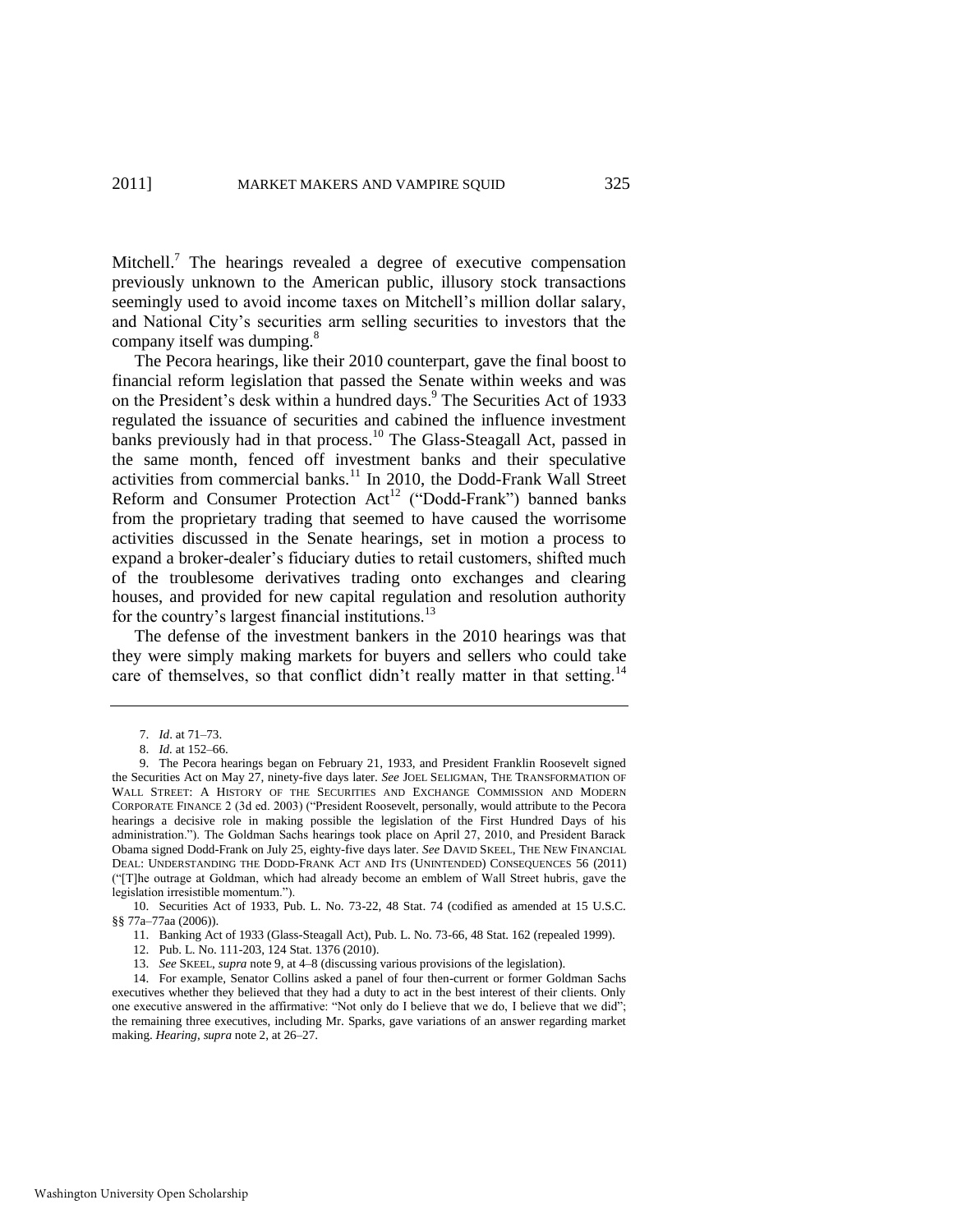Mitchell.[7] The hearings revealed a degree of executive compensation previously unknown to the American public, illusory stock transactions seemingly used to avoid income taxes on Mitchell's million dollar salary, and National City's securities arm selling securities to investors that the company itself was dumping.[8]

The Pecora hearings, like their 2010 counterpart, gave the final boost to financial reform legislation that passed the Senate within weeks and was on the President's desk within a hundred days.[9] The Securities Act of 1933 regulated the issuance of securities and cabined the influence investment banks previously had in that process.[10] The Glass-Steagall Act, passed in the same month, fenced off investment banks and their speculative activities from commercial banks.[11] In 2010, the Dodd-Frank Wall Street Reform and Consumer Protection Act[12] ("Dodd-Frank") banned banks from the proprietary trading that seemed to have caused the worrisome activities discussed in the Senate hearings, set in motion a process to expand a broker-dealer's fiduciary duties to retail customers, shifted much of the troublesome derivatives trading onto exchanges and clearing houses, and provided for new capital regulation and resolution authority for the country's largest financial institutions.[13]

The defense of the investment bankers in the 2010 hearings was that they were simply making markets for buyers and sellers who could take care of themselves, so that conflict didn't really matter in that setting.[14]

---

7. *Id*. at 71–73.

8. *Id.* at 152–66.

9. The Pecora hearings began on February 21, 1933, and President Franklin Roosevelt signed the Securities Act on May 27, ninety-five days later. *See* JOEL SELIGMAN, THE TRANSFORMATION OF WALL STREET: A HISTORY OF THE SECURITIES AND EXCHANGE COMMISSION AND MODERN CORPORATE FINANCE 2 (3d ed. 2003) ("President Roosevelt, personally, would attribute to the Pecora hearings a decisive role in making possible the legislation of the First Hundred Days of his administration."). The Goldman Sachs hearings took place on April 27, 2010, and President Barack Obama signed Dodd-Frank on July 25, eighty-five days later. *See* DAVID SKEEL, THE NEW FINANCIAL DEAL: UNDERSTANDING THE DODD-FRANK ACT AND ITS (UNINTENDED) CONSEQUENCES 56 (2011) ("[T]he outrage at Goldman, which had already become an emblem of Wall Street hubris, gave the legislation irresistible momentum.").

10. Securities Act of 1933, Pub. L. No. 73-22, 48 Stat. 74 (codified as amended at 15 U.S.C. §§ 77a–77aa (2006)).

11. Banking Act of 1933 (Glass-Steagall Act), Pub. L. No. 73-66, 48 Stat. 162 (repealed 1999).

12. Pub. L. No. 111-203, 124 Stat. 1376 (2010).

13. *See* SKEEL, *supra* note 9, at 4–8 (discussing various provisions of the legislation).

14. For example, Senator Collins asked a panel of four then-current or former Goldman Sachs executives whether they believed that they had a duty to act in the best interest of their clients. Only one executive answered in the affirmative: "Not only do I believe that we do, I believe that we did"; the remaining three executives, including Mr. Sparks, gave variations of an answer regarding market making. *Hearing*, *supra* note 2, at 26–27.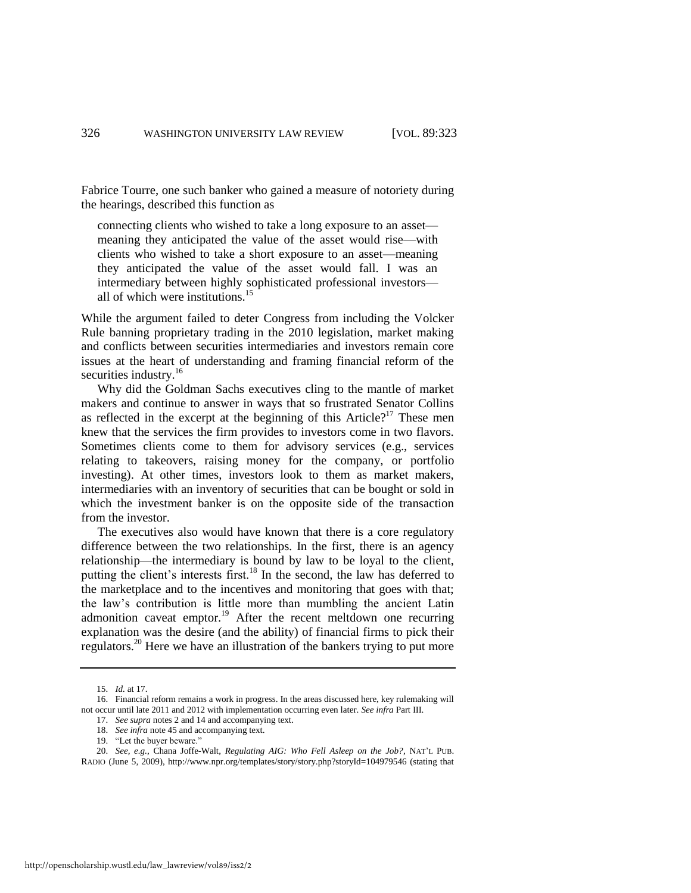Fabrice Tourre, one such banker who gained a measure of notoriety during the hearings, described this function as

> connecting clients who wished to take a long exposure to an asset—meaning they anticipated the value of the asset would rise—with clients who wished to take a short exposure to an asset—meaning they anticipated the value of the asset would fall. I was an intermediary between highly sophisticated professional investors—all of which were institutions.[15]

While the argument failed to deter Congress from including the Volcker Rule banning proprietary trading in the 2010 legislation, market making and conflicts between securities intermediaries and investors remain core issues at the heart of understanding and framing financial reform of the securities industry.[16]

Why did the Goldman Sachs executives cling to the mantle of market makers and continue to answer in ways that so frustrated Senator Collins as reflected in the excerpt at the beginning of this Article?[17] These men knew that the services the firm provides to investors come in two flavors. Sometimes clients come to them for advisory services (e.g., services relating to takeovers, raising money for the company, or portfolio investing). At other times, investors look to them as market makers, intermediaries with an inventory of securities that can be bought or sold in which the investment banker is on the opposite side of the transaction from the investor.

The executives also would have known that there is a core regulatory difference between the two relationships. In the first, there is an agency relationship—the intermediary is bound by law to be loyal to the client, putting the client's interests first.[18] In the second, the law has deferred to the marketplace and to the incentives and monitoring that goes with that; the law's contribution is little more than mumbling the ancient Latin admonition caveat emptor.[19] After the recent meltdown one recurring explanation was the desire (and the ability) of financial firms to pick their regulators.[20] Here we have an illustration of the bankers trying to put more

---

15. *Id.* at 17.

16. Financial reform remains a work in progress. In the areas discussed here, key rulemaking will not occur until late 2011 and 2012 with implementation occurring even later. *See infra* Part III.

17. *See supra* notes 2 and 14 and accompanying text.

18. *See infra* note 45 and accompanying text.

19. "Let the buyer beware."

20. *See, e.g.*, Chana Joffe-Walt, *Regulating AIG: Who Fell Asleep on the Job?*, NAT'L PUB. RADIO (June 5, 2009), http://www.npr.org/templates/story/story.php?storyId=104979546 (stating that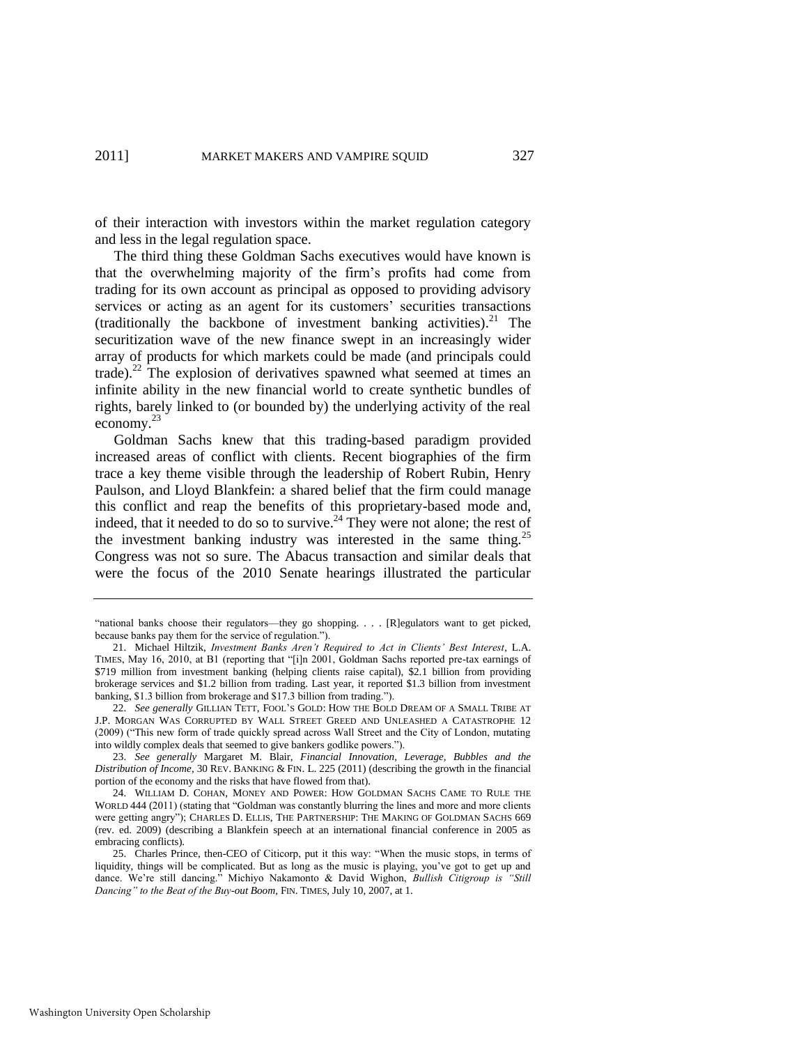of their interaction with investors within the market regulation category and less in the legal regulation space.

The third thing these Goldman Sachs executives would have known is that the overwhelming majority of the firm's profits had come from trading for its own account as principal as opposed to providing advisory services or acting as an agent for its customers' securities transactions (traditionally the backbone of investment banking activities).[21] The securitization wave of the new finance swept in an increasingly wider array of products for which markets could be made (and principals could trade).[22] The explosion of derivatives spawned what seemed at times an infinite ability in the new financial world to create synthetic bundles of rights, barely linked to (or bounded by) the underlying activity of the real economy.[23]

Goldman Sachs knew that this trading-based paradigm provided increased areas of conflict with clients. Recent biographies of the firm trace a key theme visible through the leadership of Robert Rubin, Henry Paulson, and Lloyd Blankfein: a shared belief that the firm could manage this conflict and reap the benefits of this proprietary-based mode and, indeed, that it needed to do so to survive.[24] They were not alone; the rest of the investment banking industry was interested in the same thing.[25] Congress was not so sure. The Abacus transaction and similar deals that were the focus of the 2010 Senate hearings illustrated the particular

---

"national banks choose their regulators—they go shopping. . . . [R]egulators want to get picked, because banks pay them for the service of regulation.").

21. Michael Hiltzik, *Investment Banks Aren't Required to Act in Clients' Best Interest*, L.A. TIMES, May 16, 2010, at B1 (reporting that "[i]n 2001, Goldman Sachs reported pre-tax earnings of $719 million from investment banking (helping clients raise capital), $2.1 billion from providing brokerage services and $1.2 billion from trading. Last year, it reported $1.3 billion from investment banking, $1.3 billion from brokerage and $17.3 billion from trading.").

22. *See generally* GILLIAN TETT, FOOL'S GOLD: HOW THE BOLD DREAM OF A SMALL TRIBE AT J.P. MORGAN WAS CORRUPTED BY WALL STREET GREED AND UNLEASHED A CATASTROPHE 12 (2009) ("This new form of trade quickly spread across Wall Street and the City of London, mutating into wildly complex deals that seemed to give bankers godlike powers.").

23. *See generally* Margaret M. Blair, *Financial Innovation, Leverage, Bubbles and the Distribution of Income*, 30 REV. BANKING & FIN. L. 225 (2011) (describing the growth in the financial portion of the economy and the risks that have flowed from that).

24. WILLIAM D. COHAN, MONEY AND POWER: HOW GOLDMAN SACHS CAME TO RULE THE WORLD 444 (2011) (stating that "Goldman was constantly blurring the lines and more and more clients were getting angry"); CHARLES D. ELLIS, THE PARTNERSHIP: THE MAKING OF GOLDMAN SACHS 669 (rev. ed. 2009) (describing a Blankfein speech at an international financial conference in 2005 as embracing conflicts).

25. Charles Prince, then-CEO of Citicorp, put it this way: "When the music stops, in terms of liquidity, things will be complicated. But as long as the music is playing, you've got to get up and dance. We're still dancing." Michiyo Nakamonto & David Wighon, *Bullish Citigroup is "Still Dancing" to the Beat of the Buy-out Boom*, FIN. TIMES, July 10, 2007, at 1.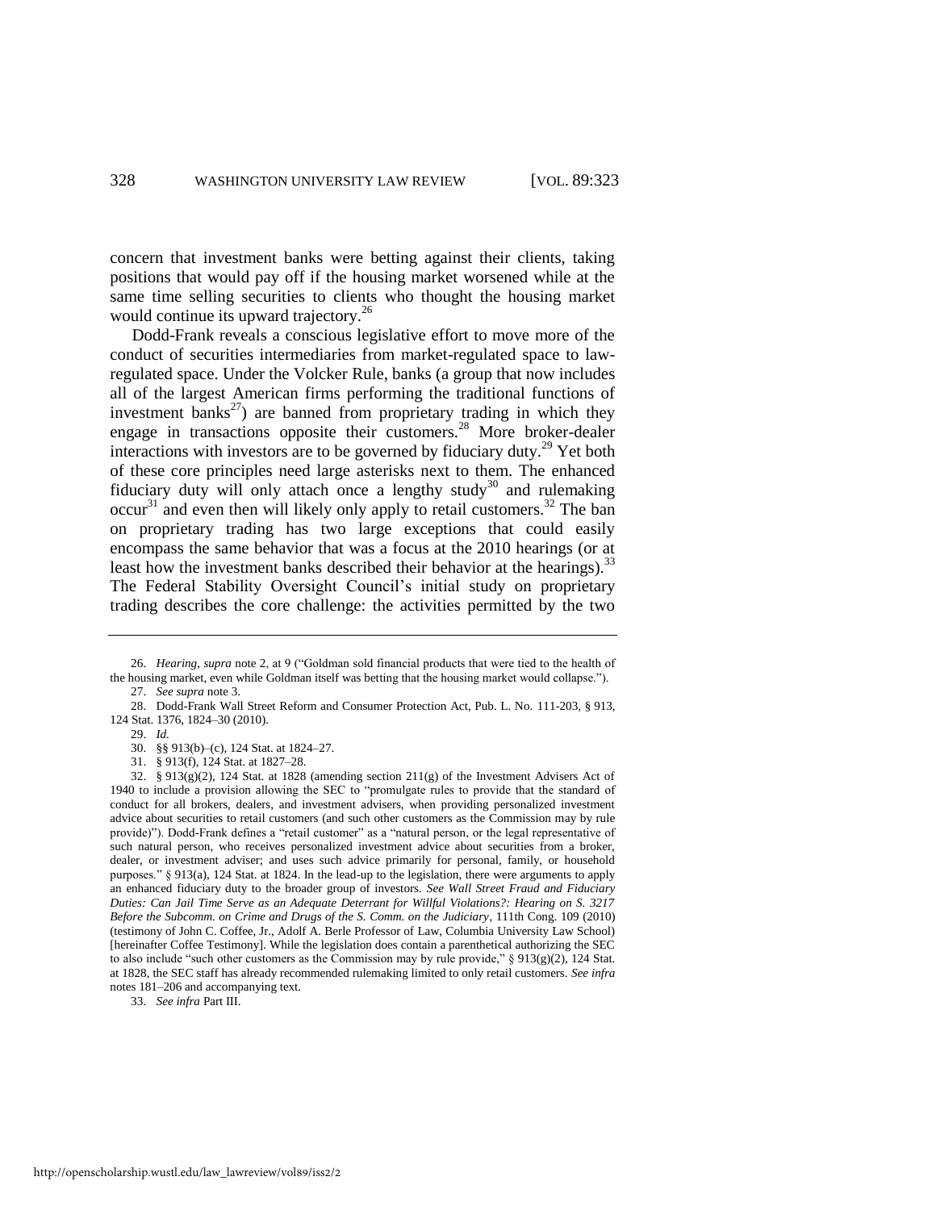concern that investment banks were betting against their clients, taking positions that would pay off if the housing market worsened while at the same time selling securities to clients who thought the housing market would continue its upward trajectory.[26]

Dodd-Frank reveals a conscious legislative effort to move more of the conduct of securities intermediaries from market-regulated space to law-regulated space. Under the Volcker Rule, banks (a group that now includes all of the largest American firms performing the traditional functions of investment banks[27]) are banned from proprietary trading in which they engage in transactions opposite their customers.[28] More broker-dealer interactions with investors are to be governed by fiduciary duty.[29] Yet both of these core principles need large asterisks next to them. The enhanced fiduciary duty will only attach once a lengthy study[30] and rulemaking occur[31] and even then will likely only apply to retail customers.[32] The ban on proprietary trading has two large exceptions that could easily encompass the same behavior that was a focus at the 2010 hearings (or at least how the investment banks described their behavior at the hearings).[33] The Federal Stability Oversight Council's initial study on proprietary trading describes the core challenge: the activities permitted by the two

---

26. *Hearing*, *supra* note 2, at 9 ("Goldman sold financial products that were tied to the health of the housing market, even while Goldman itself was betting that the housing market would collapse.").

27. *See supra* note 3.

28. Dodd-Frank Wall Street Reform and Consumer Protection Act, Pub. L. No. 111-203, § 913, 124 Stat. 1376, 1824–30 (2010).

29. *Id.*

30. §§ 913(b)–(c), 124 Stat. at 1824–27.

31. § 913(f), 124 Stat. at 1827–28.

32. § 913(g)(2), 124 Stat. at 1828 (amending section 211(g) of the Investment Advisers Act of 1940 to include a provision allowing the SEC to "promulgate rules to provide that the standard of conduct for all brokers, dealers, and investment advisers, when providing personalized investment advice about securities to retail customers (and such other customers as the Commission may by rule provide)"). Dodd-Frank defines a "retail customer" as a "natural person, or the legal representative of such natural person, who receives personalized investment advice about securities from a broker, dealer, or investment adviser; and uses such advice primarily for personal, family, or household purposes." § 913(a), 124 Stat. at 1824. In the lead-up to the legislation, there were arguments to apply an enhanced fiduciary duty to the broader group of investors. *See Wall Street Fraud and Fiduciary Duties: Can Jail Time Serve as an Adequate Deterrant for Willful Violations?: Hearing on S. 3217 Before the Subcomm. on Crime and Drugs of the S. Comm. on the Judiciary*, 111th Cong. 109 (2010) (testimony of John C. Coffee, Jr., Adolf A. Berle Professor of Law, Columbia University Law School) [hereinafter Coffee Testimony]. While the legislation does contain a parenthetical authorizing the SEC to also include "such other customers as the Commission may by rule provide," § 913(g)(2), 124 Stat. at 1828, the SEC staff has already recommended rulemaking limited to only retail customers. *See infra* notes 181–206 and accompanying text.

33. *See infra* Part III.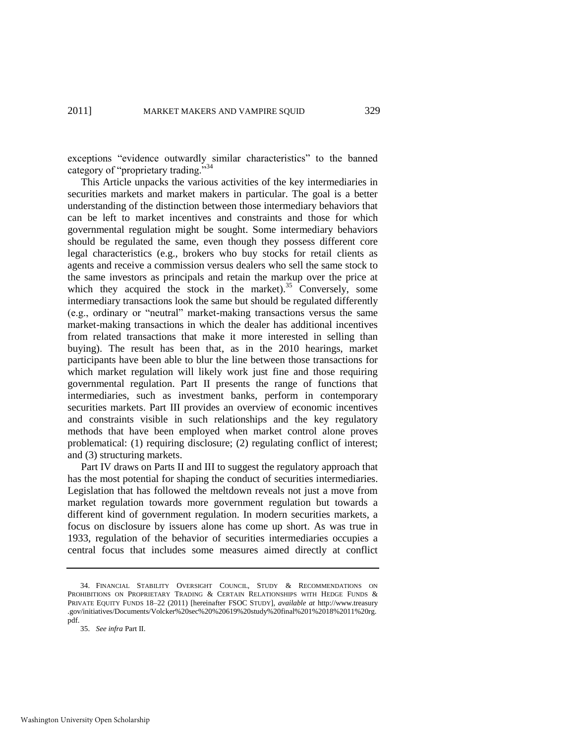exceptions "evidence outwardly similar characteristics" to the banned category of "proprietary trading."[34]

This Article unpacks the various activities of the key intermediaries in securities markets and market makers in particular. The goal is a better understanding of the distinction between those intermediary behaviors that can be left to market incentives and constraints and those for which governmental regulation might be sought. Some intermediary behaviors should be regulated the same, even though they possess different core legal characteristics (e.g., brokers who buy stocks for retail clients as agents and receive a commission versus dealers who sell the same stock to the same investors as principals and retain the markup over the price at which they acquired the stock in the market).[35] Conversely, some intermediary transactions look the same but should be regulated differently (e.g., ordinary or "neutral" market-making transactions versus the same market-making transactions in which the dealer has additional incentives from related transactions that make it more interested in selling than buying). The result has been that, as in the 2010 hearings, market participants have been able to blur the line between those transactions for which market regulation will likely work just fine and those requiring governmental regulation. Part II presents the range of functions that intermediaries, such as investment banks, perform in contemporary securities markets. Part III provides an overview of economic incentives and constraints visible in such relationships and the key regulatory methods that have been employed when market control alone proves problematical: (1) requiring disclosure; (2) regulating conflict of interest; and (3) structuring markets.

Part IV draws on Parts II and III to suggest the regulatory approach that has the most potential for shaping the conduct of securities intermediaries. Legislation that has followed the meltdown reveals not just a move from market regulation towards more government regulation but towards a different kind of government regulation. In modern securities markets, a focus on disclosure by issuers alone has come up short. As was true in 1933, regulation of the behavior of securities intermediaries occupies a central focus that includes some measures aimed directly at conflict

---

34. FINANCIAL STABILITY OVERSIGHT COUNCIL, STUDY & RECOMMENDATIONS ON PROHIBITIONS ON PROPRIETARY TRADING & CERTAIN RELATIONSHIPS WITH HEDGE FUNDS & PRIVATE EQUITY FUNDS 18–22 (2011) [hereinafter FSOC STUDY], *available at* http://www.treasury.gov/initiatives/Documents/Volcker%20sec%20%20619%20study%20final%201%2018%2011%20rg.pdf.

35. *See infra* Part II.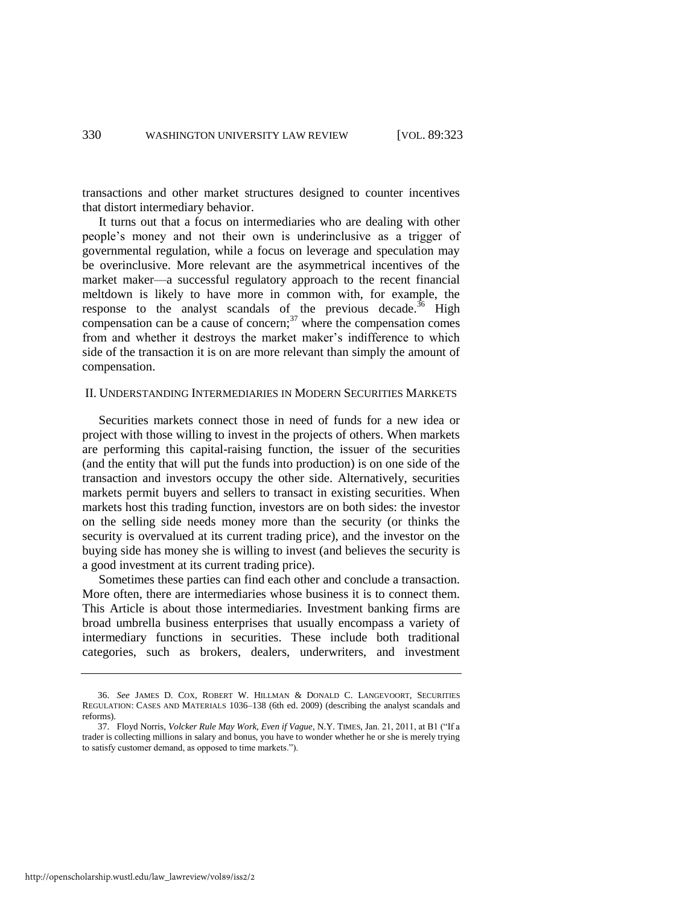transactions and other market structures designed to counter incentives that distort intermediary behavior.

It turns out that a focus on intermediaries who are dealing with other people's money and not their own is underinclusive as a trigger of governmental regulation, while a focus on leverage and speculation may be overinclusive. More relevant are the asymmetrical incentives of the market maker—a successful regulatory approach to the recent financial meltdown is likely to have more in common with, for example, the response to the analyst scandals of the previous decade.[36] High compensation can be a cause of concern;[37] where the compensation comes from and whether it destroys the market maker's indifference to which side of the transaction it is on are more relevant than simply the amount of compensation.

## II. Understanding Intermediaries in Modern Securities Markets

Securities markets connect those in need of funds for a new idea or project with those willing to invest in the projects of others. When markets are performing this capital-raising function, the issuer of the securities (and the entity that will put the funds into production) is on one side of the transaction and investors occupy the other side. Alternatively, securities markets permit buyers and sellers to transact in existing securities. When markets host this trading function, investors are on both sides: the investor on the selling side needs money more than the security (or thinks the security is overvalued at its current trading price), and the investor on the buying side has money she is willing to invest (and believes the security is a good investment at its current trading price).

Sometimes these parties can find each other and conclude a transaction. More often, there are intermediaries whose business it is to connect them. This Article is about those intermediaries. Investment banking firms are broad umbrella business enterprises that usually encompass a variety of intermediary functions in securities. These include both traditional categories, such as brokers, dealers, underwriters, and investment

---

36. *See* JAMES D. COX, ROBERT W. HILLMAN & DONALD C. LANGEVOORT, SECURITIES REGULATION: CASES AND MATERIALS 1036–138 (6th ed. 2009) (describing the analyst scandals and reforms).

37. Floyd Norris, *Volcker Rule May Work, Even if Vague*, N.Y. TIMES, Jan. 21, 2011, at B1 ("If a trader is collecting millions in salary and bonus, you have to wonder whether he or she is merely trying to satisfy customer demand, as opposed to time markets.").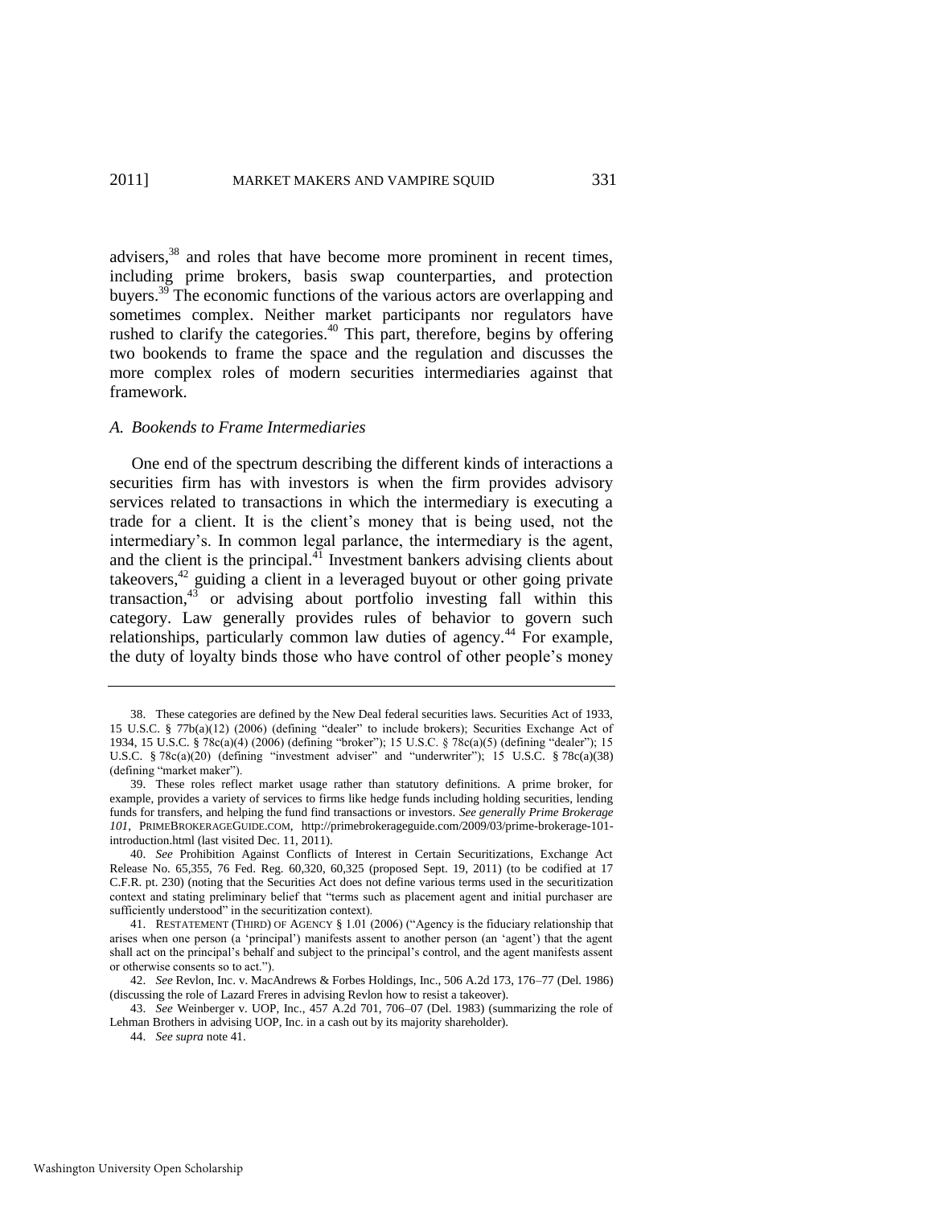advisers,[38] and roles that have become more prominent in recent times, including prime brokers, basis swap counterparties, and protection buyers.[39] The economic functions of the various actors are overlapping and sometimes complex. Neither market participants nor regulators have rushed to clarify the categories.[40] This part, therefore, begins by offering two bookends to frame the space and the regulation and discusses the more complex roles of modern securities intermediaries against that framework.

### *A. Bookends to Frame Intermediaries*

One end of the spectrum describing the different kinds of interactions a securities firm has with investors is when the firm provides advisory services related to transactions in which the intermediary is executing a trade for a client. It is the client's money that is being used, not the intermediary's. In common legal parlance, the intermediary is the agent, and the client is the principal.[41] Investment bankers advising clients about takeovers,[42] guiding a client in a leveraged buyout or other going private transaction,[43] or advising about portfolio investing fall within this category. Law generally provides rules of behavior to govern such relationships, particularly common law duties of agency.[44] For example, the duty of loyalty binds those who have control of other people's money

---

38. These categories are defined by the New Deal federal securities laws. Securities Act of 1933, 15 U.S.C. § 77b(a)(12) (2006) (defining "dealer" to include brokers); Securities Exchange Act of 1934, 15 U.S.C. § 78c(a)(4) (2006) (defining "broker"); 15 U.S.C. § 78c(a)(5) (defining "dealer"); 15 U.S.C. § 78c(a)(20) (defining "investment adviser" and "underwriter"); 15 U.S.C. § 78c(a)(38) (defining "market maker").

39. These roles reflect market usage rather than statutory definitions. A prime broker, for example, provides a variety of services to firms like hedge funds including holding securities, lending funds for transfers, and helping the fund find transactions or investors. *See generally Prime Brokerage 101*, PRIMEBROKERAGEGUIDE.COM, http://primebrokerageguide.com/2009/03/prime-brokerage-101-introduction.html (last visited Dec. 11, 2011).

40. *See* Prohibition Against Conflicts of Interest in Certain Securitizations, Exchange Act Release No. 65,355, 76 Fed. Reg. 60,320, 60,325 (proposed Sept. 19, 2011) (to be codified at 17 C.F.R. pt. 230) (noting that the Securities Act does not define various terms used in the securitization context and stating preliminary belief that "terms such as placement agent and initial purchaser are sufficiently understood" in the securitization context).

41. RESTATEMENT (THIRD) OF AGENCY § 1.01 (2006) ("Agency is the fiduciary relationship that arises when one person (a 'principal') manifests assent to another person (an 'agent') that the agent shall act on the principal's behalf and subject to the principal's control, and the agent manifests assent or otherwise consents so to act.").

42. *See* Revlon, Inc. v. MacAndrews & Forbes Holdings, Inc., 506 A.2d 173, 176–77 (Del. 1986) (discussing the role of Lazard Freres in advising Revlon how to resist a takeover).

43. *See* Weinberger v. UOP, Inc., 457 A.2d 701, 706–07 (Del. 1983) (summarizing the role of Lehman Brothers in advising UOP, Inc. in a cash out by its majority shareholder).

44. *See supra* note 41.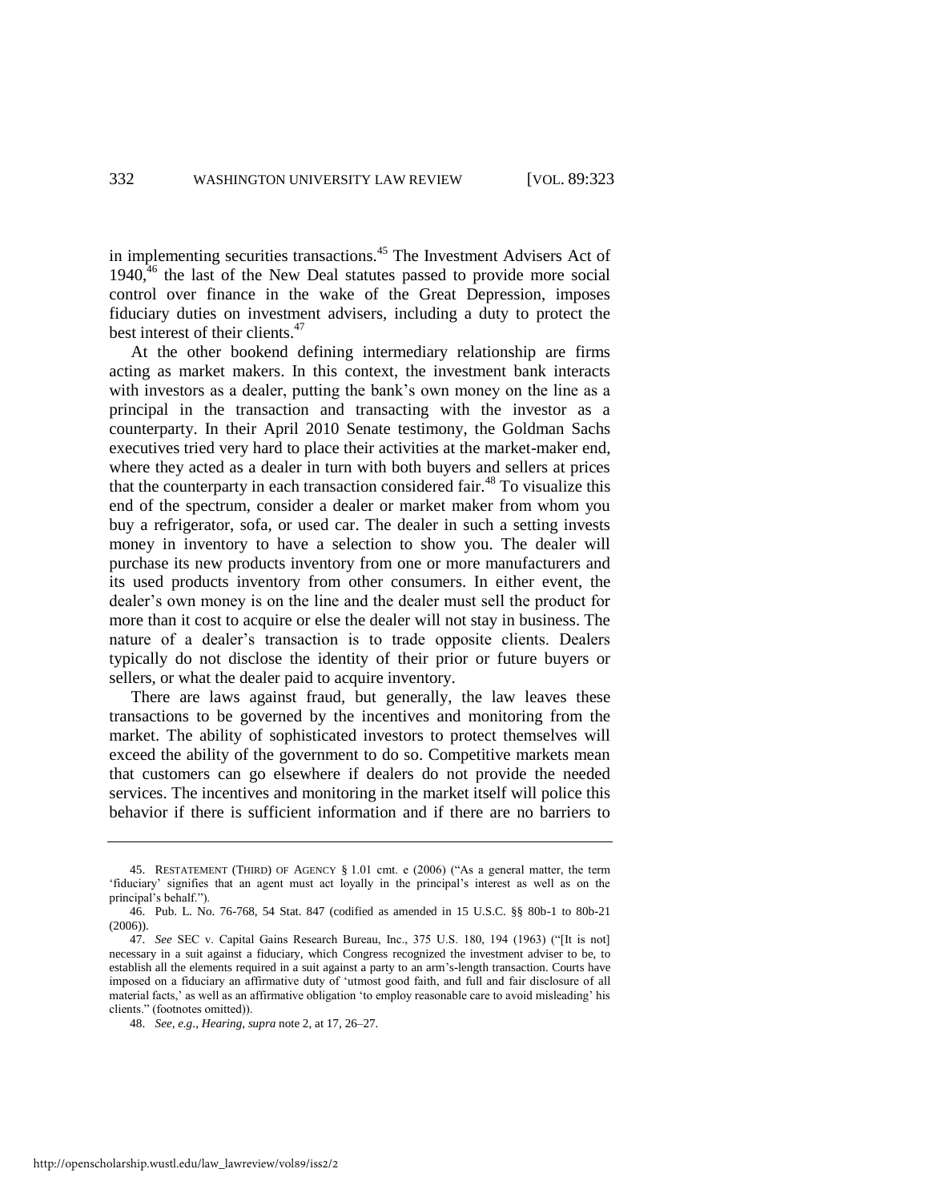in implementing securities transactions.[45] The Investment Advisers Act of 1940,[46] the last of the New Deal statutes passed to provide more social control over finance in the wake of the Great Depression, imposes fiduciary duties on investment advisers, including a duty to protect the best interest of their clients.[47]

At the other bookend defining intermediary relationship are firms acting as market makers. In this context, the investment bank interacts with investors as a dealer, putting the bank's own money on the line as a principal in the transaction and transacting with the investor as a counterparty. In their April 2010 Senate testimony, the Goldman Sachs executives tried very hard to place their activities at the market-maker end, where they acted as a dealer in turn with both buyers and sellers at prices that the counterparty in each transaction considered fair.[48] To visualize this end of the spectrum, consider a dealer or market maker from whom you buy a refrigerator, sofa, or used car. The dealer in such a setting invests money in inventory to have a selection to show you. The dealer will purchase its new products inventory from one or more manufacturers and its used products inventory from other consumers. In either event, the dealer's own money is on the line and the dealer must sell the product for more than it cost to acquire or else the dealer will not stay in business. The nature of a dealer's transaction is to trade opposite clients. Dealers typically do not disclose the identity of their prior or future buyers or sellers, or what the dealer paid to acquire inventory.

There are laws against fraud, but generally, the law leaves these transactions to be governed by the incentives and monitoring from the market. The ability of sophisticated investors to protect themselves will exceed the ability of the government to do so. Competitive markets mean that customers can go elsewhere if dealers do not provide the needed services. The incentives and monitoring in the market itself will police this behavior if there is sufficient information and if there are no barriers to

---

45. RESTATEMENT (THIRD) OF AGENCY § 1.01 cmt. e (2006) ("As a general matter, the term 'fiduciary' signifies that an agent must act loyally in the principal's interest as well as on the principal's behalf.").

46. Pub. L. No. 76-768, 54 Stat. 847 (codified as amended in 15 U.S.C. §§ 80b-1 to 80b-21 (2006)).

47. *See* SEC v. Capital Gains Research Bureau, Inc., 375 U.S. 180, 194 (1963) ("[It is not] necessary in a suit against a fiduciary, which Congress recognized the investment adviser to be, to establish all the elements required in a suit against a party to an arm's-length transaction. Courts have imposed on a fiduciary an affirmative duty of 'utmost good faith, and full and fair disclosure of all material facts,' as well as an affirmative obligation 'to employ reasonable care to avoid misleading' his clients." (footnotes omitted)).

48. *See, e.g.*, *Hearing*, *supra* note 2, at 17, 26–27.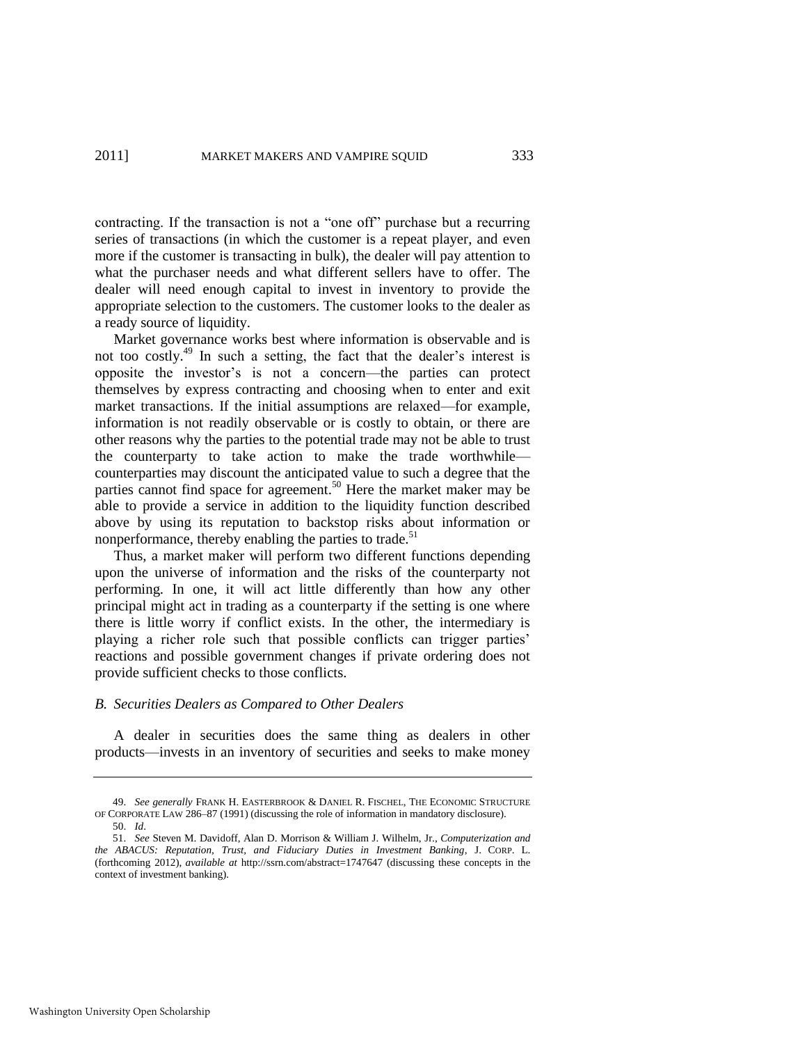contracting. If the transaction is not a "one off" purchase but a recurring series of transactions (in which the customer is a repeat player, and even more if the customer is transacting in bulk), the dealer will pay attention to what the purchaser needs and what different sellers have to offer. The dealer will need enough capital to invest in inventory to provide the appropriate selection to the customers. The customer looks to the dealer as a ready source of liquidity.

Market governance works best where information is observable and is not too costly.[49] In such a setting, the fact that the dealer's interest is opposite the investor's is not a concern—the parties can protect themselves by express contracting and choosing when to enter and exit market transactions. If the initial assumptions are relaxed—for example, information is not readily observable or is costly to obtain, or there are other reasons why the parties to the potential trade may not be able to trust the counterparty to take action to make the trade worthwhile—counterparties may discount the anticipated value to such a degree that the parties cannot find space for agreement.[50] Here the market maker may be able to provide a service in addition to the liquidity function described above by using its reputation to backstop risks about information or nonperformance, thereby enabling the parties to trade.[51]

Thus, a market maker will perform two different functions depending upon the universe of information and the risks of the counterparty not performing. In one, it will act little differently than how any other principal might act in trading as a counterparty if the setting is one where there is little worry if conflict exists. In the other, the intermediary is playing a richer role such that possible conflicts can trigger parties' reactions and possible government changes if private ordering does not provide sufficient checks to those conflicts.

### *B. Securities Dealers as Compared to Other Dealers*

A dealer in securities does the same thing as dealers in other products—invests in an inventory of securities and seeks to make money

---

49. *See generally* FRANK H. EASTERBROOK & DANIEL R. FISCHEL, THE ECONOMIC STRUCTURE OF CORPORATE LAW 286–87 (1991) (discussing the role of information in mandatory disclosure).

50. *Id*.

51. *See* Steven M. Davidoff, Alan D. Morrison & William J. Wilhelm, Jr., *Computerization and the ABACUS: Reputation, Trust, and Fiduciary Duties in Investment Banking*, J. CORP. L. (forthcoming 2012), *available at* http://ssrn.com/abstract=1747647 (discussing these concepts in the context of investment banking).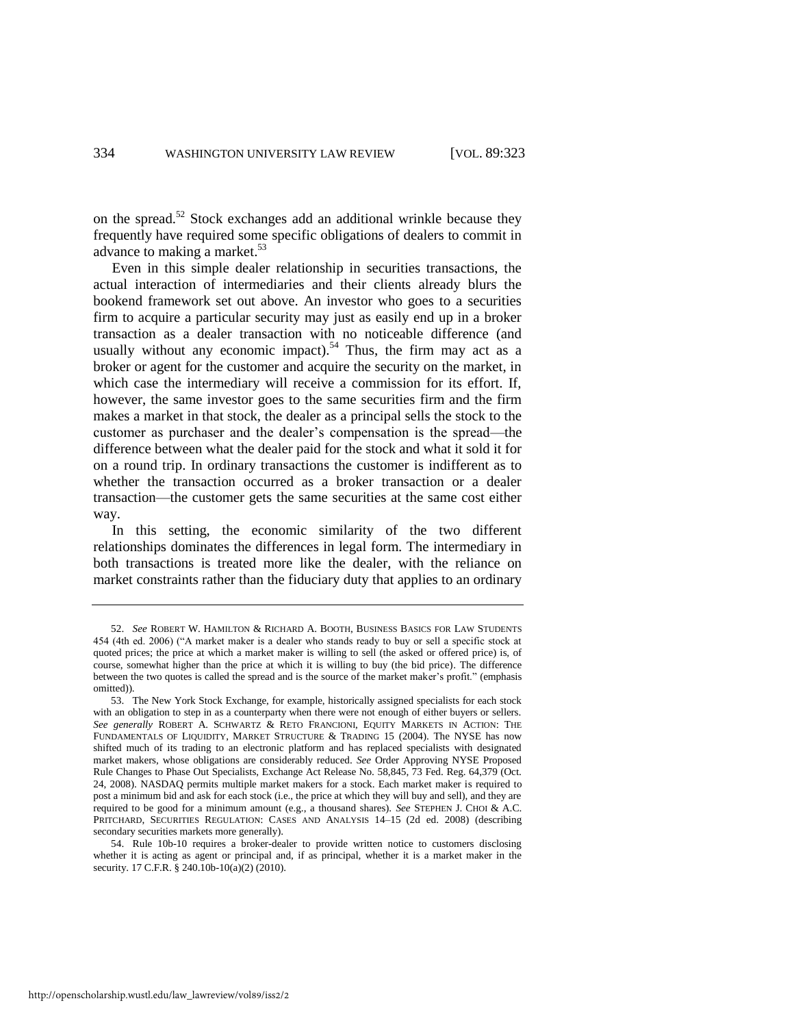on the spread.[52] Stock exchanges add an additional wrinkle because they frequently have required some specific obligations of dealers to commit in advance to making a market.[53]

Even in this simple dealer relationship in securities transactions, the actual interaction of intermediaries and their clients already blurs the bookend framework set out above. An investor who goes to a securities firm to acquire a particular security may just as easily end up in a broker transaction as a dealer transaction with no noticeable difference (and usually without any economic impact).[54] Thus, the firm may act as a broker or agent for the customer and acquire the security on the market, in which case the intermediary will receive a commission for its effort. If, however, the same investor goes to the same securities firm and the firm makes a market in that stock, the dealer as a principal sells the stock to the customer as purchaser and the dealer's compensation is the spread—the difference between what the dealer paid for the stock and what it sold it for on a round trip. In ordinary transactions the customer is indifferent as to whether the transaction occurred as a broker transaction or a dealer transaction—the customer gets the same securities at the same cost either way.

In this setting, the economic similarity of the two different relationships dominates the differences in legal form. The intermediary in both transactions is treated more like the dealer, with the reliance on market constraints rather than the fiduciary duty that applies to an ordinary

---

52. *See* ROBERT W. HAMILTON & RICHARD A. BOOTH, BUSINESS BASICS FOR LAW STUDENTS 454 (4th ed. 2006) ("A market maker is a dealer who stands ready to buy or sell a specific stock at quoted prices; the price at which a market maker is willing to sell (the asked or offered price) is, of course, somewhat higher than the price at which it is willing to buy (the bid price). The difference between the two quotes is called the spread and is the source of the market maker's profit." (emphasis omitted)).

53. The New York Stock Exchange, for example, historically assigned specialists for each stock with an obligation to step in as a counterparty when there were not enough of either buyers or sellers. *See generally* ROBERT A. SCHWARTZ & RETO FRANCIONI, EQUITY MARKETS IN ACTION: THE FUNDAMENTALS OF LIQUIDITY, MARKET STRUCTURE & TRADING 15 (2004). The NYSE has now shifted much of its trading to an electronic platform and has replaced specialists with designated market makers, whose obligations are considerably reduced. *See* Order Approving NYSE Proposed Rule Changes to Phase Out Specialists, Exchange Act Release No. 58,845, 73 Fed. Reg. 64,379 (Oct. 24, 2008). NASDAQ permits multiple market makers for a stock. Each market maker is required to post a minimum bid and ask for each stock (i.e., the price at which they will buy and sell), and they are required to be good for a minimum amount (e.g., a thousand shares). *See* STEPHEN J. CHOI & A.C. PRITCHARD, SECURITIES REGULATION: CASES AND ANALYSIS 14–15 (2d ed. 2008) (describing secondary securities markets more generally).

54. Rule 10b-10 requires a broker-dealer to provide written notice to customers disclosing whether it is acting as agent or principal and, if as principal, whether it is a market maker in the security. 17 C.F.R. § 240.10b-10(a)(2) (2010).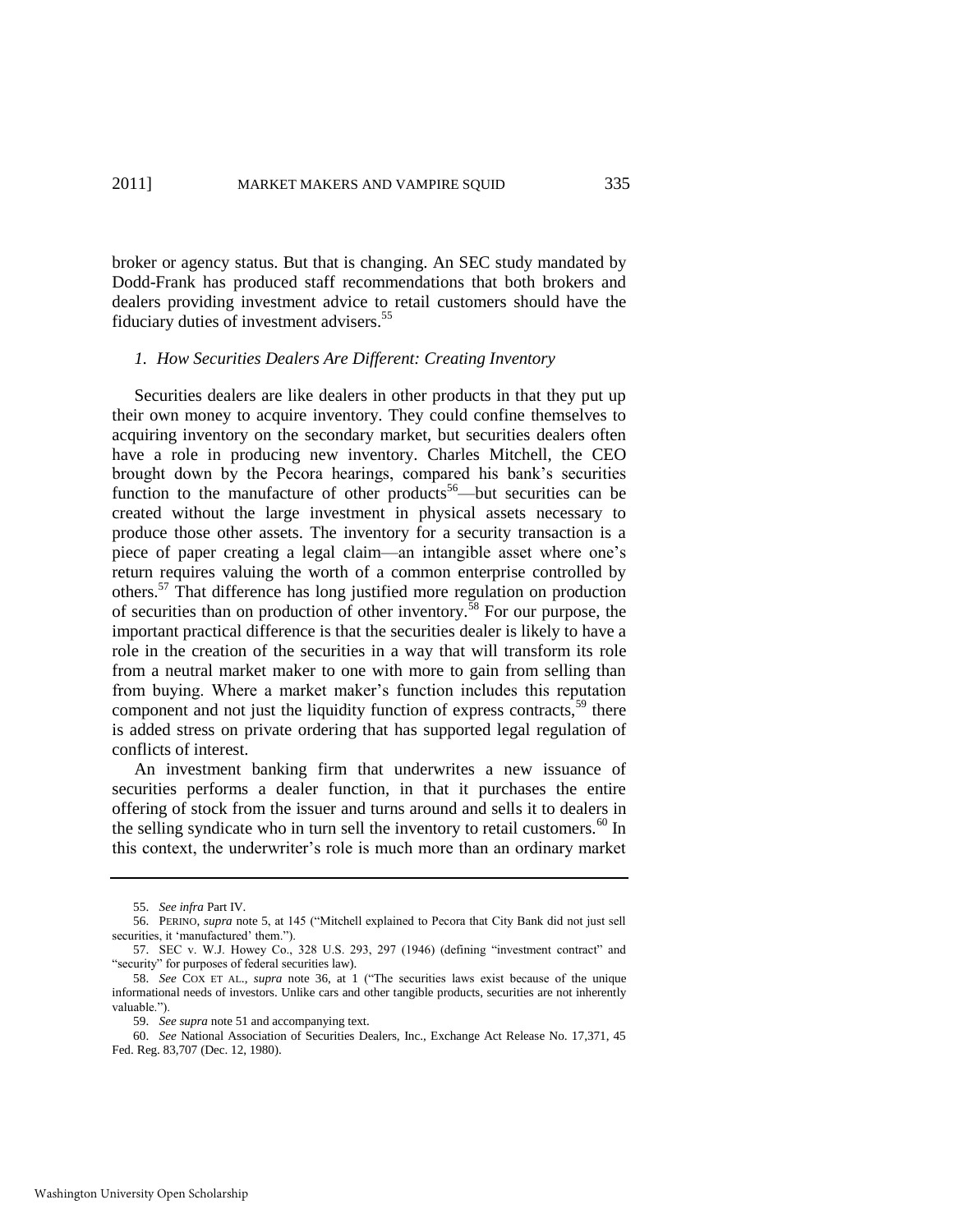broker or agency status. But that is changing. An SEC study mandated by Dodd-Frank has produced staff recommendations that both brokers and dealers providing investment advice to retail customers should have the fiduciary duties of investment advisers.[55]

### *1. How Securities Dealers Are Different: Creating Inventory*

Securities dealers are like dealers in other products in that they put up their own money to acquire inventory. They could confine themselves to acquiring inventory on the secondary market, but securities dealers often have a role in producing new inventory. Charles Mitchell, the CEO brought down by the Pecora hearings, compared his bank's securities function to the manufacture of other products[56]—but securities can be created without the large investment in physical assets necessary to produce those other assets. The inventory for a security transaction is a piece of paper creating a legal claim—an intangible asset where one's return requires valuing the worth of a common enterprise controlled by others.[57] That difference has long justified more regulation on production of securities than on production of other inventory.[58] For our purpose, the important practical difference is that the securities dealer is likely to have a role in the creation of the securities in a way that will transform its role from a neutral market maker to one with more to gain from selling than from buying. Where a market maker's function includes this reputation component and not just the liquidity function of express contracts,[59] there is added stress on private ordering that has supported legal regulation of conflicts of interest.

An investment banking firm that underwrites a new issuance of securities performs a dealer function, in that it purchases the entire offering of stock from the issuer and turns around and sells it to dealers in the selling syndicate who in turn sell the inventory to retail customers.[60] In this context, the underwriter's role is much more than an ordinary market

---

55. *See infra* Part IV.

56. PERINO, *supra* note 5, at 145 ("Mitchell explained to Pecora that City Bank did not just sell securities, it 'manufactured' them.").

57. SEC v. W.J. Howey Co., 328 U.S. 293, 297 (1946) (defining "investment contract" and "security" for purposes of federal securities law).

58. *See* COX ET AL., *supra* note 36, at 1 ("The securities laws exist because of the unique informational needs of investors. Unlike cars and other tangible products, securities are not inherently valuable.").

59. *See supra* note 51 and accompanying text.

60. *See* National Association of Securities Dealers, Inc., Exchange Act Release No. 17,371, 45 Fed. Reg. 83,707 (Dec. 12, 1980).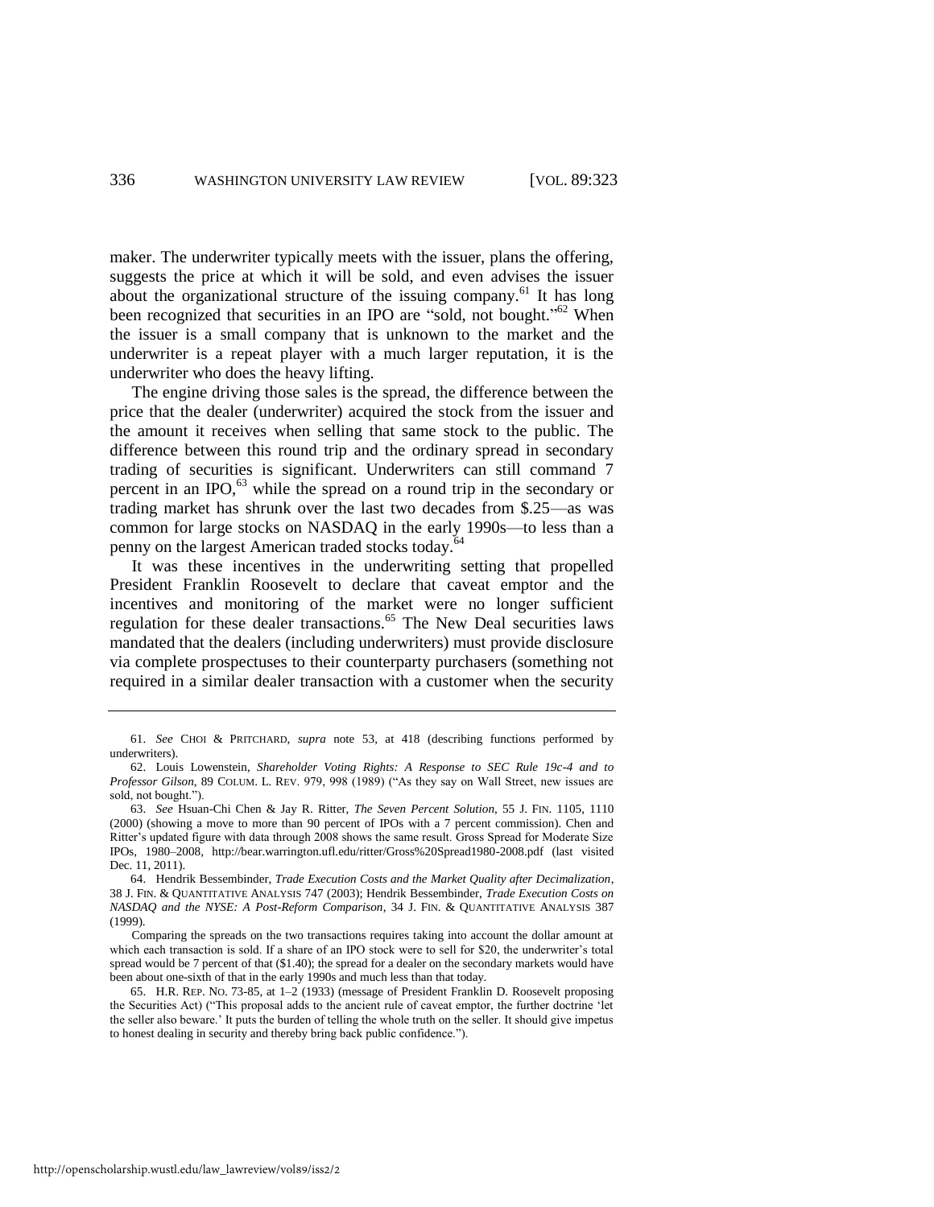maker. The underwriter typically meets with the issuer, plans the offering, suggests the price at which it will be sold, and even advises the issuer about the organizational structure of the issuing company.[61] It has long been recognized that securities in an IPO are "sold, not bought."[62] When the issuer is a small company that is unknown to the market and the underwriter is a repeat player with a much larger reputation, it is the underwriter who does the heavy lifting.

The engine driving those sales is the spread, the difference between the price that the dealer (underwriter) acquired the stock from the issuer and the amount it receives when selling that same stock to the public. The difference between this round trip and the ordinary spread in secondary trading of securities is significant. Underwriters can still command 7 percent in an IPO,[63] while the spread on a round trip in the secondary or trading market has shrunk over the last two decades from $.25—as was common for large stocks on NASDAQ in the early 1990s—to less than a penny on the largest American traded stocks today.[64]

It was these incentives in the underwriting setting that propelled President Franklin Roosevelt to declare that caveat emptor and the incentives and monitoring of the market were no longer sufficient regulation for these dealer transactions.[65] The New Deal securities laws mandated that the dealers (including underwriters) must provide disclosure via complete prospectuses to their counterparty purchasers (something not required in a similar dealer transaction with a customer when the security

---

61. *See* CHOI & PRITCHARD, *supra* note 53, at 418 (describing functions performed by underwriters).

62. Louis Lowenstein, *Shareholder Voting Rights: A Response to SEC Rule 19c-4 and to Professor Gilson*, 89 COLUM. L. REV. 979, 998 (1989) ("As they say on Wall Street, new issues are sold, not bought.").

63. *See* Hsuan-Chi Chen & Jay R. Ritter, *The Seven Percent Solution*, 55 J. FIN. 1105, 1110 (2000) (showing a move to more than 90 percent of IPOs with a 7 percent commission). Chen and Ritter's updated figure with data through 2008 shows the same result. Gross Spread for Moderate Size IPOs, 1980–2008, http://bear.warrington.ufl.edu/ritter/Gross%20Spread1980-2008.pdf (last visited Dec. 11, 2011).

64. Hendrik Bessembinder, *Trade Execution Costs and the Market Quality after Decimalization*, 38 J. FIN. & QUANTITATIVE ANALYSIS 747 (2003); Hendrik Bessembinder, *Trade Execution Costs on NASDAQ and the NYSE: A Post-Reform Comparison*, 34 J. FIN. & QUANTITATIVE ANALYSIS 387 (1999).

Comparing the spreads on the two transactions requires taking into account the dollar amount at which each transaction is sold. If a share of an IPO stock were to sell for $20, the underwriter's total spread would be 7 percent of that ($1.40); the spread for a dealer on the secondary markets would have been about one-sixth of that in the early 1990s and much less than that today.

65. H.R. REP. NO. 73-85, at 1–2 (1933) (message of President Franklin D. Roosevelt proposing the Securities Act) ("This proposal adds to the ancient rule of caveat emptor, the further doctrine 'let the seller also beware.' It puts the burden of telling the whole truth on the seller. It should give impetus to honest dealing in security and thereby bring back public confidence.").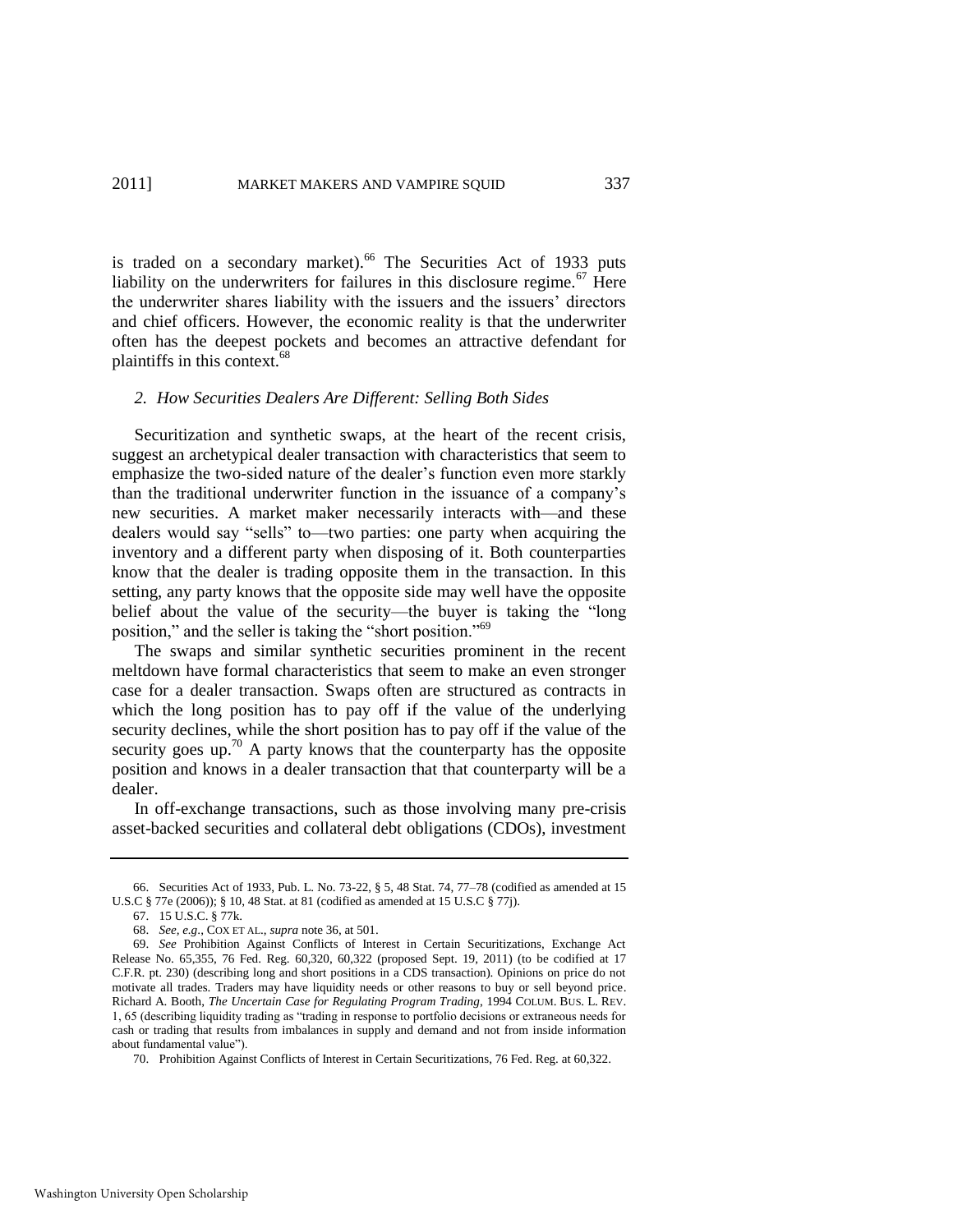is traded on a secondary market).[66] The Securities Act of 1933 puts liability on the underwriters for failures in this disclosure regime.[67] Here the underwriter shares liability with the issuers and the issuers' directors and chief officers. However, the economic reality is that the underwriter often has the deepest pockets and becomes an attractive defendant for plaintiffs in this context.[68]

### *2. How Securities Dealers Are Different: Selling Both Sides*

Securitization and synthetic swaps, at the heart of the recent crisis, suggest an archetypical dealer transaction with characteristics that seem to emphasize the two-sided nature of the dealer's function even more starkly than the traditional underwriter function in the issuance of a company's new securities. A market maker necessarily interacts with—and these dealers would say "sells" to—two parties: one party when acquiring the inventory and a different party when disposing of it. Both counterparties know that the dealer is trading opposite them in the transaction. In this setting, any party knows that the opposite side may well have the opposite belief about the value of the security—the buyer is taking the "long position," and the seller is taking the "short position."[69]

The swaps and similar synthetic securities prominent in the recent meltdown have formal characteristics that seem to make an even stronger case for a dealer transaction. Swaps often are structured as contracts in which the long position has to pay off if the value of the underlying security declines, while the short position has to pay off if the value of the security goes up.[70] A party knows that the counterparty has the opposite position and knows in a dealer transaction that that counterparty will be a dealer.

In off-exchange transactions, such as those involving many pre-crisis asset-backed securities and collateral debt obligations (CDOs), investment

---

66. Securities Act of 1933, Pub. L. No. 73-22, § 5, 48 Stat. 74, 77–78 (codified as amended at 15 U.S.C § 77e (2006)); § 10, 48 Stat. at 81 (codified as amended at 15 U.S.C § 77j).

67. 15 U.S.C. § 77k.

68. *See, e.g.*, COX ET AL., *supra* note 36, at 501.

69. *See* Prohibition Against Conflicts of Interest in Certain Securitizations, Exchange Act Release No. 65,355, 76 Fed. Reg. 60,320, 60,322 (proposed Sept. 19, 2011) (to be codified at 17 C.F.R. pt. 230) (describing long and short positions in a CDS transaction). Opinions on price do not motivate all trades. Traders may have liquidity needs or other reasons to buy or sell beyond price. Richard A. Booth, *The Uncertain Case for Regulating Program Trading*, 1994 COLUM. BUS. L. REV. 1, 65 (describing liquidity trading as "trading in response to portfolio decisions or extraneous needs for cash or trading that results from imbalances in supply and demand and not from inside information about fundamental value").

70. Prohibition Against Conflicts of Interest in Certain Securitizations, 76 Fed. Reg. at 60,322.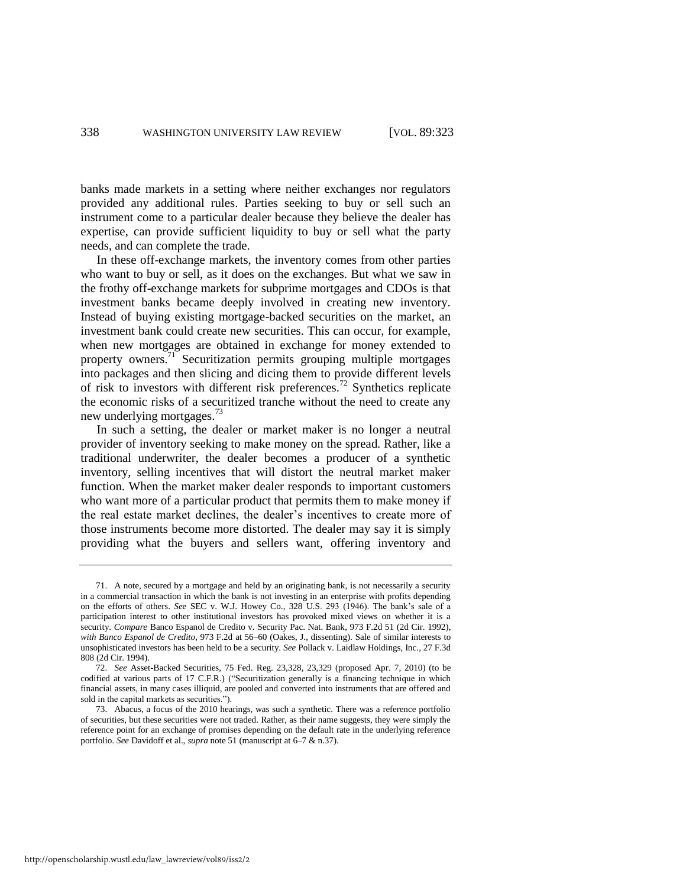banks made markets in a setting where neither exchanges nor regulators provided any additional rules. Parties seeking to buy or sell such an instrument come to a particular dealer because they believe the dealer has expertise, can provide sufficient liquidity to buy or sell what the party needs, and can complete the trade.

In these off-exchange markets, the inventory comes from other parties who want to buy or sell, as it does on the exchanges. But what we saw in the frothy off-exchange markets for subprime mortgages and CDOs is that investment banks became deeply involved in creating new inventory. Instead of buying existing mortgage-backed securities on the market, an investment bank could create new securities. This can occur, for example, when new mortgages are obtained in exchange for money extended to property owners.[71] Securitization permits grouping multiple mortgages into packages and then slicing and dicing them to provide different levels of risk to investors with different risk preferences.[72] Synthetics replicate the economic risks of a securitized tranche without the need to create any new underlying mortgages.[73]

In such a setting, the dealer or market maker is no longer a neutral provider of inventory seeking to make money on the spread. Rather, like a traditional underwriter, the dealer becomes a producer of a synthetic inventory, selling incentives that will distort the neutral market maker function. When the market maker dealer responds to important customers who want more of a particular product that permits them to make money if the real estate market declines, the dealer's incentives to create more of those instruments become more distorted. The dealer may say it is simply providing what the buyers and sellers want, offering inventory and

---

71. A note, secured by a mortgage and held by an originating bank, is not necessarily a security in a commercial transaction in which the bank is not investing in an enterprise with profits depending on the efforts of others. *See* SEC v. W.J. Howey Co., 328 U.S. 293 (1946). The bank's sale of a participation interest to other institutional investors has provoked mixed views on whether it is a security. *Compare* Banco Espanol de Credito v. Security Pac. Nat. Bank, 973 F.2d 51 (2d Cir. 1992), *with Banco Espanol de Credito*, 973 F.2d at 56–60 (Oakes, J., dissenting). Sale of similar interests to unsophisticated investors has been held to be a security. *See* Pollack v. Laidlaw Holdings, Inc., 27 F.3d 808 (2d Cir. 1994).

72. *See* Asset-Backed Securities, 75 Fed. Reg. 23,328, 23,329 (proposed Apr. 7, 2010) (to be codified at various parts of 17 C.F.R.) ("Securitization generally is a financing technique in which financial assets, in many cases illiquid, are pooled and converted into instruments that are offered and sold in the capital markets as securities.").

73. Abacus, a focus of the 2010 hearings, was such a synthetic. There was a reference portfolio of securities, but these securities were not traded. Rather, as their name suggests, they were simply the reference point for an exchange of promises depending on the default rate in the underlying reference portfolio. *See* Davidoff et al., *supra* note 51 (manuscript at 6–7 & n.37).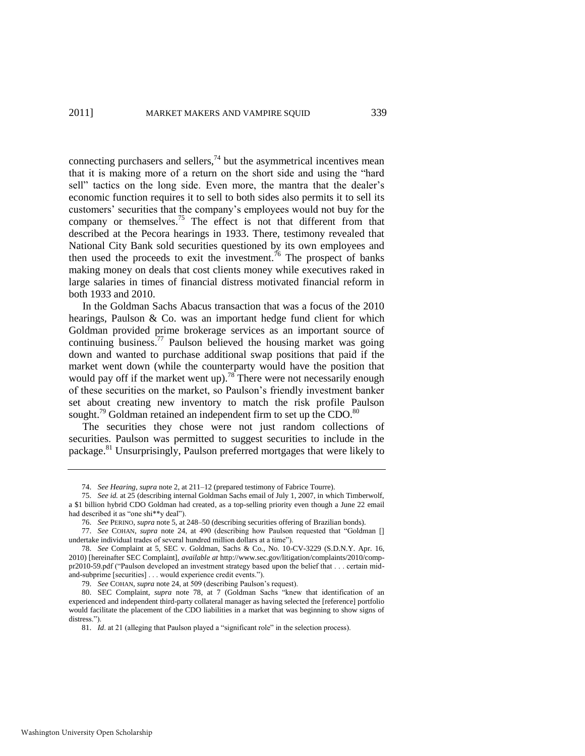connecting purchasers and sellers,[74] but the asymmetrical incentives mean that it is making more of a return on the short side and using the "hard sell" tactics on the long side. Even more, the mantra that the dealer's economic function requires it to sell to both sides also permits it to sell its customers' securities that the company's employees would not buy for the company or themselves.[75] The effect is not that different from that described at the Pecora hearings in 1933. There, testimony revealed that National City Bank sold securities questioned by its own employees and then used the proceeds to exit the investment.[76] The prospect of banks making money on deals that cost clients money while executives raked in large salaries in times of financial distress motivated financial reform in both 1933 and 2010.

In the Goldman Sachs Abacus transaction that was a focus of the 2010 hearings, Paulson & Co. was an important hedge fund client for which Goldman provided prime brokerage services as an important source of continuing business.[77] Paulson believed the housing market was going down and wanted to purchase additional swap positions that paid if the market went down (while the counterparty would have the position that would pay off if the market went up).[78] There were not necessarily enough of these securities on the market, so Paulson's friendly investment banker set about creating new inventory to match the risk profile Paulson sought.[79] Goldman retained an independent firm to set up the CDO.[80]

The securities they chose were not just random collections of securities. Paulson was permitted to suggest securities to include in the package.[81] Unsurprisingly, Paulson preferred mortgages that were likely to

---

74. *See Hearing*, *supra* note 2, at 211–12 (prepared testimony of Fabrice Tourre).

75. *See id.* at 25 (describing internal Goldman Sachs email of July 1, 2007, in which Timberwolf, a $1 billion hybrid CDO Goldman had created, as a top-selling priority even though a June 22 email had described it as "one shi**y deal").

76. *See* PERINO, *supra* note 5, at 248–50 (describing securities offering of Brazilian bonds).

77. *See* COHAN, *supra* note 24, at 490 (describing how Paulson requested that "Goldman [] undertake individual trades of several hundred million dollars at a time").

78. *See* Complaint at 5, SEC v. Goldman, Sachs & Co., No. 10-CV-3229 (S.D.N.Y. Apr. 16, 2010) [hereinafter SEC Complaint], *available at* http://www.sec.gov/litigation/complaints/2010/comp-pr2010-59.pdf ("Paulson developed an investment strategy based upon the belief that . . . certain mid-and-subprime [securities] . . . would experience credit events.").

79. *See* COHAN, *supra* note 24, at 509 (describing Paulson's request).

80. SEC Complaint, *supra* note 78, at 7 (Goldman Sachs "knew that identification of an experienced and independent third-party collateral manager as having selected the [reference] portfolio would facilitate the placement of the CDO liabilities in a market that was beginning to show signs of distress.").

81. *Id*. at 21 (alleging that Paulson played a "significant role" in the selection process).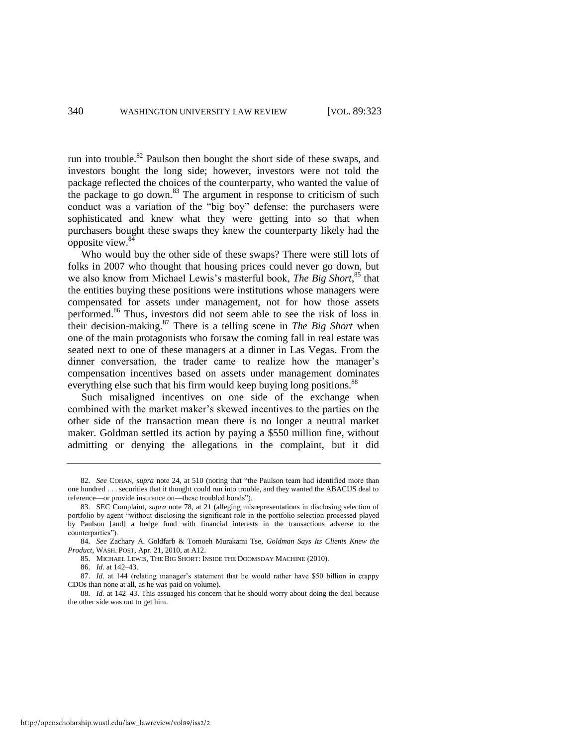run into trouble.[82] Paulson then bought the short side of these swaps, and investors bought the long side; however, investors were not told the package reflected the choices of the counterparty, who wanted the value of the package to go down.[83] The argument in response to criticism of such conduct was a variation of the "big boy" defense: the purchasers were sophisticated and knew what they were getting into so that when purchasers bought these swaps they knew the counterparty likely had the opposite view.[84]

Who would buy the other side of these swaps? There were still lots of folks in 2007 who thought that housing prices could never go down, but we also know from Michael Lewis's masterful book, *The Big Short*,[85] that the entities buying these positions were institutions whose managers were compensated for assets under management, not for how those assets performed.[86] Thus, investors did not seem able to see the risk of loss in their decision-making.[87] There is a telling scene in *The Big Short* when one of the main protagonists who forsaw the coming fall in real estate was seated next to one of these managers at a dinner in Las Vegas. From the dinner conversation, the trader came to realize how the manager's compensation incentives based on assets under management dominates everything else such that his firm would keep buying long positions.[88]

Such misaligned incentives on one side of the exchange when combined with the market maker's skewed incentives to the parties on the other side of the transaction mean there is no longer a neutral market maker. Goldman settled its action by paying a $550 million fine, without admitting or denying the allegations in the complaint, but it did

---

82. *See* COHAN, *supra* note 24, at 510 (noting that "the Paulson team had identified more than one hundred . . . securities that it thought could run into trouble, and they wanted the ABACUS deal to reference—or provide insurance on—these troubled bonds").

83. SEC Complaint, *supra* note 78, at 21 (alleging misrepresentations in disclosing selection of portfolio by agent "without disclosing the significant role in the portfolio selection processed played by Paulson [and] a hedge fund with financial interests in the transactions adverse to the counterparties").

84. *See* Zachary A. Goldfarb & Tomoeh Murakami Tse, *Goldman Says Its Clients Knew the Product*, WASH. POST, Apr. 21, 2010, at A12.

85. MICHAEL LEWIS, THE BIG SHORT: INSIDE THE DOOMSDAY MACHINE (2010).

86. *Id.* at 142–43.

87. *Id.* at 144 (relating manager's statement that he would rather have $50 billion in crappy CDOs than none at all, as he was paid on volume).

88. *Id.* at 142–43. This assuaged his concern that he should worry about doing the deal because the other side was out to get him.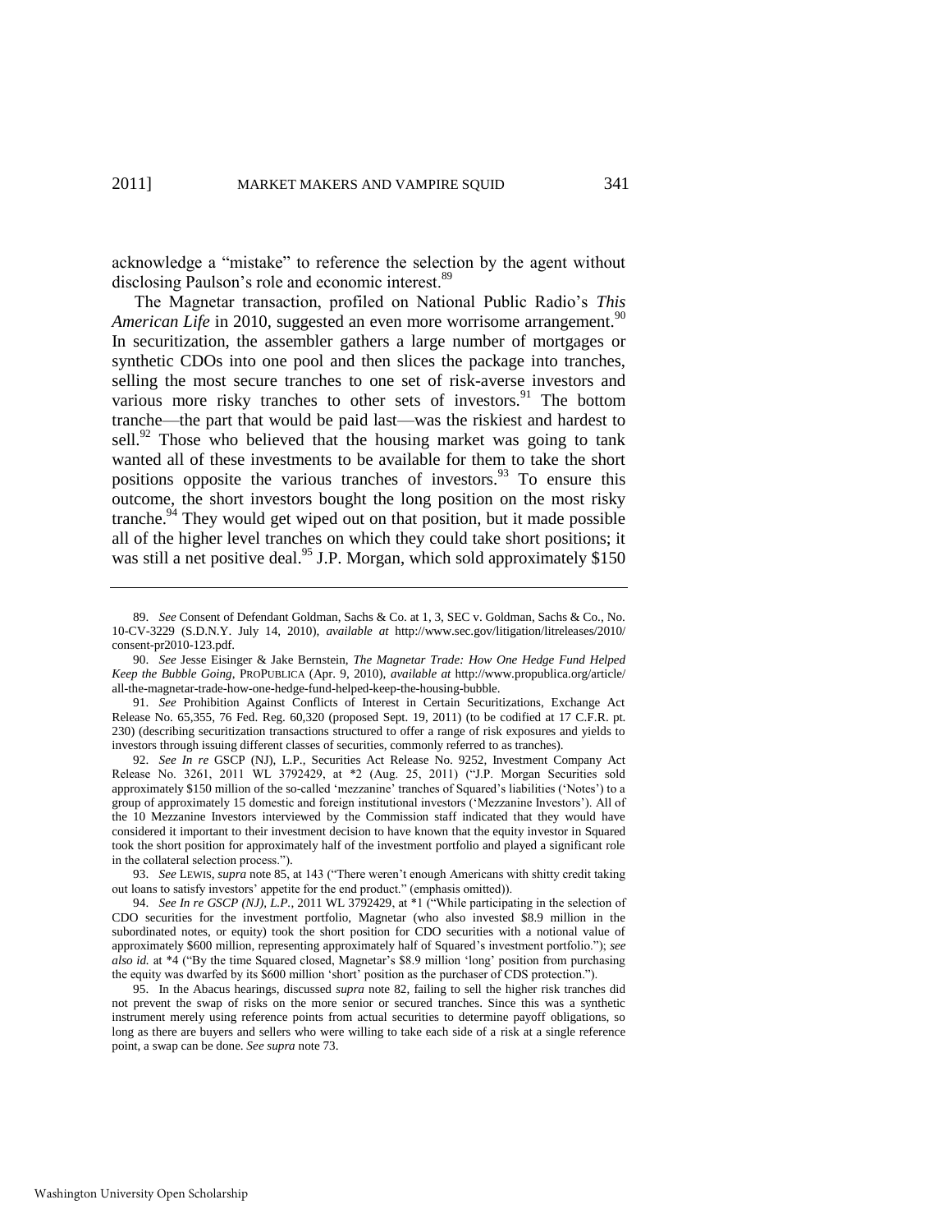acknowledge a "mistake" to reference the selection by the agent without disclosing Paulson's role and economic interest.[89]

The Magnetar transaction, profiled on National Public Radio's *This American Life* in 2010, suggested an even more worrisome arrangement.[90] In securitization, the assembler gathers a large number of mortgages or synthetic CDOs into one pool and then slices the package into tranches, selling the most secure tranches to one set of risk-averse investors and various more risky tranches to other sets of investors.[91] The bottom tranche—the part that would be paid last—was the riskiest and hardest to sell.[92] Those who believed that the housing market was going to tank wanted all of these investments to be available for them to take the short positions opposite the various tranches of investors.[93] To ensure this outcome, the short investors bought the long position on the most risky tranche.[94] They would get wiped out on that position, but it made possible all of the higher level tranches on which they could take short positions; it was still a net positive deal.[95] J.P. Morgan, which sold approximately $150

---

89. *See* Consent of Defendant Goldman, Sachs & Co. at 1, 3, SEC v. Goldman, Sachs & Co., No. 10-CV-3229 (S.D.N.Y. July 14, 2010), *available at* http://www.sec.gov/litigation/litreleases/2010/consent-pr2010-123.pdf.

90. *See* Jesse Eisinger & Jake Bernstein, *The Magnetar Trade: How One Hedge Fund Helped Keep the Bubble Going*, PROPUBLICA (Apr. 9, 2010), *available at* http://www.propublica.org/article/all-the-magnetar-trade-how-one-hedge-fund-helped-keep-the-housing-bubble.

91. *See* Prohibition Against Conflicts of Interest in Certain Securitizations, Exchange Act Release No. 65,355, 76 Fed. Reg. 60,320 (proposed Sept. 19, 2011) (to be codified at 17 C.F.R. pt. 230) (describing securitization transactions structured to offer a range of risk exposures and yields to investors through issuing different classes of securities, commonly referred to as tranches).

92. *See In re* GSCP (NJ), L.P., Securities Act Release No. 9252, Investment Company Act Release No. 3261, 2011 WL 3792429, at *2 (Aug. 25, 2011) ("J.P. Morgan Securities sold approximately $150 million of the so-called 'mezzanine' tranches of Squared's liabilities ('Notes') to a group of approximately 15 domestic and foreign institutional investors ('Mezzanine Investors'). All of the 10 Mezzanine Investors interviewed by the Commission staff indicated that they would have considered it important to their investment decision to have known that the equity investor in Squared took the short position for approximately half of the investment portfolio and played a significant role in the collateral selection process.").

93. *See* LEWIS, *supra* note 85, at 143 ("There weren't enough Americans with shitty credit taking out loans to satisfy investors' appetite for the end product." (emphasis omitted)).

94. *See In re GSCP (NJ), L.P.*, 2011 WL 3792429, at *1 ("While participating in the selection of CDO securities for the investment portfolio, Magnetar (who also invested $8.9 million in the subordinated notes, or equity) took the short position for CDO securities with a notional value of approximately $600 million, representing approximately half of Squared's investment portfolio."); *see also id.* at *4 ("By the time Squared closed, Magnetar's $8.9 million 'long' position from purchasing the equity was dwarfed by its $600 million 'short' position as the purchaser of CDS protection.").

95. In the Abacus hearings, discussed *supra* note 82, failing to sell the higher risk tranches did not prevent the swap of risks on the more senior or secured tranches. Since this was a synthetic instrument merely using reference points from actual securities to determine payoff obligations, so long as there are buyers and sellers who were willing to take each side of a risk at a single reference point, a swap can be done. *See supra* note 73.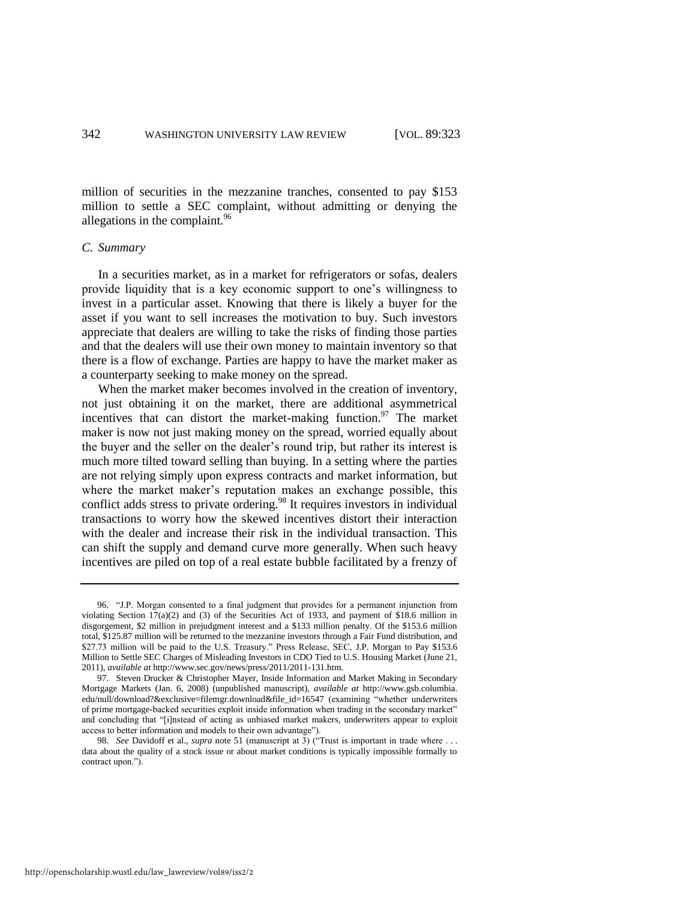million of securities in the mezzanine tranches, consented to pay $153 million to settle a SEC complaint, without admitting or denying the allegations in the complaint.[96]

### *C. Summary*

In a securities market, as in a market for refrigerators or sofas, dealers provide liquidity that is a key economic support to one's willingness to invest in a particular asset. Knowing that there is likely a buyer for the asset if you want to sell increases the motivation to buy. Such investors appreciate that dealers are willing to take the risks of finding those parties and that the dealers will use their own money to maintain inventory so that there is a flow of exchange. Parties are happy to have the market maker as a counterparty seeking to make money on the spread.

When the market maker becomes involved in the creation of inventory, not just obtaining it on the market, there are additional asymmetrical incentives that can distort the market-making function.[97] The market maker is now not just making money on the spread, worried equally about the buyer and the seller on the dealer's round trip, but rather its interest is much more tilted toward selling than buying. In a setting where the parties are not relying simply upon express contracts and market information, but where the market maker's reputation makes an exchange possible, this conflict adds stress to private ordering.[98] It requires investors in individual transactions to worry how the skewed incentives distort their interaction with the dealer and increase their risk in the individual transaction. This can shift the supply and demand curve more generally. When such heavy incentives are piled on top of a real estate bubble facilitated by a frenzy of

---

96. "J.P. Morgan consented to a final judgment that provides for a permanent injunction from violating Section 17(a)(2) and (3) of the Securities Act of 1933, and payment of $18.6 million in disgorgement, $2 million in prejudgment interest and a $133 million penalty. Of the $153.6 million total, $125.87 million will be returned to the mezzanine investors through a Fair Fund distribution, and $27.73 million will be paid to the U.S. Treasury." Press Release, SEC, J.P. Morgan to Pay $153.6 Million to Settle SEC Charges of Misleading Investors in CDO Tied to U.S. Housing Market (June 21, 2011), *available at* http://www.sec.gov/news/press/2011/2011-131.htm.

97. Steven Drucker & Christopher Mayer, Inside Information and Market Making in Secondary Mortgage Markets (Jan. 6, 2008) (unpublished manuscript), *available at* http://www.gsb.columbia.edu/null/download?&exclusive=filemgr.download&file_id=16547 (examining "whether underwriters of prime mortgage-backed securities exploit inside information when trading in the secondary market" and concluding that "[i]nstead of acting as unbiased market makers, underwriters appear to exploit access to better information and models to their own advantage").

98. *See* Davidoff et al., *supra* note 51 (manuscript at 3) ("Trust is important in trade where . . . data about the quality of a stock issue or about market conditions is typically impossible formally to contract upon.").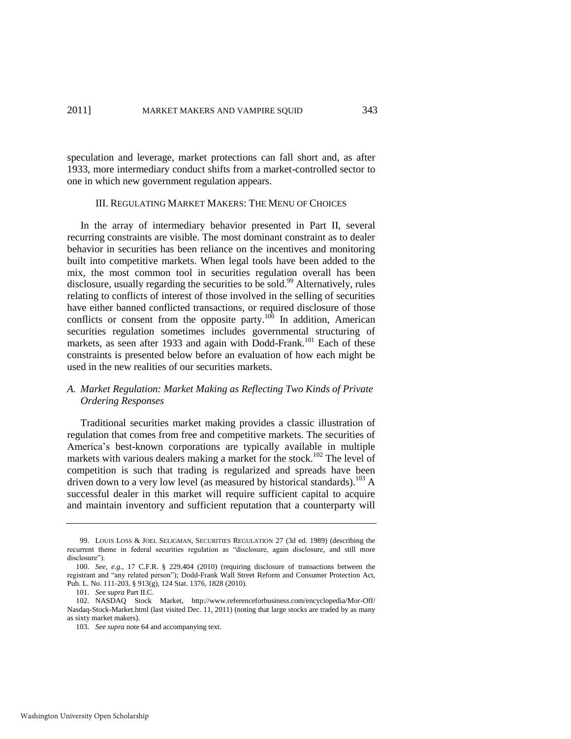speculation and leverage, market protections can fall short and, as after 1933, more intermediary conduct shifts from a market-controlled sector to one in which new government regulation appears.

## III. REGULATING MARKET MAKERS: THE MENU OF CHOICES

In the array of intermediary behavior presented in Part II, several recurring constraints are visible. The most dominant constraint as to dealer behavior in securities has been reliance on the incentives and monitoring built into competitive markets. When legal tools have been added to the mix, the most common tool in securities regulation overall has been disclosure, usually regarding the securities to be sold.[99] Alternatively, rules relating to conflicts of interest of those involved in the selling of securities have either banned conflicted transactions, or required disclosure of those conflicts or consent from the opposite party.[100] In addition, American securities regulation sometimes includes governmental structuring of markets, as seen after 1933 and again with Dodd-Frank.[101] Each of these constraints is presented below before an evaluation of how each might be used in the new realities of our securities markets.

### *A. Market Regulation: Market Making as Reflecting Two Kinds of Private Ordering Responses*

Traditional securities market making provides a classic illustration of regulation that comes from free and competitive markets. The securities of America's best-known corporations are typically available in multiple markets with various dealers making a market for the stock.[102] The level of competition is such that trading is regularized and spreads have been driven down to a very low level (as measured by historical standards).[103] A successful dealer in this market will require sufficient capital to acquire and maintain inventory and sufficient reputation that a counterparty will

---

99. LOUIS LOSS & JOEL SELIGMAN, SECURITIES REGULATION 27 (3d ed. 1989) (describing the recurrent theme in federal securities regulation as "disclosure, again disclosure, and still more disclosure").

100. *See, e.g.*, 17 C.F.R. § 229.404 (2010) (requiring disclosure of transactions between the registrant and "any related person"); Dodd-Frank Wall Street Reform and Consumer Protection Act, Pub. L. No. 111-203, § 913(g), 124 Stat. 1376, 1828 (2010).

101. *See supra* Part II.C.

102. NASDAQ Stock Market, http://www.referenceforbusiness.com/encyclopedia/Mor-Off/Nasdaq-Stock-Market.html (last visited Dec. 11, 2011) (noting that large stocks are traded by as many as sixty market makers).

103. *See supra* note 64 and accompanying text.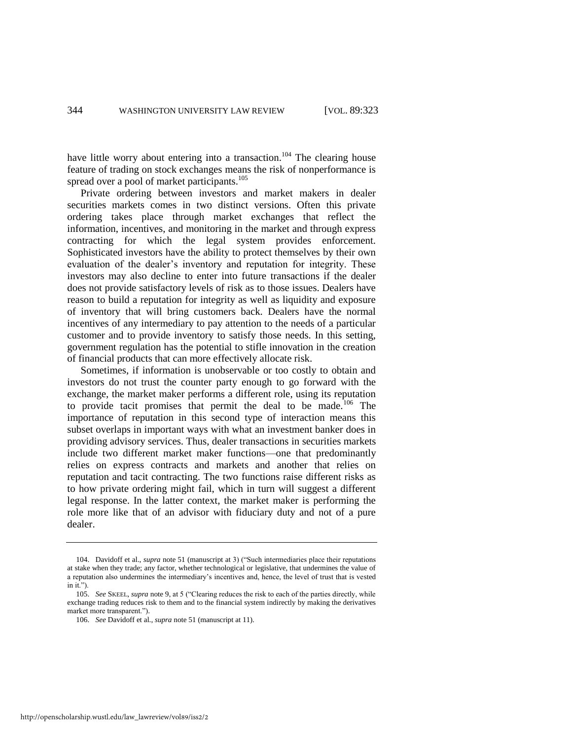have little worry about entering into a transaction.[104] The clearing house feature of trading on stock exchanges means the risk of nonperformance is spread over a pool of market participants.[105]

Private ordering between investors and market makers in dealer securities markets comes in two distinct versions. Often this private ordering takes place through market exchanges that reflect the information, incentives, and monitoring in the market and through express contracting for which the legal system provides enforcement. Sophisticated investors have the ability to protect themselves by their own evaluation of the dealer's inventory and reputation for integrity. These investors may also decline to enter into future transactions if the dealer does not provide satisfactory levels of risk as to those issues. Dealers have reason to build a reputation for integrity as well as liquidity and exposure of inventory that will bring customers back. Dealers have the normal incentives of any intermediary to pay attention to the needs of a particular customer and to provide inventory to satisfy those needs. In this setting, government regulation has the potential to stifle innovation in the creation of financial products that can more effectively allocate risk.

Sometimes, if information is unobservable or too costly to obtain and investors do not trust the counter party enough to go forward with the exchange, the market maker performs a different role, using its reputation to provide tacit promises that permit the deal to be made.[106] The importance of reputation in this second type of interaction means this subset overlaps in important ways with what an investment banker does in providing advisory services. Thus, dealer transactions in securities markets include two different market maker functions—one that predominantly relies on express contracts and markets and another that relies on reputation and tacit contracting. The two functions raise different risks as to how private ordering might fail, which in turn will suggest a different legal response. In the latter context, the market maker is performing the role more like that of an advisor with fiduciary duty and not of a pure dealer.

---

104. Davidoff et al., *supra* note 51 (manuscript at 3) ("Such intermediaries place their reputations at stake when they trade; any factor, whether technological or legislative, that undermines the value of a reputation also undermines the intermediary's incentives and, hence, the level of trust that is vested in it.").

105. *See* SKEEL, *supra* note 9, at 5 ("Clearing reduces the risk to each of the parties directly, while exchange trading reduces risk to them and to the financial system indirectly by making the derivatives market more transparent.").

106. *See* Davidoff et al., *supra* note 51 (manuscript at 11).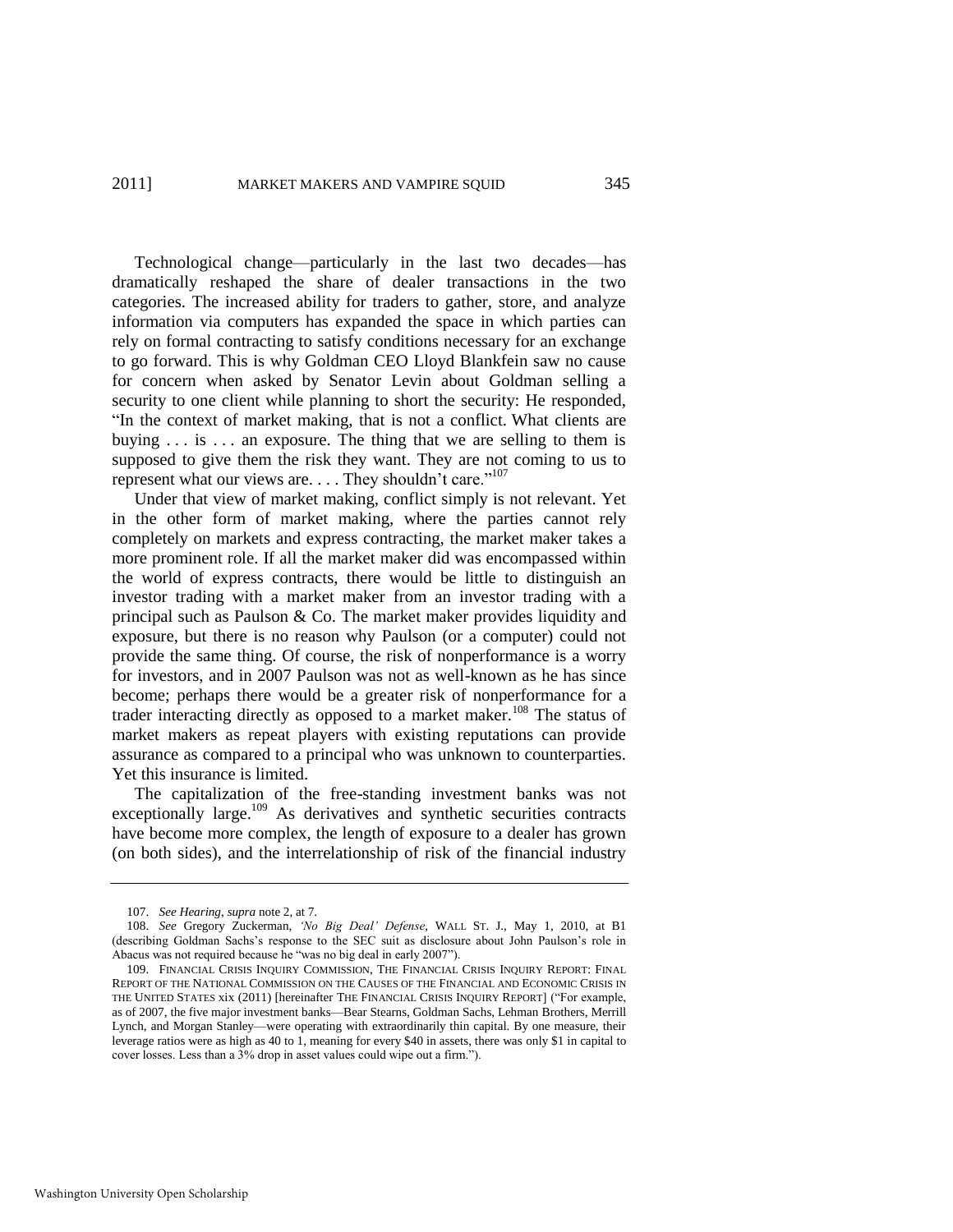Technological change—particularly in the last two decades—has dramatically reshaped the share of dealer transactions in the two categories. The increased ability for traders to gather, store, and analyze information via computers has expanded the space in which parties can rely on formal contracting to satisfy conditions necessary for an exchange to go forward. This is why Goldman CEO Lloyd Blankfein saw no cause for concern when asked by Senator Levin about Goldman selling a security to one client while planning to short the security: He responded, "In the context of market making, that is not a conflict. What clients are buying . . . is . . . an exposure. The thing that we are selling to them is supposed to give them the risk they want. They are not coming to us to represent what our views are. . . . They shouldn't care."[107]

Under that view of market making, conflict simply is not relevant. Yet in the other form of market making, where the parties cannot rely completely on markets and express contracting, the market maker takes a more prominent role. If all the market maker did was encompassed within the world of express contracts, there would be little to distinguish an investor trading with a market maker from an investor trading with a principal such as Paulson & Co. The market maker provides liquidity and exposure, but there is no reason why Paulson (or a computer) could not provide the same thing. Of course, the risk of nonperformance is a worry for investors, and in 2007 Paulson was not as well-known as he has since become; perhaps there would be a greater risk of nonperformance for a trader interacting directly as opposed to a market maker.[108] The status of market makers as repeat players with existing reputations can provide assurance as compared to a principal who was unknown to counterparties. Yet this insurance is limited.

The capitalization of the free-standing investment banks was not exceptionally large.[109] As derivatives and synthetic securities contracts have become more complex, the length of exposure to a dealer has grown (on both sides), and the interrelationship of risk of the financial industry

---

107. *See Hearing*, *supra* note 2, at 7.

108. *See* Gregory Zuckerman, *'No Big Deal' Defense*, WALL ST. J., May 1, 2010, at B1 (describing Goldman Sachs's response to the SEC suit as disclosure about John Paulson's role in Abacus was not required because he "was no big deal in early 2007").

109. FINANCIAL CRISIS INQUIRY COMMISSION, THE FINANCIAL CRISIS INQUIRY REPORT: FINAL REPORT OF THE NATIONAL COMMISSION ON THE CAUSES OF THE FINANCIAL AND ECONOMIC CRISIS IN THE UNITED STATES xix (2011) [hereinafter THE FINANCIAL CRISIS INQUIRY REPORT] ("For example, as of 2007, the five major investment banks—Bear Stearns, Goldman Sachs, Lehman Brothers, Merrill Lynch, and Morgan Stanley—were operating with extraordinarily thin capital. By one measure, their leverage ratios were as high as 40 to 1, meaning for every $40 in assets, there was only $1 in capital to cover losses. Less than a 3% drop in asset values could wipe out a firm.").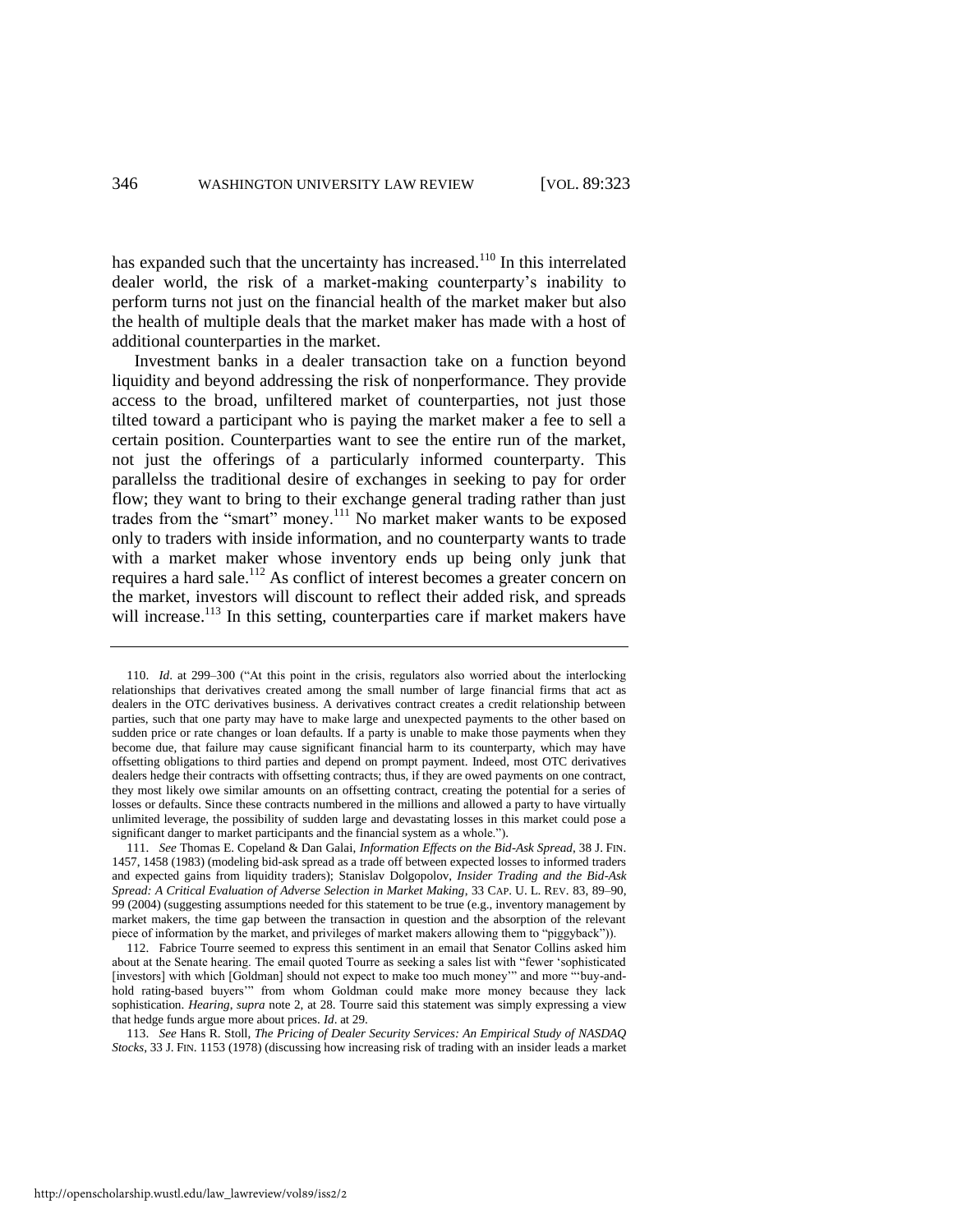has expanded such that the uncertainty has increased.[110] In this interrelated dealer world, the risk of a market-making counterparty's inability to perform turns not just on the financial health of the market maker but also the health of multiple deals that the market maker has made with a host of additional counterparties in the market.

Investment banks in a dealer transaction take on a function beyond liquidity and beyond addressing the risk of nonperformance. They provide access to the broad, unfiltered market of counterparties, not just those tilted toward a participant who is paying the market maker a fee to sell a certain position. Counterparties want to see the entire run of the market, not just the offerings of a particularly informed counterparty. This parallelss the traditional desire of exchanges in seeking to pay for order flow; they want to bring to their exchange general trading rather than just trades from the "smart" money.[111] No market maker wants to be exposed only to traders with inside information, and no counterparty wants to trade with a market maker whose inventory ends up being only junk that requires a hard sale.[112] As conflict of interest becomes a greater concern on the market, investors will discount to reflect their added risk, and spreads will increase.[113] In this setting, counterparties care if market makers have

---

110. *Id*. at 299–300 ("At this point in the crisis, regulators also worried about the interlocking relationships that derivatives created among the small number of large financial firms that act as dealers in the OTC derivatives business. A derivatives contract creates a credit relationship between parties, such that one party may have to make large and unexpected payments to the other based on sudden price or rate changes or loan defaults. If a party is unable to make those payments when they become due, that failure may cause significant financial harm to its counterparty, which may have offsetting obligations to third parties and depend on prompt payment. Indeed, most OTC derivatives dealers hedge their contracts with offsetting contracts; thus, if they are owed payments on one contract, they most likely owe similar amounts on an offsetting contract, creating the potential for a series of losses or defaults. Since these contracts numbered in the millions and allowed a party to have virtually unlimited leverage, the possibility of sudden large and devastating losses in this market could pose a significant danger to market participants and the financial system as a whole.").

111. *See* Thomas E. Copeland & Dan Galai, *Information Effects on the Bid-Ask Spread*, 38 J. FIN. 1457, 1458 (1983) (modeling bid-ask spread as a trade off between expected losses to informed traders and expected gains from liquidity traders); Stanislav Dolgopolov, *Insider Trading and the Bid-Ask Spread: A Critical Evaluation of Adverse Selection in Market Making*, 33 CAP. U. L. REV. 83, 89–90, 99 (2004) (suggesting assumptions needed for this statement to be true (e.g., inventory management by market makers, the time gap between the transaction in question and the absorption of the relevant piece of information by the market, and privileges of market makers allowing them to "piggyback")).

112. Fabrice Tourre seemed to express this sentiment in an email that Senator Collins asked him about at the Senate hearing. The email quoted Tourre as seeking a sales list with "fewer 'sophisticated [investors] with which [Goldman] should not expect to make too much money'" and more "'buy-and-hold rating-based buyers'" from whom Goldman could make more money because they lack sophistication. *Hearing*, *supra* note 2, at 28. Tourre said this statement was simply expressing a view that hedge funds argue more about prices. *Id*. at 29.

113. *See* Hans R. Stoll, *The Pricing of Dealer Security Services: An Empirical Study of NASDAQ Stocks*, 33 J. FIN. 1153 (1978) (discussing how increasing risk of trading with an insider leads a market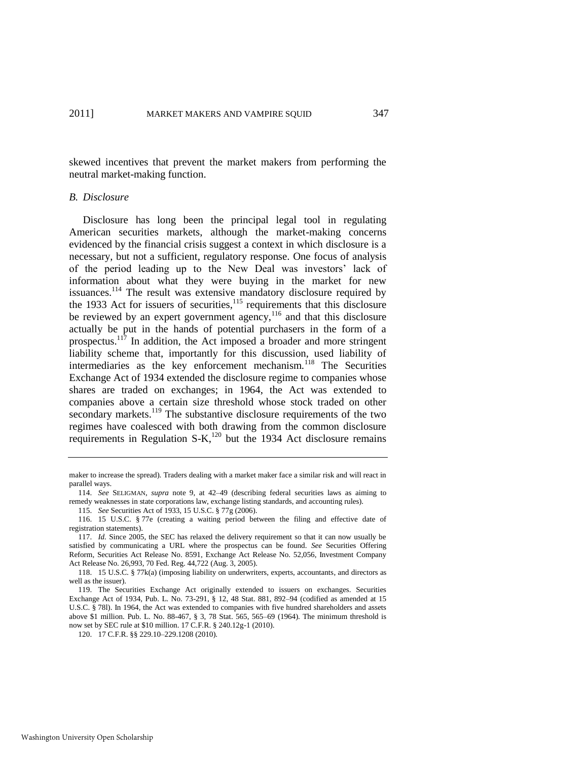skewed incentives that prevent the market makers from performing the neutral market-making function.

### *B. Disclosure*

Disclosure has long been the principal legal tool in regulating American securities markets, although the market-making concerns evidenced by the financial crisis suggest a context in which disclosure is a necessary, but not a sufficient, regulatory response. One focus of analysis of the period leading up to the New Deal was investors' lack of information about what they were buying in the market for new issuances.[114] The result was extensive mandatory disclosure required by the 1933 Act for issuers of securities,[115] requirements that this disclosure be reviewed by an expert government agency,[116] and that this disclosure actually be put in the hands of potential purchasers in the form of a prospectus.[117] In addition, the Act imposed a broader and more stringent liability scheme that, importantly for this discussion, used liability of intermediaries as the key enforcement mechanism.[118] The Securities Exchange Act of 1934 extended the disclosure regime to companies whose shares are traded on exchanges; in 1964, the Act was extended to companies above a certain size threshold whose stock traded on other secondary markets.[119] The substantive disclosure requirements of the two regimes have coalesced with both drawing from the common disclosure requirements in Regulation S-K,[120] but the 1934 Act disclosure remains

---

maker to increase the spread). Traders dealing with a market maker face a similar risk and will react in parallel ways.

114. *See* SELIGMAN, *supra* note 9, at 42–49 (describing federal securities laws as aiming to remedy weaknesses in state corporations law, exchange listing standards, and accounting rules).

115. *See* Securities Act of 1933, 15 U.S.C. § 77g (2006).

116. 15 U.S.C. § 77e (creating a waiting period between the filing and effective date of registration statements).

117. *Id.* Since 2005, the SEC has relaxed the delivery requirement so that it can now usually be satisfied by communicating a URL where the prospectus can be found. *See* Securities Offering Reform, Securities Act Release No. 8591, Exchange Act Release No. 52,056, Investment Company Act Release No. 26,993, 70 Fed. Reg. 44,722 (Aug. 3, 2005).

118. 15 U.S.C. § 77k(a) (imposing liability on underwriters, experts, accountants, and directors as well as the issuer).

119. The Securities Exchange Act originally extended to issuers on exchanges. Securities Exchange Act of 1934, Pub. L. No. 73-291, § 12, 48 Stat. 881, 892–94 (codified as amended at 15 U.S.C. § 78l). In 1964, the Act was extended to companies with five hundred shareholders and assets above $1 million. Pub. L. No. 88-467, § 3, 78 Stat. 565, 565–69 (1964). The minimum threshold is now set by SEC rule at $10 million. 17 C.F.R. § 240.12g-1 (2010).

120. 17 C.F.R. §§ 229.10–229.1208 (2010).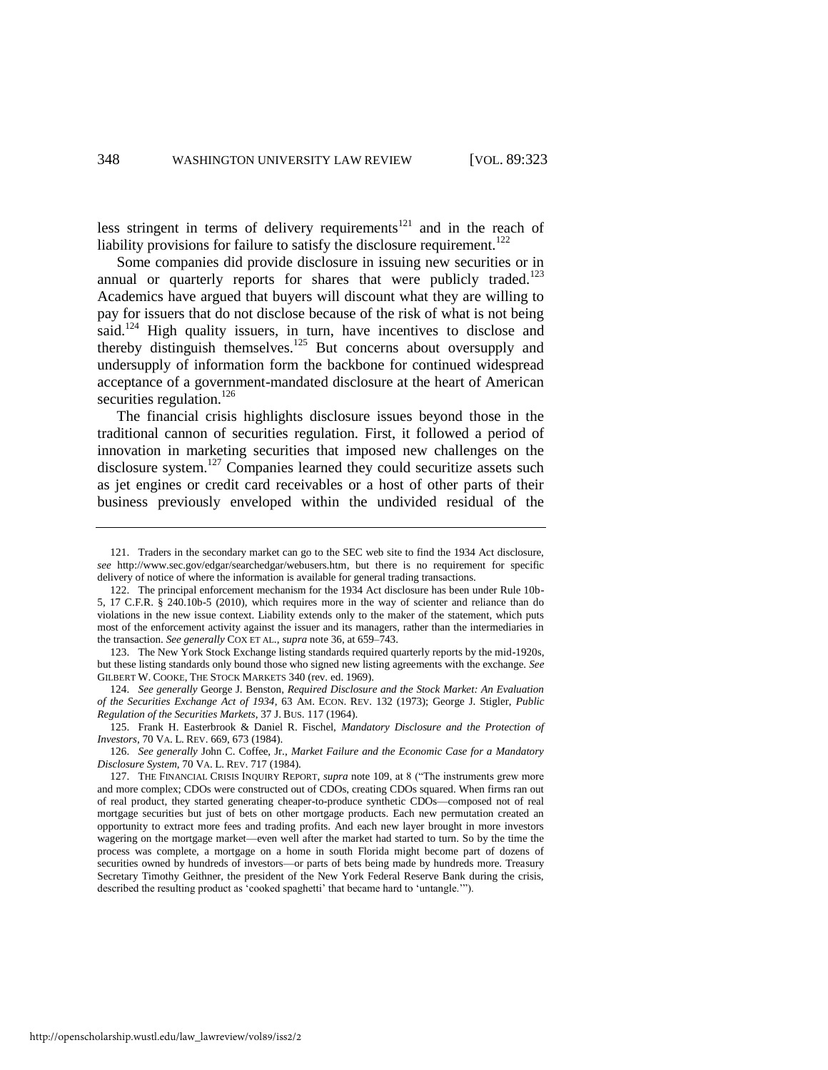less stringent in terms of delivery requirements[121] and in the reach of liability provisions for failure to satisfy the disclosure requirement.[122]

Some companies did provide disclosure in issuing new securities or in annual or quarterly reports for shares that were publicly traded.[123] Academics have argued that buyers will discount what they are willing to pay for issuers that do not disclose because of the risk of what is not being said.[124] High quality issuers, in turn, have incentives to disclose and thereby distinguish themselves.[125] But concerns about oversupply and undersupply of information form the backbone for continued widespread acceptance of a government-mandated disclosure at the heart of American securities regulation.[126]

The financial crisis highlights disclosure issues beyond those in the traditional cannon of securities regulation. First, it followed a period of innovation in marketing securities that imposed new challenges on the disclosure system.[127] Companies learned they could securitize assets such as jet engines or credit card receivables or a host of other parts of their business previously enveloped within the undivided residual of the

---

121. Traders in the secondary market can go to the SEC web site to find the 1934 Act disclosure, *see* http://www.sec.gov/edgar/searchedgar/webusers.htm, but there is no requirement for specific delivery of notice of where the information is available for general trading transactions.

122. The principal enforcement mechanism for the 1934 Act disclosure has been under Rule 10b-5, 17 C.F.R. § 240.10b-5 (2010), which requires more in the way of scienter and reliance than do violations in the new issue context. Liability extends only to the maker of the statement, which puts most of the enforcement activity against the issuer and its managers, rather than the intermediaries in the transaction. *See generally* COX ET AL., *supra* note 36, at 659–743.

123. The New York Stock Exchange listing standards required quarterly reports by the mid-1920s, but these listing standards only bound those who signed new listing agreements with the exchange. *See* GILBERT W. COOKE, THE STOCK MARKETS 340 (rev. ed. 1969).

124. *See generally* George J. Benston, *Required Disclosure and the Stock Market: An Evaluation of the Securities Exchange Act of 1934*, 63 AM. ECON. REV. 132 (1973); George J. Stigler, *Public Regulation of the Securities Markets*, 37 J. BUS. 117 (1964).

125. Frank H. Easterbrook & Daniel R. Fischel, *Mandatory Disclosure and the Protection of Investors*, 70 VA. L. REV. 669, 673 (1984).

126. *See generally* John C. Coffee, Jr., *Market Failure and the Economic Case for a Mandatory Disclosure System*, 70 VA. L. REV. 717 (1984).

127. THE FINANCIAL CRISIS INQUIRY REPORT, *supra* note 109, at 8 ("The instruments grew more and more complex; CDOs were constructed out of CDOs, creating CDOs squared. When firms ran out of real product, they started generating cheaper-to-produce synthetic CDOs—composed not of real mortgage securities but just of bets on other mortgage products. Each new permutation created an opportunity to extract more fees and trading profits. And each new layer brought in more investors wagering on the mortgage market—even well after the market had started to turn. So by the time the process was complete, a mortgage on a home in south Florida might become part of dozens of securities owned by hundreds of investors—or parts of bets being made by hundreds more. Treasury Secretary Timothy Geithner, the president of the New York Federal Reserve Bank during the crisis, described the resulting product as 'cooked spaghetti' that became hard to 'untangle.'").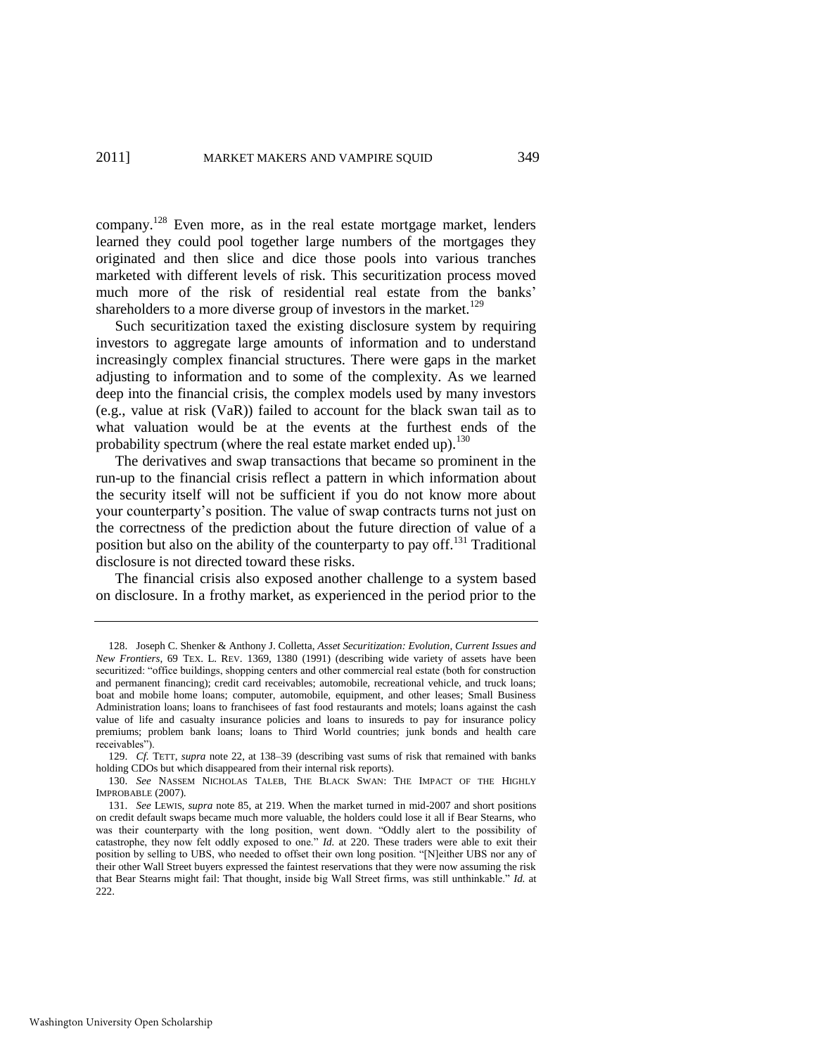company.[128] Even more, as in the real estate mortgage market, lenders learned they could pool together large numbers of the mortgages they originated and then slice and dice those pools into various tranches marketed with different levels of risk. This securitization process moved much more of the risk of residential real estate from the banks' shareholders to a more diverse group of investors in the market.[129]

Such securitization taxed the existing disclosure system by requiring investors to aggregate large amounts of information and to understand increasingly complex financial structures. There were gaps in the market adjusting to information and to some of the complexity. As we learned deep into the financial crisis, the complex models used by many investors (e.g., value at risk (VaR)) failed to account for the black swan tail as to what valuation would be at the events at the furthest ends of the probability spectrum (where the real estate market ended up).[130]

The derivatives and swap transactions that became so prominent in the run-up to the financial crisis reflect a pattern in which information about the security itself will not be sufficient if you do not know more about your counterparty's position. The value of swap contracts turns not just on the correctness of the prediction about the future direction of value of a position but also on the ability of the counterparty to pay off.[131] Traditional disclosure is not directed toward these risks.

The financial crisis also exposed another challenge to a system based on disclosure. In a frothy market, as experienced in the period prior to the

---

128. Joseph C. Shenker & Anthony J. Colletta, *Asset Securitization: Evolution, Current Issues and New Frontiers*, 69 TEX. L. REV. 1369, 1380 (1991) (describing wide variety of assets have been securitized: "office buildings, shopping centers and other commercial real estate (both for construction and permanent financing); credit card receivables; automobile, recreational vehicle, and truck loans; boat and mobile home loans; computer, automobile, equipment, and other leases; Small Business Administration loans; loans to franchisees of fast food restaurants and motels; loans against the cash value of life and casualty insurance policies and loans to insureds to pay for insurance policy premiums; problem bank loans; loans to Third World countries; junk bonds and health care receivables").

129. *Cf.* TETT, *supra* note 22, at 138–39 (describing vast sums of risk that remained with banks holding CDOs but which disappeared from their internal risk reports).

130. *See* NASSEM NICHOLAS TALEB, THE BLACK SWAN: THE IMPACT OF THE HIGHLY IMPROBABLE (2007).

131. *See* LEWIS, *supra* note 85, at 219. When the market turned in mid-2007 and short positions on credit default swaps became much more valuable, the holders could lose it all if Bear Stearns, who was their counterparty with the long position, went down. "Oddly alert to the possibility of catastrophe, they now felt oddly exposed to one." *Id.* at 220. These traders were able to exit their position by selling to UBS, who needed to offset their own long position. "[N]either UBS nor any of their other Wall Street buyers expressed the faintest reservations that they were now assuming the risk that Bear Stearns might fail: That thought, inside big Wall Street firms, was still unthinkable." *Id.* at 222.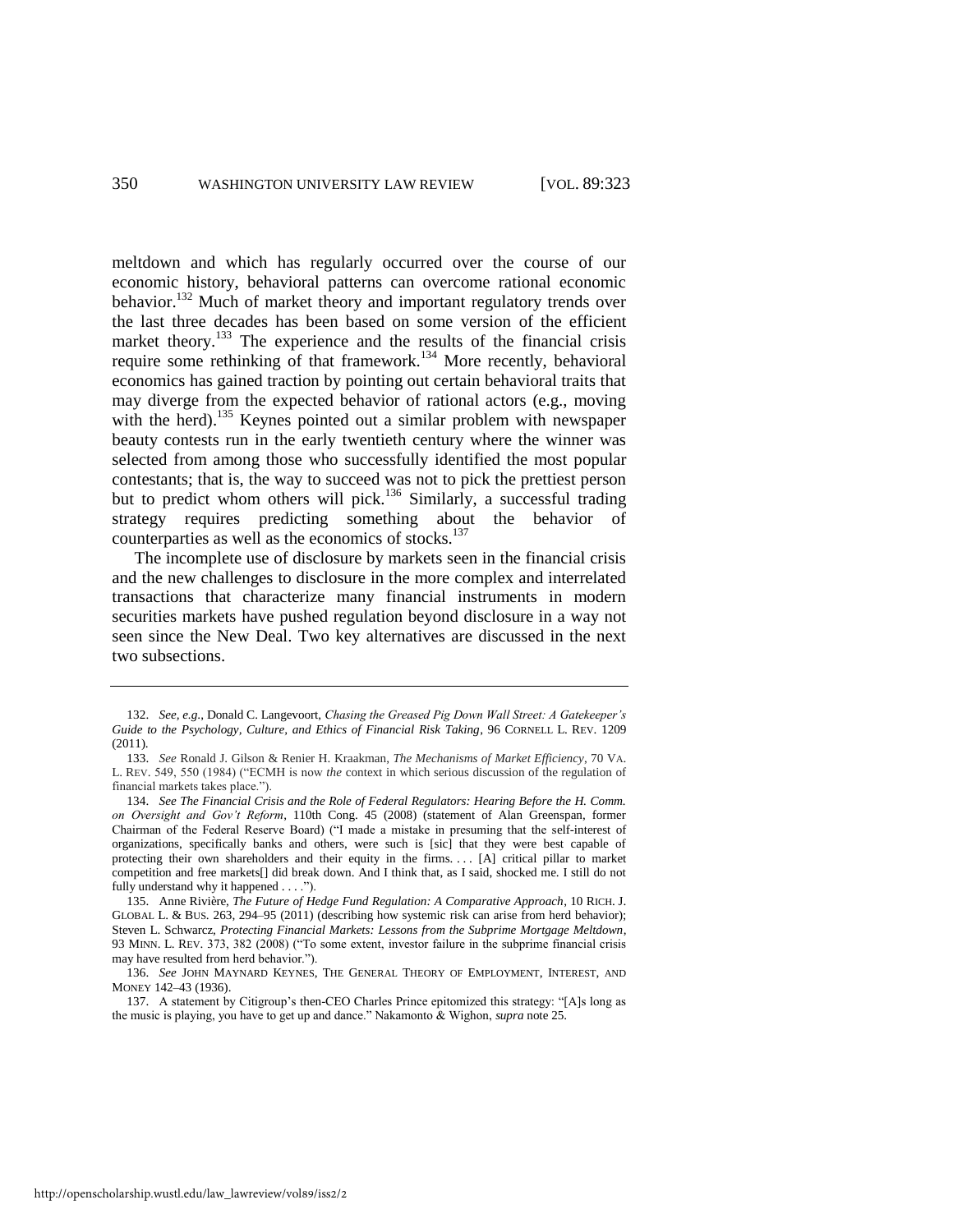meltdown and which has regularly occurred over the course of our economic history, behavioral patterns can overcome rational economic behavior.[132] Much of market theory and important regulatory trends over the last three decades has been based on some version of the efficient market theory.[133] The experience and the results of the financial crisis require some rethinking of that framework.[134] More recently, behavioral economics has gained traction by pointing out certain behavioral traits that may diverge from the expected behavior of rational actors (e.g., moving with the herd).[135] Keynes pointed out a similar problem with newspaper beauty contests run in the early twentieth century where the winner was selected from among those who successfully identified the most popular contestants; that is, the way to succeed was not to pick the prettiest person but to predict whom others will pick.[136] Similarly, a successful trading strategy requires predicting something about the behavior of counterparties as well as the economics of stocks.[137]

The incomplete use of disclosure by markets seen in the financial crisis and the new challenges to disclosure in the more complex and interrelated transactions that characterize many financial instruments in modern securities markets have pushed regulation beyond disclosure in a way not seen since the New Deal. Two key alternatives are discussed in the next two subsections.

---

132. *See, e.g.*, Donald C. Langevoort, *Chasing the Greased Pig Down Wall Street: A Gatekeeper's Guide to the Psychology, Culture, and Ethics of Financial Risk Taking*, 96 CORNELL L. REV. 1209 (2011).

133. *See* Ronald J. Gilson & Renier H. Kraakman, *The Mechanisms of Market Efficiency*, 70 VA. L. REV. 549, 550 (1984) ("ECMH is now *the* context in which serious discussion of the regulation of financial markets takes place.").

134. *See The Financial Crisis and the Role of Federal Regulators: Hearing Before the H. Comm. on Oversight and Gov't Reform*, 110th Cong. 45 (2008) (statement of Alan Greenspan, former Chairman of the Federal Reserve Board) ("I made a mistake in presuming that the self-interest of organizations, specifically banks and others, were such is [sic] that they were best capable of protecting their own shareholders and their equity in the firms. . . . [A] critical pillar to market competition and free markets[] did break down. And I think that, as I said, shocked me. I still do not fully understand why it happened . . . .").

135. Anne Rivière, *The Future of Hedge Fund Regulation: A Comparative Approach*, 10 RICH. J. GLOBAL L. & BUS. 263, 294–95 (2011) (describing how systemic risk can arise from herd behavior); Steven L. Schwarcz, *Protecting Financial Markets: Lessons from the Subprime Mortgage Meltdown*, 93 MINN. L. REV. 373, 382 (2008) ("To some extent, investor failure in the subprime financial crisis may have resulted from herd behavior.").

136. *See* JOHN MAYNARD KEYNES, THE GENERAL THEORY OF EMPLOYMENT, INTEREST, AND MONEY 142–43 (1936).

137. A statement by Citigroup's then-CEO Charles Prince epitomized this strategy: "[A]s long as the music is playing, you have to get up and dance." Nakamonto & Wighon, *supra* note 25.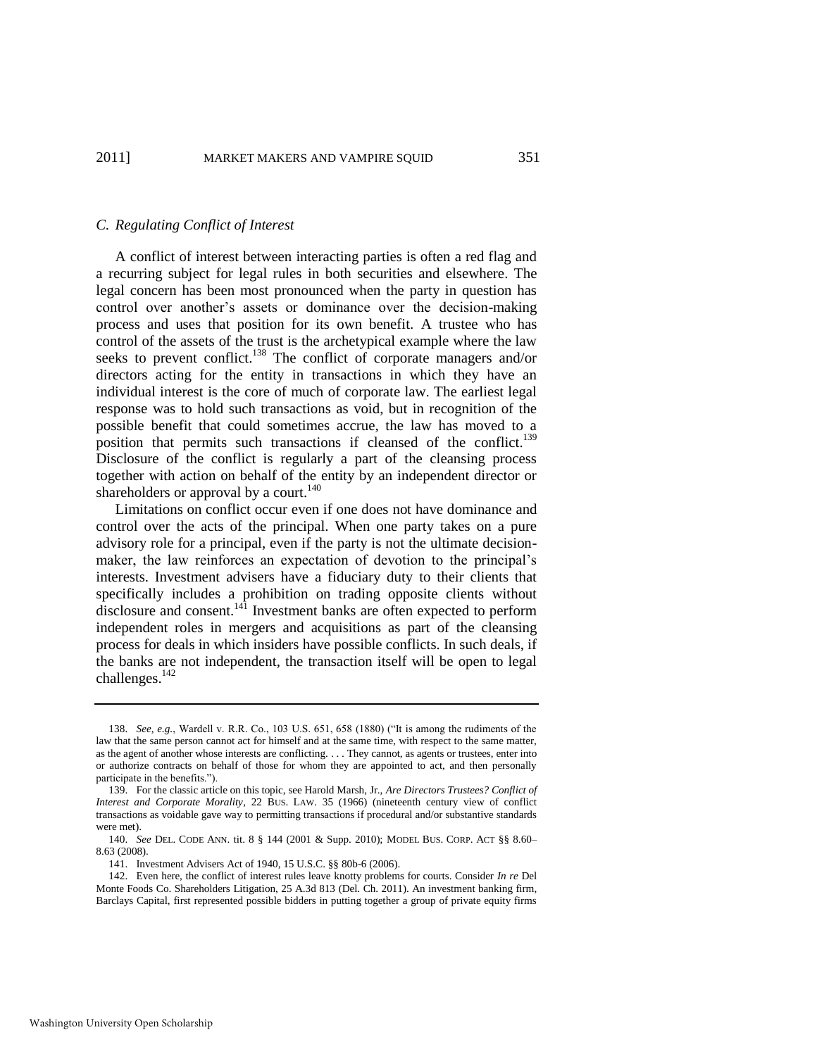### *C. Regulating Conflict of Interest*

A conflict of interest between interacting parties is often a red flag and a recurring subject for legal rules in both securities and elsewhere. The legal concern has been most pronounced when the party in question has control over another's assets or dominance over the decision-making process and uses that position for its own benefit. A trustee who has control of the assets of the trust is the archetypical example where the law seeks to prevent conflict.[138] The conflict of corporate managers and/or directors acting for the entity in transactions in which they have an individual interest is the core of much of corporate law. The earliest legal response was to hold such transactions as void, but in recognition of the possible benefit that could sometimes accrue, the law has moved to a position that permits such transactions if cleansed of the conflict.[139] Disclosure of the conflict is regularly a part of the cleansing process together with action on behalf of the entity by an independent director or shareholders or approval by a court.[140]

Limitations on conflict occur even if one does not have dominance and control over the acts of the principal. When one party takes on a pure advisory role for a principal, even if the party is not the ultimate decision-maker, the law reinforces an expectation of devotion to the principal's interests. Investment advisers have a fiduciary duty to their clients that specifically includes a prohibition on trading opposite clients without disclosure and consent.[141] Investment banks are often expected to perform independent roles in mergers and acquisitions as part of the cleansing process for deals in which insiders have possible conflicts. In such deals, if the banks are not independent, the transaction itself will be open to legal challenges.[142]

---

138. *See, e.g.*, Wardell v. R.R. Co., 103 U.S. 651, 658 (1880) ("It is among the rudiments of the law that the same person cannot act for himself and at the same time, with respect to the same matter, as the agent of another whose interests are conflicting. . . . They cannot, as agents or trustees, enter into or authorize contracts on behalf of those for whom they are appointed to act, and then personally participate in the benefits.").

139. For the classic article on this topic, see Harold Marsh, Jr., *Are Directors Trustees? Conflict of Interest and Corporate Morality*, 22 BUS. LAW. 35 (1966) (nineteenth century view of conflict transactions as voidable gave way to permitting transactions if procedural and/or substantive standards were met).

140. *See* DEL. CODE ANN. tit. 8 § 144 (2001 & Supp. 2010); MODEL BUS. CORP. ACT §§ 8.60–8.63 (2008).

141. Investment Advisers Act of 1940, 15 U.S.C. §§ 80b-6 (2006).

142. Even here, the conflict of interest rules leave knotty problems for courts. Consider *In re* Del Monte Foods Co. Shareholders Litigation, 25 A.3d 813 (Del. Ch. 2011). An investment banking firm, Barclays Capital, first represented possible bidders in putting together a group of private equity firms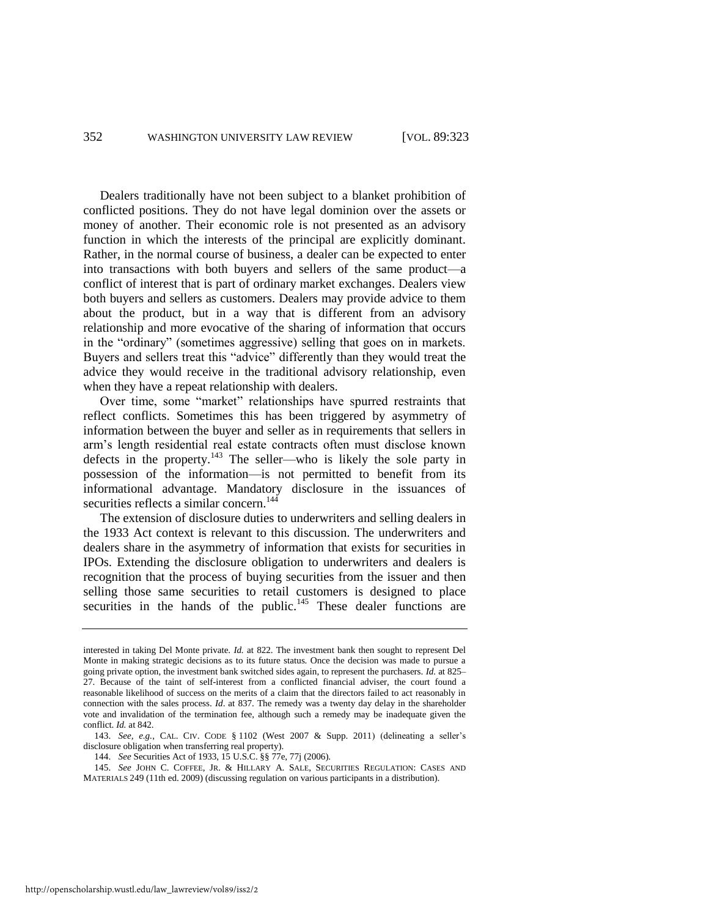Dealers traditionally have not been subject to a blanket prohibition of conflicted positions. They do not have legal dominion over the assets or money of another. Their economic role is not presented as an advisory function in which the interests of the principal are explicitly dominant. Rather, in the normal course of business, a dealer can be expected to enter into transactions with both buyers and sellers of the same product—a conflict of interest that is part of ordinary market exchanges. Dealers view both buyers and sellers as customers. Dealers may provide advice to them about the product, but in a way that is different from an advisory relationship and more evocative of the sharing of information that occurs in the "ordinary" (sometimes aggressive) selling that goes on in markets. Buyers and sellers treat this "advice" differently than they would treat the advice they would receive in the traditional advisory relationship, even when they have a repeat relationship with dealers.

Over time, some "market" relationships have spurred restraints that reflect conflicts. Sometimes this has been triggered by asymmetry of information between the buyer and seller as in requirements that sellers in arm's length residential real estate contracts often must disclose known defects in the property.[143] The seller—who is likely the sole party in possession of the information—is not permitted to benefit from its informational advantage. Mandatory disclosure in the issuances of securities reflects a similar concern.[144]

The extension of disclosure duties to underwriters and selling dealers in the 1933 Act context is relevant to this discussion. The underwriters and dealers share in the asymmetry of information that exists for securities in IPOs. Extending the disclosure obligation to underwriters and dealers is recognition that the process of buying securities from the issuer and then selling those same securities to retail customers is designed to place securities in the hands of the public.[145] These dealer functions are

---

interested in taking Del Monte private. *Id.* at 822. The investment bank then sought to represent Del Monte in making strategic decisions as to its future status. Once the decision was made to pursue a going private option, the investment bank switched sides again, to represent the purchasers. *Id.* at 825–27. Because of the taint of self-interest from a conflicted financial adviser, the court found a reasonable likelihood of success on the merits of a claim that the directors failed to act reasonably in connection with the sales process. *Id*. at 837. The remedy was a twenty day delay in the shareholder vote and invalidation of the termination fee, although such a remedy may be inadequate given the conflict. *Id.* at 842.

143. *See, e.g.*, CAL. CIV. CODE § 1102 (West 2007 & Supp. 2011) (delineating a seller's disclosure obligation when transferring real property).

144. *See* Securities Act of 1933, 15 U.S.C. §§ 77e, 77j (2006).

145. *See* JOHN C. COFFEE, JR. & HILLARY A. SALE, SECURITIES REGULATION: CASES AND MATERIALS 249 (11th ed. 2009) (discussing regulation on various participants in a distribution).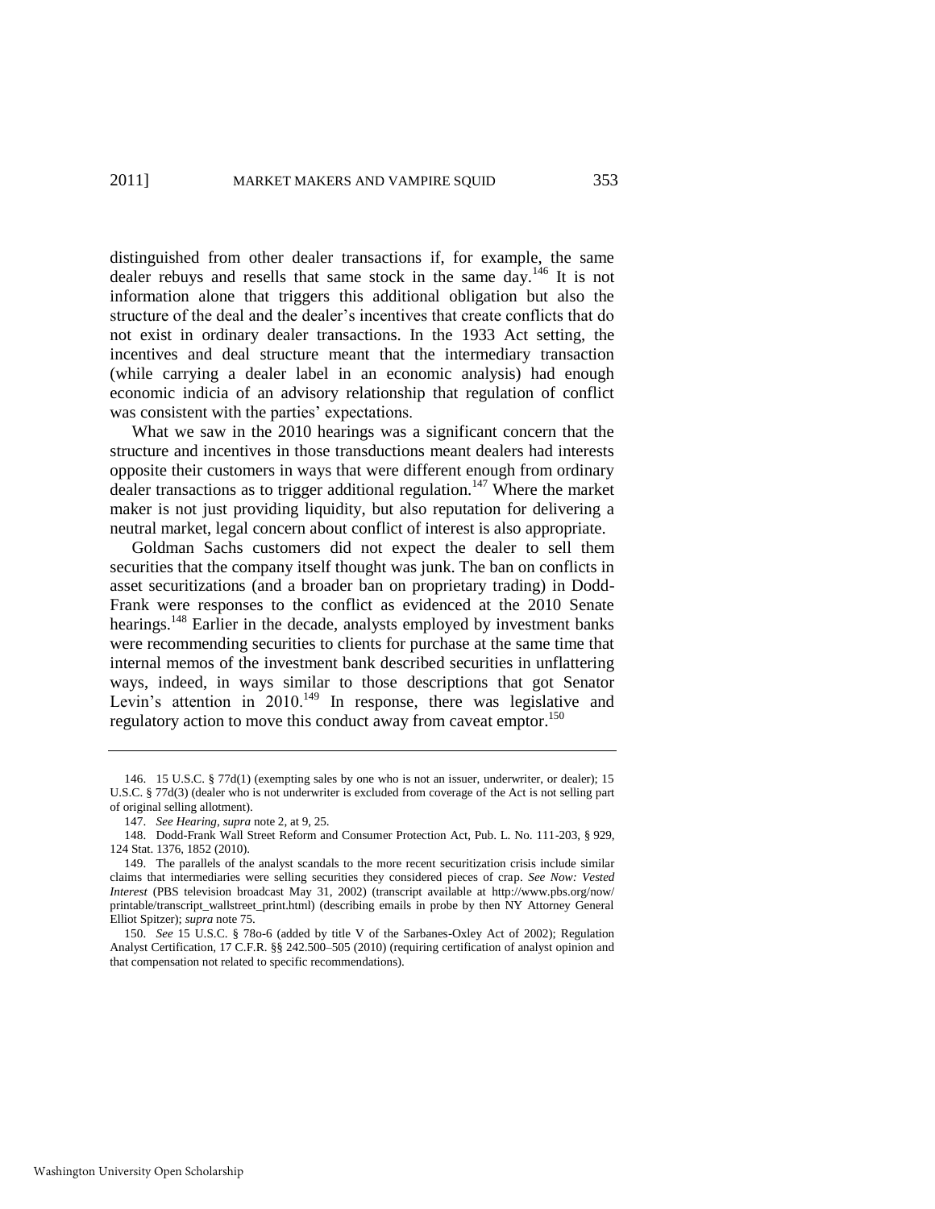distinguished from other dealer transactions if, for example, the same dealer rebuys and resells that same stock in the same day.[146] It is not information alone that triggers this additional obligation but also the structure of the deal and the dealer's incentives that create conflicts that do not exist in ordinary dealer transactions. In the 1933 Act setting, the incentives and deal structure meant that the intermediary transaction (while carrying a dealer label in an economic analysis) had enough economic indicia of an advisory relationship that regulation of conflict was consistent with the parties' expectations.

What we saw in the 2010 hearings was a significant concern that the structure and incentives in those transductions meant dealers had interests opposite their customers in ways that were different enough from ordinary dealer transactions as to trigger additional regulation.[147] Where the market maker is not just providing liquidity, but also reputation for delivering a neutral market, legal concern about conflict of interest is also appropriate.

Goldman Sachs customers did not expect the dealer to sell them securities that the company itself thought was junk. The ban on conflicts in asset securitizations (and a broader ban on proprietary trading) in Dodd-Frank were responses to the conflict as evidenced at the 2010 Senate hearings.[148] Earlier in the decade, analysts employed by investment banks were recommending securities to clients for purchase at the same time that internal memos of the investment bank described securities in unflattering ways, indeed, in ways similar to those descriptions that got Senator Levin's attention in 2010.[149] In response, there was legislative and regulatory action to move this conduct away from caveat emptor.[150]

---

146. 15 U.S.C. § 77d(1) (exempting sales by one who is not an issuer, underwriter, or dealer); 15 U.S.C. § 77d(3) (dealer who is not underwriter is excluded from coverage of the Act is not selling part of original selling allotment).

147. *See Hearing*, *supra* note 2, at 9, 25.

148. Dodd-Frank Wall Street Reform and Consumer Protection Act, Pub. L. No. 111-203, § 929, 124 Stat. 1376, 1852 (2010).

149. The parallels of the analyst scandals to the more recent securitization crisis include similar claims that intermediaries were selling securities they considered pieces of crap. *See Now: Vested Interest* (PBS television broadcast May 31, 2002) (transcript available at http://www.pbs.org/now/printable/transcript_wallstreet_print.html) (describing emails in probe by then NY Attorney General Elliot Spitzer); *supra* note 75.

150. *See* 15 U.S.C. § 78o-6 (added by title V of the Sarbanes-Oxley Act of 2002); Regulation Analyst Certification, 17 C.F.R. §§ 242.500–505 (2010) (requiring certification of analyst opinion and that compensation not related to specific recommendations).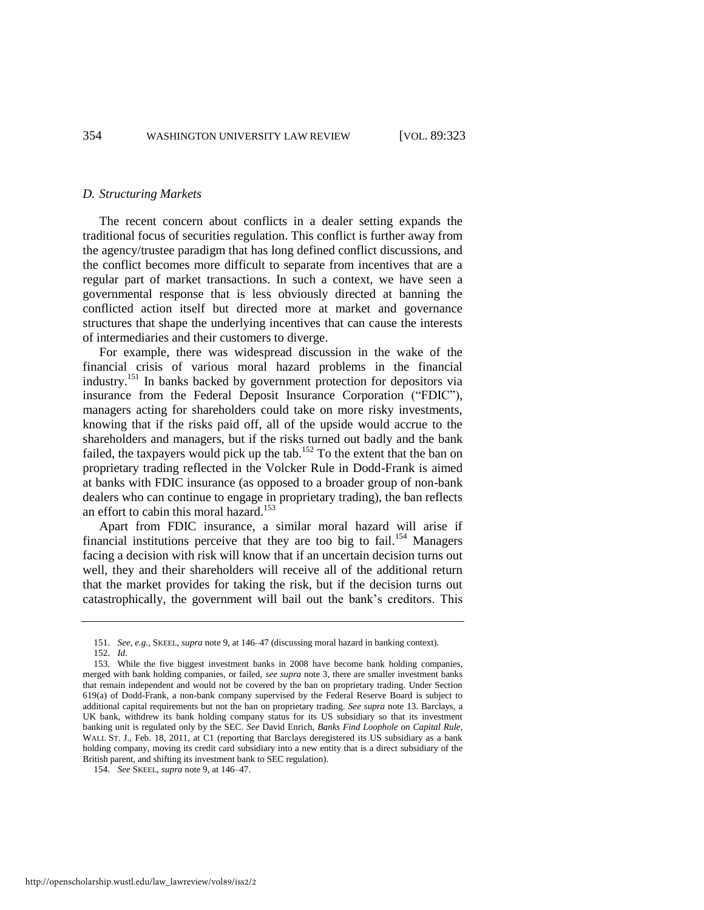### *D. Structuring Markets*

The recent concern about conflicts in a dealer setting expands the traditional focus of securities regulation. This conflict is further away from the agency/trustee paradigm that has long defined conflict discussions, and the conflict becomes more difficult to separate from incentives that are a regular part of market transactions. In such a context, we have seen a governmental response that is less obviously directed at banning the conflicted action itself but directed more at market and governance structures that shape the underlying incentives that can cause the interests of intermediaries and their customers to diverge.

For example, there was widespread discussion in the wake of the financial crisis of various moral hazard problems in the financial industry.[151] In banks backed by government protection for depositors via insurance from the Federal Deposit Insurance Corporation ("FDIC"), managers acting for shareholders could take on more risky investments, knowing that if the risks paid off, all of the upside would accrue to the shareholders and managers, but if the risks turned out badly and the bank failed, the taxpayers would pick up the tab.[152] To the extent that the ban on proprietary trading reflected in the Volcker Rule in Dodd-Frank is aimed at banks with FDIC insurance (as opposed to a broader group of non-bank dealers who can continue to engage in proprietary trading), the ban reflects an effort to cabin this moral hazard.[153]

Apart from FDIC insurance, a similar moral hazard will arise if financial institutions perceive that they are too big to fail.[154] Managers facing a decision with risk will know that if an uncertain decision turns out well, they and their shareholders will receive all of the additional return that the market provides for taking the risk, but if the decision turns out catastrophically, the government will bail out the bank's creditors. This

---

151. *See, e.g.*, SKEEL, *supra* note 9, at 146–47 (discussing moral hazard in banking context).

152. *Id*.

153. While the five biggest investment banks in 2008 have become bank holding companies, merged with bank holding companies, or failed, *see supra* note 3, there are smaller investment banks that remain independent and would not be covered by the ban on proprietary trading. Under Section 619(a) of Dodd-Frank, a non-bank company supervised by the Federal Reserve Board is subject to additional capital requirements but not the ban on proprietary trading. *See supra* note 13. Barclays, a UK bank, withdrew its bank holding company status for its US subsidiary so that its investment banking unit is regulated only by the SEC. *See* David Enrich, *Banks Find Loophole on Capital Rule*, WALL ST. J., Feb. 18, 2011, at C1 (reporting that Barclays deregistered its US subsidiary as a bank holding company, moving its credit card subsidiary into a new entity that is a direct subsidiary of the British parent, and shifting its investment bank to SEC regulation).

154. *See* SKEEL, *supra* note 9, at 146–47.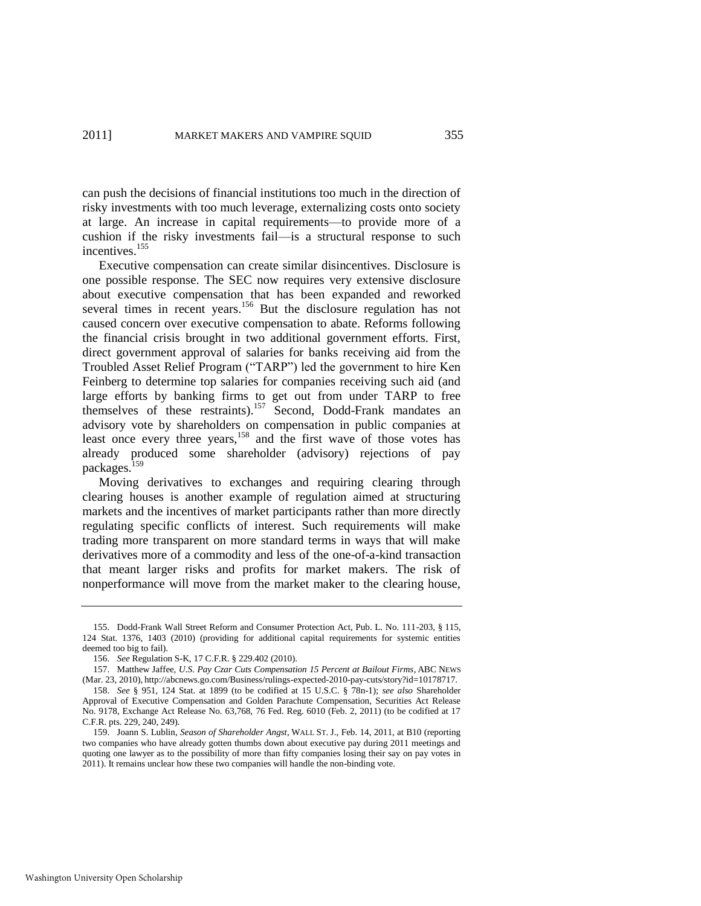can push the decisions of financial institutions too much in the direction of risky investments with too much leverage, externalizing costs onto society at large. An increase in capital requirements—to provide more of a cushion if the risky investments fail—is a structural response to such incentives.[155]

Executive compensation can create similar disincentives. Disclosure is one possible response. The SEC now requires very extensive disclosure about executive compensation that has been expanded and reworked several times in recent years.[156] But the disclosure regulation has not caused concern over executive compensation to abate. Reforms following the financial crisis brought in two additional government efforts. First, direct government approval of salaries for banks receiving aid from the Troubled Asset Relief Program ("TARP") led the government to hire Ken Feinberg to determine top salaries for companies receiving such aid (and large efforts by banking firms to get out from under TARP to free themselves of these restraints).[157] Second, Dodd-Frank mandates an advisory vote by shareholders on compensation in public companies at least once every three years,[158] and the first wave of those votes has already produced some shareholder (advisory) rejections of pay packages.[159]

Moving derivatives to exchanges and requiring clearing through clearing houses is another example of regulation aimed at structuring markets and the incentives of market participants rather than more directly regulating specific conflicts of interest. Such requirements will make trading more transparent on more standard terms in ways that will make derivatives more of a commodity and less of the one-of-a-kind transaction that meant larger risks and profits for market makers. The risk of nonperformance will move from the market maker to the clearing house,

---

155. Dodd-Frank Wall Street Reform and Consumer Protection Act, Pub. L. No. 111-203, § 115, 124 Stat. 1376, 1403 (2010) (providing for additional capital requirements for systemic entities deemed too big to fail).

156. *See* Regulation S-K, 17 C.F.R. § 229.402 (2010).

157. Matthew Jaffee, *U.S. Pay Czar Cuts Compensation 15 Percent at Bailout Firms*, ABC NEWS (Mar. 23, 2010), http://abcnews.go.com/Business/rulings-expected-2010-pay-cuts/story?id=10178717.

158. *See* § 951, 124 Stat. at 1899 (to be codified at 15 U.S.C. § 78n-1); *see also* Shareholder Approval of Executive Compensation and Golden Parachute Compensation, Securities Act Release No. 9178, Exchange Act Release No. 63,768, 76 Fed. Reg. 6010 (Feb. 2, 2011) (to be codified at 17 C.F.R. pts. 229, 240, 249).

159. Joann S. Lublin, *Season of Shareholder Angst*, WALL ST. J., Feb. 14, 2011, at B10 (reporting two companies who have already gotten thumbs down about executive pay during 2011 meetings and quoting one lawyer as to the possibility of more than fifty companies losing their say on pay votes in 2011). It remains unclear how these two companies will handle the non-binding vote.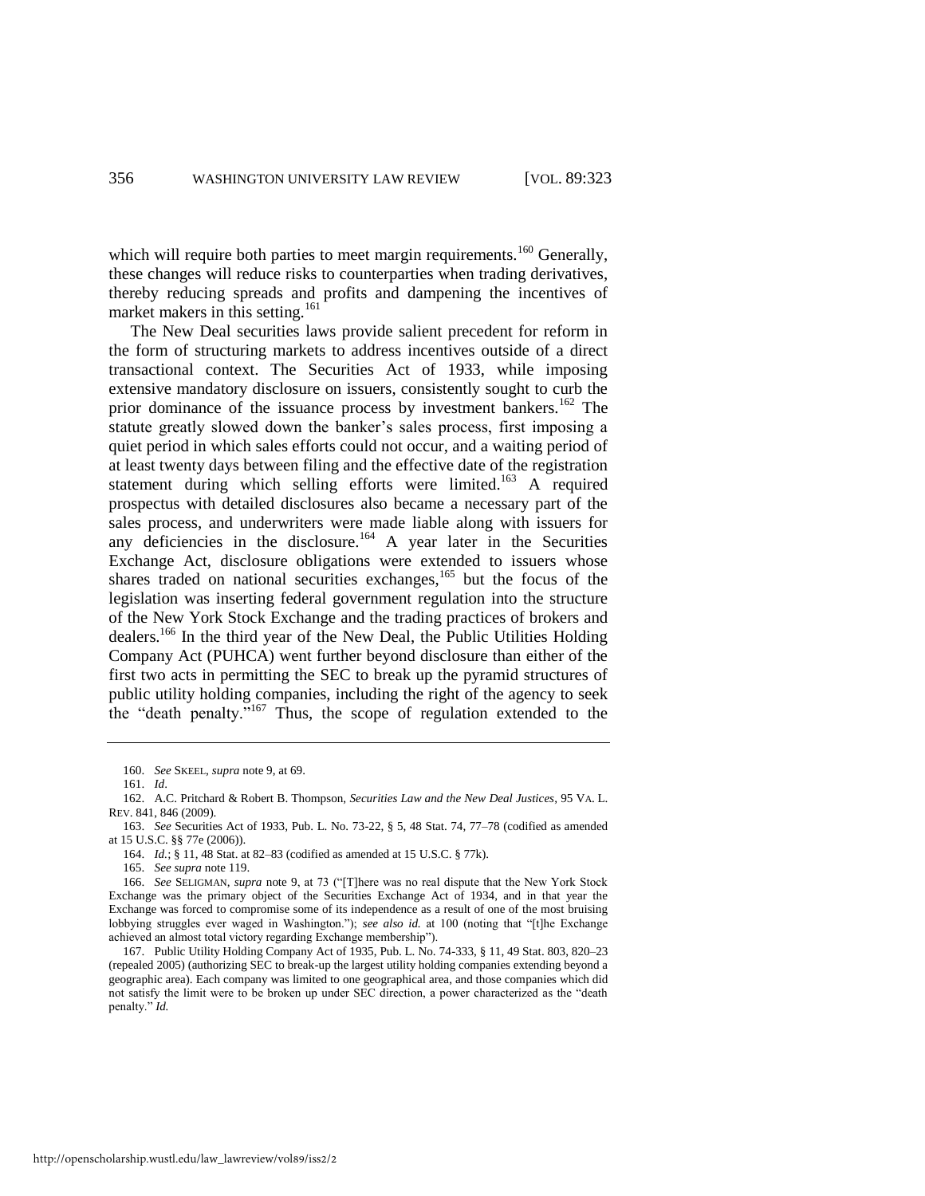which will require both parties to meet margin requirements.[160] Generally, these changes will reduce risks to counterparties when trading derivatives, thereby reducing spreads and profits and dampening the incentives of market makers in this setting.[161]

The New Deal securities laws provide salient precedent for reform in the form of structuring markets to address incentives outside of a direct transactional context. The Securities Act of 1933, while imposing extensive mandatory disclosure on issuers, consistently sought to curb the prior dominance of the issuance process by investment bankers.[162] The statute greatly slowed down the banker's sales process, first imposing a quiet period in which sales efforts could not occur, and a waiting period of at least twenty days between filing and the effective date of the registration statement during which selling efforts were limited.[163] A required prospectus with detailed disclosures also became a necessary part of the sales process, and underwriters were made liable along with issuers for any deficiencies in the disclosure.[164] A year later in the Securities Exchange Act, disclosure obligations were extended to issuers whose shares traded on national securities exchanges,[165] but the focus of the legislation was inserting federal government regulation into the structure of the New York Stock Exchange and the trading practices of brokers and dealers.[166] In the third year of the New Deal, the Public Utilities Holding Company Act (PUHCA) went further beyond disclosure than either of the first two acts in permitting the SEC to break up the pyramid structures of public utility holding companies, including the right of the agency to seek the "death penalty."[167] Thus, the scope of regulation extended to the

---

160. *See* SKEEL, *supra* note 9, at 69.

161. *Id*.

162. A.C. Pritchard & Robert B. Thompson, *Securities Law and the New Deal Justices*, 95 VA. L. REV. 841, 846 (2009).

163. *See* Securities Act of 1933, Pub. L. No. 73-22, § 5, 48 Stat. 74, 77–78 (codified as amended at 15 U.S.C. §§ 77e (2006)).

164. *Id.*; § 11, 48 Stat. at 82–83 (codified as amended at 15 U.S.C. § 77k).

165. *See supra* note 119.

166. *See* SELIGMAN, *supra* note 9, at 73 ("[T]here was no real dispute that the New York Stock Exchange was the primary object of the Securities Exchange Act of 1934, and in that year the Exchange was forced to compromise some of its independence as a result of one of the most bruising lobbying struggles ever waged in Washington."); *see also id.* at 100 (noting that "[t]he Exchange achieved an almost total victory regarding Exchange membership").

167. Public Utility Holding Company Act of 1935, Pub. L. No. 74-333, § 11, 49 Stat. 803, 820–23 (repealed 2005) (authorizing SEC to break-up the largest utility holding companies extending beyond a geographic area). Each company was limited to one geographical area, and those companies which did not satisfy the limit were to be broken up under SEC direction, a power characterized as the "death penalty." *Id.*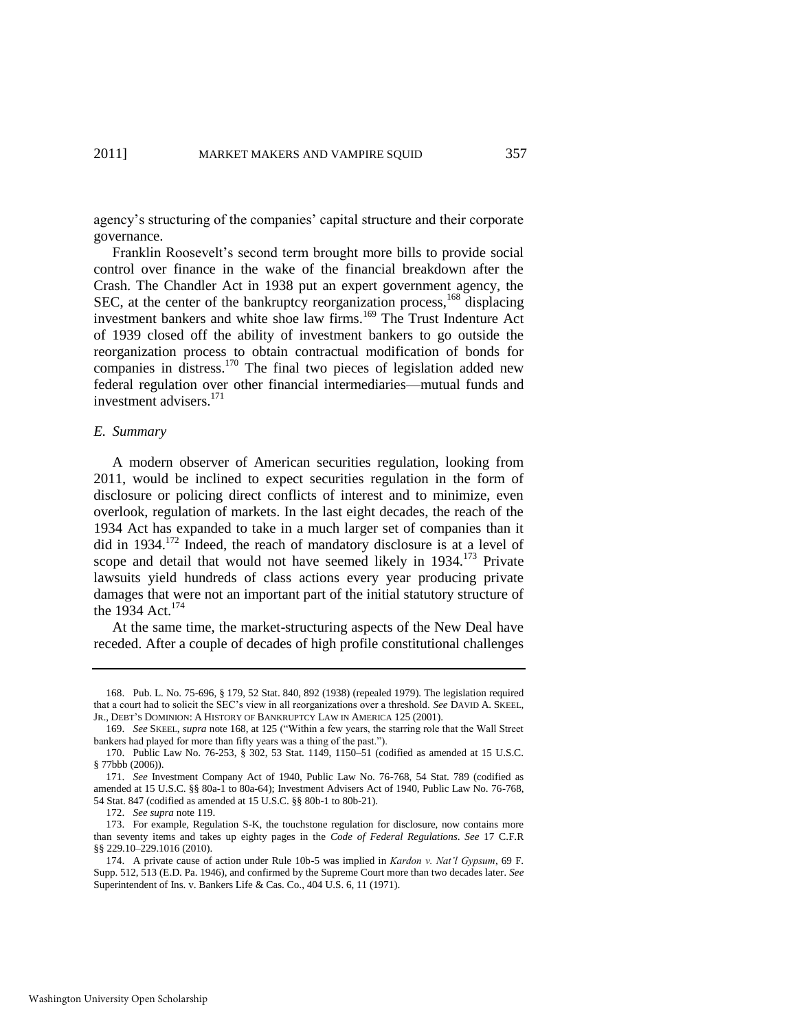agency's structuring of the companies' capital structure and their corporate governance.

Franklin Roosevelt's second term brought more bills to provide social control over finance in the wake of the financial breakdown after the Crash. The Chandler Act in 1938 put an expert government agency, the SEC, at the center of the bankruptcy reorganization process,[168] displacing investment bankers and white shoe law firms.[169] The Trust Indenture Act of 1939 closed off the ability of investment bankers to go outside the reorganization process to obtain contractual modification of bonds for companies in distress.[170] The final two pieces of legislation added new federal regulation over other financial intermediaries—mutual funds and investment advisers.[171]

### *E. Summary*

A modern observer of American securities regulation, looking from 2011, would be inclined to expect securities regulation in the form of disclosure or policing direct conflicts of interest and to minimize, even overlook, regulation of markets. In the last eight decades, the reach of the 1934 Act has expanded to take in a much larger set of companies than it did in 1934.[172] Indeed, the reach of mandatory disclosure is at a level of scope and detail that would not have seemed likely in 1934.[173] Private lawsuits yield hundreds of class actions every year producing private damages that were not an important part of the initial statutory structure of the 1934 Act.[174]

At the same time, the market-structuring aspects of the New Deal have receded. After a couple of decades of high profile constitutional challenges

---

168. Pub. L. No. 75-696, § 179, 52 Stat. 840, 892 (1938) (repealed 1979). The legislation required that a court had to solicit the SEC's view in all reorganizations over a threshold. *See* DAVID A. SKEEL, JR., DEBT'S DOMINION: A HISTORY OF BANKRUPTCY LAW IN AMERICA 125 (2001).

169. *See* SKEEL, *supra* note 168, at 125 ("Within a few years, the starring role that the Wall Street bankers had played for more than fifty years was a thing of the past.").

170. Public Law No. 76-253, § 302, 53 Stat. 1149, 1150–51 (codified as amended at 15 U.S.C. § 77bbb (2006)).

171. *See* Investment Company Act of 1940, Public Law No. 76-768, 54 Stat. 789 (codified as amended at 15 U.S.C. §§ 80a-1 to 80a-64); Investment Advisers Act of 1940, Public Law No. 76-768, 54 Stat. 847 (codified as amended at 15 U.S.C. §§ 80b-1 to 80b-21).

172. *See supra* note 119.

173. For example, Regulation S-K, the touchstone regulation for disclosure, now contains more than seventy items and takes up eighty pages in the *Code of Federal Regulations*. *See* 17 C.F.R §§ 229.10–229.1016 (2010).

174. A private cause of action under Rule 10b-5 was implied in *Kardon v. Nat'l Gypsum*, 69 F. Supp. 512, 513 (E.D. Pa. 1946), and confirmed by the Supreme Court more than two decades later. *See* Superintendent of Ins. v. Bankers Life & Cas. Co., 404 U.S. 6, 11 (1971).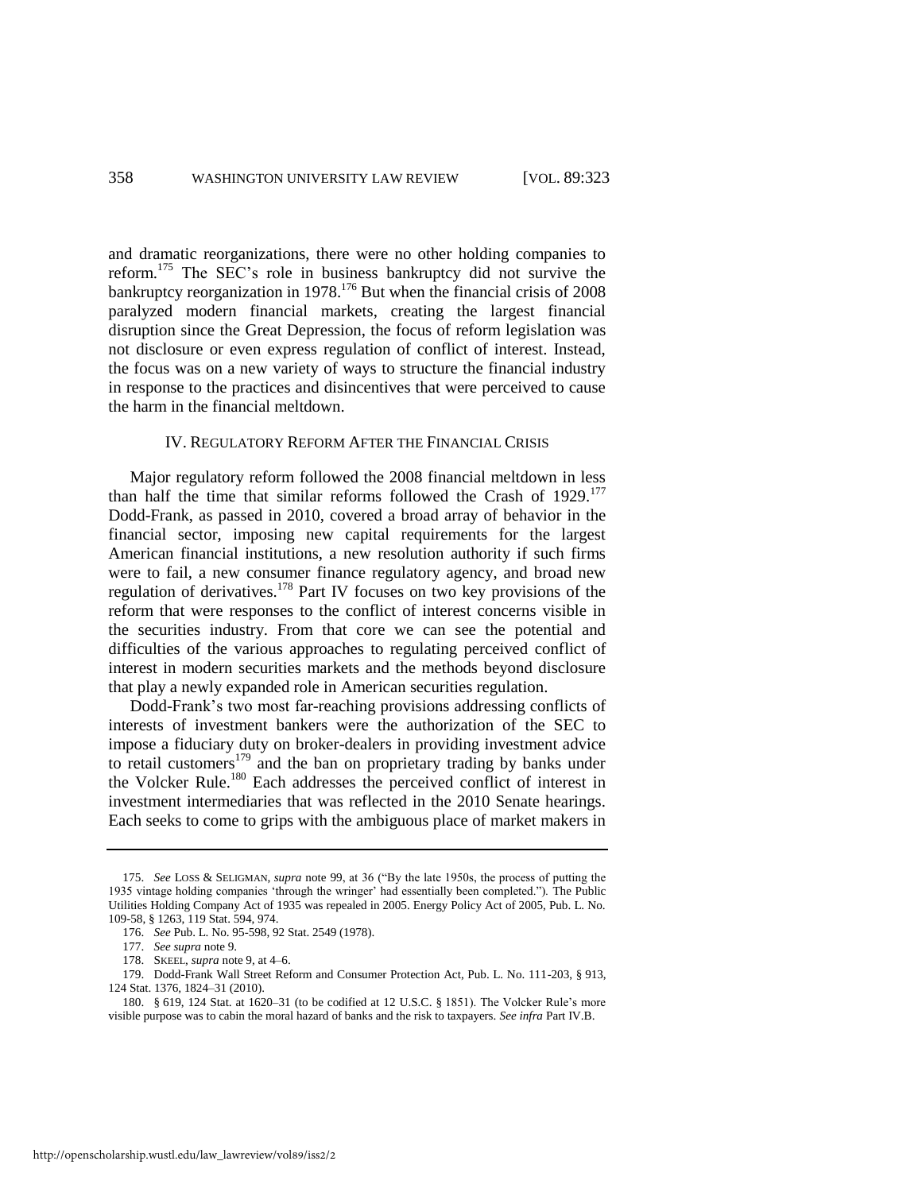and dramatic reorganizations, there were no other holding companies to reform.[175] The SEC's role in business bankruptcy did not survive the bankruptcy reorganization in 1978.[176] But when the financial crisis of 2008 paralyzed modern financial markets, creating the largest financial disruption since the Great Depression, the focus of reform legislation was not disclosure or even express regulation of conflict of interest. Instead, the focus was on a new variety of ways to structure the financial industry in response to the practices and disincentives that were perceived to cause the harm in the financial meltdown.

## IV. REGULATORY REFORM AFTER THE FINANCIAL CRISIS

Major regulatory reform followed the 2008 financial meltdown in less than half the time that similar reforms followed the Crash of 1929.[177] Dodd-Frank, as passed in 2010, covered a broad array of behavior in the financial sector, imposing new capital requirements for the largest American financial institutions, a new resolution authority if such firms were to fail, a new consumer finance regulatory agency, and broad new regulation of derivatives.[178] Part IV focuses on two key provisions of the reform that were responses to the conflict of interest concerns visible in the securities industry. From that core we can see the potential and difficulties of the various approaches to regulating perceived conflict of interest in modern securities markets and the methods beyond disclosure that play a newly expanded role in American securities regulation.

Dodd-Frank's two most far-reaching provisions addressing conflicts of interests of investment bankers were the authorization of the SEC to impose a fiduciary duty on broker-dealers in providing investment advice to retail customers[179] and the ban on proprietary trading by banks under the Volcker Rule.[180] Each addresses the perceived conflict of interest in investment intermediaries that was reflected in the 2010 Senate hearings. Each seeks to come to grips with the ambiguous place of market makers in

---

175. *See* LOSS & SELIGMAN, *supra* note 99, at 36 ("By the late 1950s, the process of putting the 1935 vintage holding companies 'through the wringer' had essentially been completed."). The Public Utilities Holding Company Act of 1935 was repealed in 2005. Energy Policy Act of 2005, Pub. L. No. 109-58, § 1263, 119 Stat. 594, 974.

176. *See* Pub. L. No. 95-598, 92 Stat. 2549 (1978).

177. *See supra* note 9.

178. SKEEL, *supra* note 9, at 4–6.

179. Dodd-Frank Wall Street Reform and Consumer Protection Act, Pub. L. No. 111-203, § 913, 124 Stat. 1376, 1824–31 (2010).

180. § 619, 124 Stat. at 1620–31 (to be codified at 12 U.S.C. § 1851). The Volcker Rule's more visible purpose was to cabin the moral hazard of banks and the risk to taxpayers. *See infra* Part IV.B.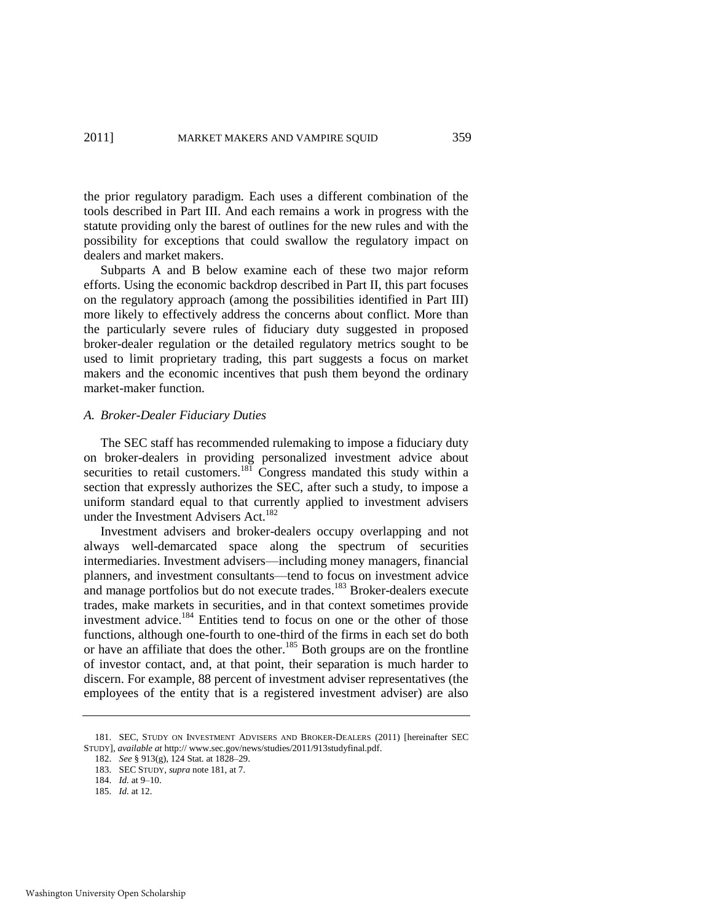the prior regulatory paradigm. Each uses a different combination of the tools described in Part III. And each remains a work in progress with the statute providing only the barest of outlines for the new rules and with the possibility for exceptions that could swallow the regulatory impact on dealers and market makers.

Subparts A and B below examine each of these two major reform efforts. Using the economic backdrop described in Part II, this part focuses on the regulatory approach (among the possibilities identified in Part III) more likely to effectively address the concerns about conflict. More than the particularly severe rules of fiduciary duty suggested in proposed broker-dealer regulation or the detailed regulatory metrics sought to be used to limit proprietary trading, this part suggests a focus on market makers and the economic incentives that push them beyond the ordinary market-maker function.

### *A. Broker-Dealer Fiduciary Duties*

The SEC staff has recommended rulemaking to impose a fiduciary duty on broker-dealers in providing personalized investment advice about securities to retail customers.[181] Congress mandated this study within a section that expressly authorizes the SEC, after such a study, to impose a uniform standard equal to that currently applied to investment advisers under the Investment Advisers Act.[182]

Investment advisers and broker-dealers occupy overlapping and not always well-demarcated space along the spectrum of securities intermediaries. Investment advisers—including money managers, financial planners, and investment consultants—tend to focus on investment advice and manage portfolios but do not execute trades.[183] Broker-dealers execute trades, make markets in securities, and in that context sometimes provide investment advice.[184] Entities tend to focus on one or the other of those functions, although one-fourth to one-third of the firms in each set do both or have an affiliate that does the other.[185] Both groups are on the frontline of investor contact, and, at that point, their separation is much harder to discern. For example, 88 percent of investment adviser representatives (the employees of the entity that is a registered investment adviser) are also

---

181. SEC, STUDY ON INVESTMENT ADVISERS AND BROKER-DEALERS (2011) [hereinafter SEC STUDY], *available at* http:// www.sec.gov/news/studies/2011/913studyfinal.pdf.

182. *See* § 913(g), 124 Stat. at 1828–29.

183. SEC STUDY, *supra* note 181, at 7.

184. *Id.* at 9–10.

185. *Id.* at 12.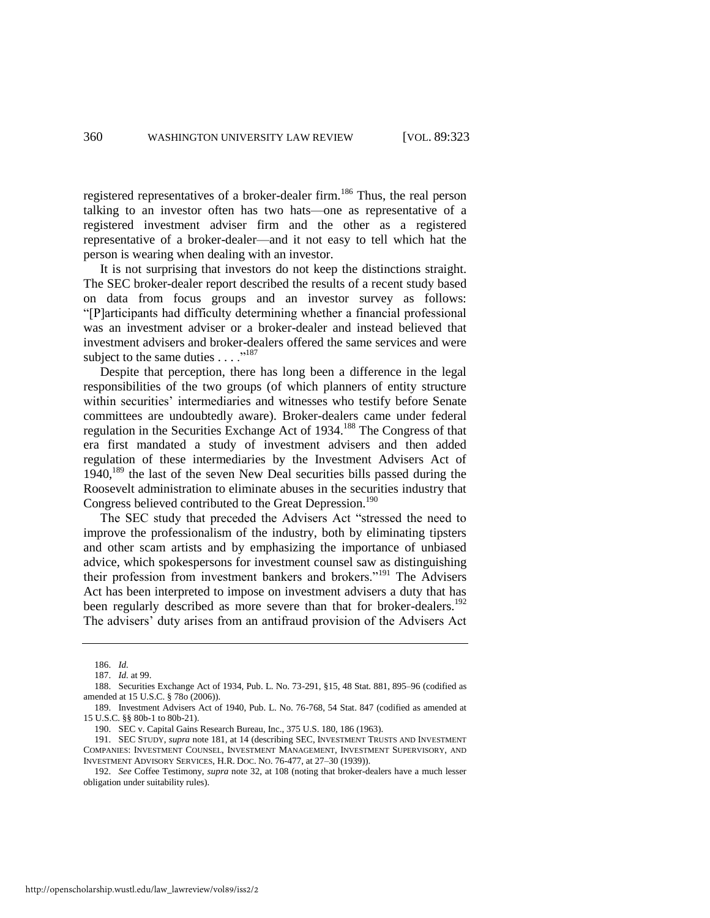registered representatives of a broker-dealer firm.[186] Thus, the real person talking to an investor often has two hats—one as representative of a registered investment adviser firm and the other as a registered representative of a broker-dealer—and it not easy to tell which hat the person is wearing when dealing with an investor.

It is not surprising that investors do not keep the distinctions straight. The SEC broker-dealer report described the results of a recent study based on data from focus groups and an investor survey as follows: "[P]articipants had difficulty determining whether a financial professional was an investment adviser or a broker-dealer and instead believed that investment advisers and broker-dealers offered the same services and were subject to the same duties . . . ."[187]

Despite that perception, there has long been a difference in the legal responsibilities of the two groups (of which planners of entity structure within securities' intermediaries and witnesses who testify before Senate committees are undoubtedly aware). Broker-dealers came under federal regulation in the Securities Exchange Act of 1934.[188] The Congress of that era first mandated a study of investment advisers and then added regulation of these intermediaries by the Investment Advisers Act of 1940,[189] the last of the seven New Deal securities bills passed during the Roosevelt administration to eliminate abuses in the securities industry that Congress believed contributed to the Great Depression.[190]

The SEC study that preceded the Advisers Act "stressed the need to improve the professionalism of the industry, both by eliminating tipsters and other scam artists and by emphasizing the importance of unbiased advice, which spokespersons for investment counsel saw as distinguishing their profession from investment bankers and brokers."[191] The Advisers Act has been interpreted to impose on investment advisers a duty that has been regularly described as more severe than that for broker-dealers.[192] The advisers' duty arises from an antifraud provision of the Advisers Act

---

186. *Id.*

187. *Id.* at 99.

188. Securities Exchange Act of 1934, Pub. L. No. 73-291, §15, 48 Stat. 881, 895–96 (codified as amended at 15 U.S.C. § 78o (2006)).

189. Investment Advisers Act of 1940, Pub. L. No. 76-768, 54 Stat. 847 (codified as amended at 15 U.S.C. §§ 80b-1 to 80b-21).

190. SEC v. Capital Gains Research Bureau, Inc., 375 U.S. 180, 186 (1963).

191. SEC STUDY, *supra* note 181, at 14 (describing SEC, INVESTMENT TRUSTS AND INVESTMENT COMPANIES: INVESTMENT COUNSEL, INVESTMENT MANAGEMENT, INVESTMENT SUPERVISORY, AND INVESTMENT ADVISORY SERVICES, H.R. DOC. NO. 76-477, at 27–30 (1939)).

192. *See* Coffee Testimony, *supra* note 32, at 108 (noting that broker-dealers have a much lesser obligation under suitability rules).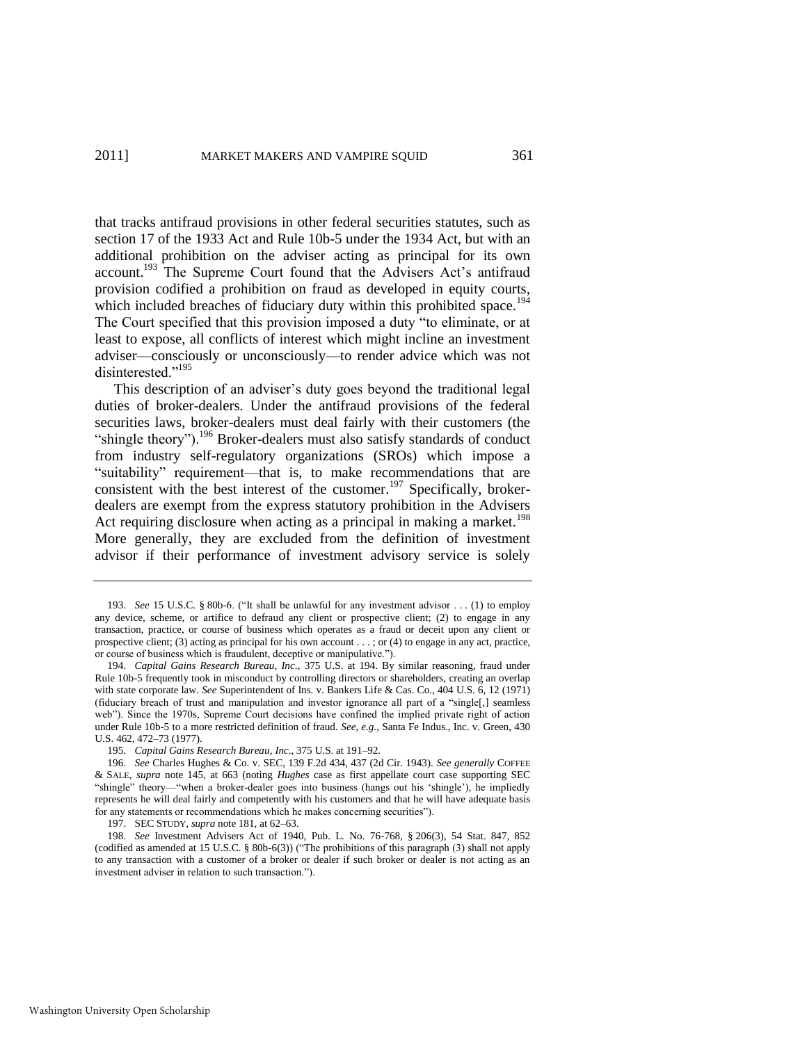that tracks antifraud provisions in other federal securities statutes, such as section 17 of the 1933 Act and Rule 10b-5 under the 1934 Act, but with an additional prohibition on the adviser acting as principal for its own account.[193] The Supreme Court found that the Advisers Act's antifraud provision codified a prohibition on fraud as developed in equity courts, which included breaches of fiduciary duty within this prohibited space.[194] The Court specified that this provision imposed a duty "to eliminate, or at least to expose, all conflicts of interest which might incline an investment adviser—consciously or unconsciously—to render advice which was not disinterested."[195]

This description of an adviser's duty goes beyond the traditional legal duties of broker-dealers. Under the antifraud provisions of the federal securities laws, broker-dealers must deal fairly with their customers (the "shingle theory").[196] Broker-dealers must also satisfy standards of conduct from industry self-regulatory organizations (SROs) which impose a "suitability" requirement—that is, to make recommendations that are consistent with the best interest of the customer.[197] Specifically, broker-dealers are exempt from the express statutory prohibition in the Advisers Act requiring disclosure when acting as a principal in making a market.[198] More generally, they are excluded from the definition of investment advisor if their performance of investment advisory service is solely

---

193. *See* 15 U.S.C. § 80b-6. ("It shall be unlawful for any investment advisor . . . (1) to employ any device, scheme, or artifice to defraud any client or prospective client; (2) to engage in any transaction, practice, or course of business which operates as a fraud or deceit upon any client or prospective client; (3) acting as principal for his own account . . . ; or (4) to engage in any act, practice, or course of business which is fraudulent, deceptive or manipulative.").

194. *Capital Gains Research Bureau, Inc.*, 375 U.S. at 194. By similar reasoning, fraud under Rule 10b-5 frequently took in misconduct by controlling directors or shareholders, creating an overlap with state corporate law. *See* Superintendent of Ins. v. Bankers Life & Cas. Co., 404 U.S. 6, 12 (1971) (fiduciary breach of trust and manipulation and investor ignorance all part of a "single[,] seamless web"). Since the 1970s, Supreme Court decisions have confined the implied private right of action under Rule 10b-5 to a more restricted definition of fraud. *See, e.g.*, Santa Fe Indus., Inc. v. Green, 430 U.S. 462, 472–73 (1977).

195. *Capital Gains Research Bureau, Inc*., 375 U.S. at 191–92.

196. *See* Charles Hughes & Co. v. SEC, 139 F.2d 434, 437 (2d Cir. 1943). *See generally* COFFEE & SALE, *supra* note 145, at 663 (noting *Hughes* case as first appellate court case supporting SEC "shingle" theory—"when a broker-dealer goes into business (hangs out his 'shingle'), he impliedly represents he will deal fairly and competently with his customers and that he will have adequate basis for any statements or recommendations which he makes concerning securities").

197. SEC STUDY, *supra* note 181, at 62–63.

198. *See* Investment Advisers Act of 1940, Pub. L. No. 76-768, § 206(3), 54 Stat. 847, 852 (codified as amended at 15 U.S.C. § 80b-6(3)) ("The prohibitions of this paragraph (3) shall not apply to any transaction with a customer of a broker or dealer if such broker or dealer is not acting as an investment adviser in relation to such transaction.").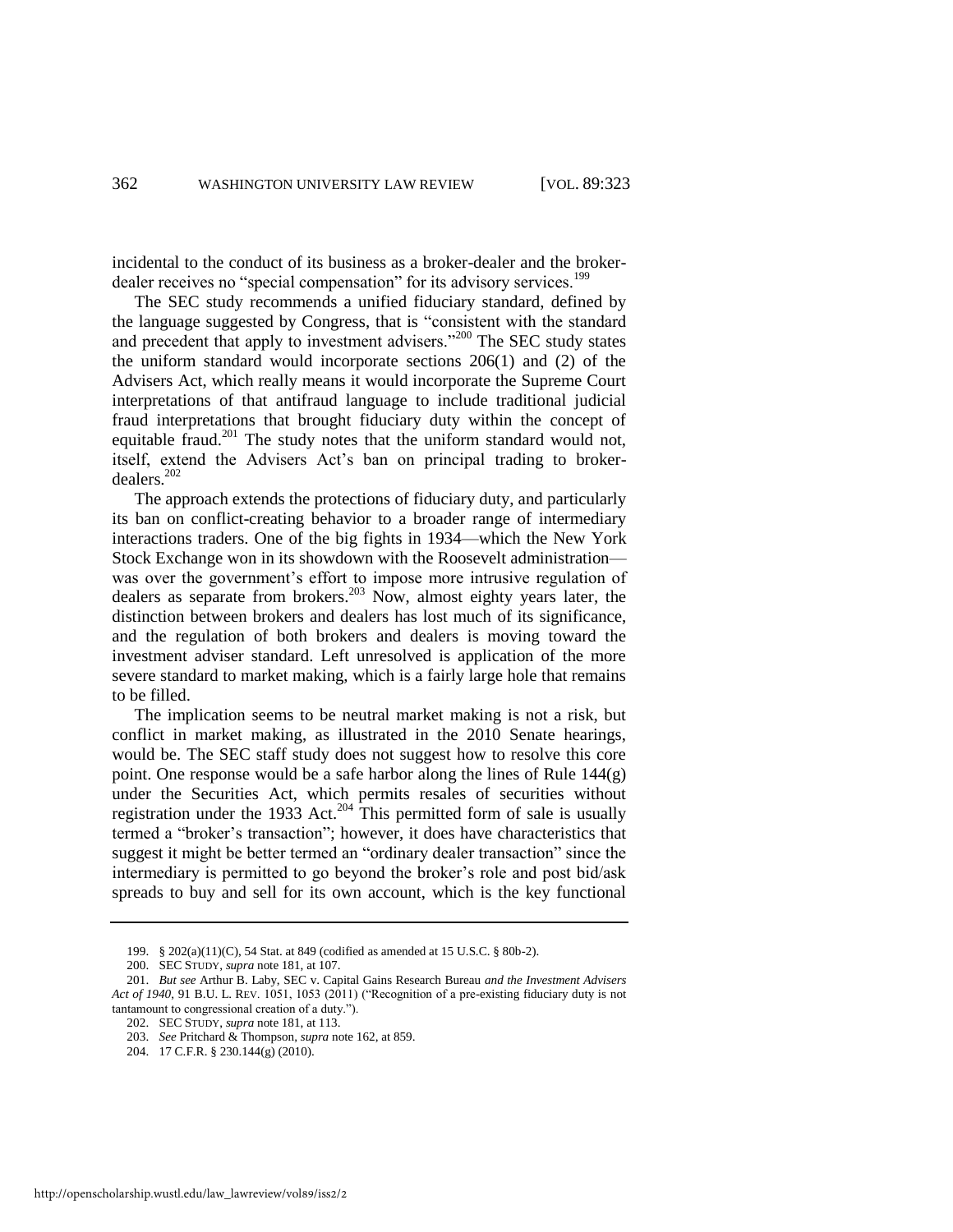incidental to the conduct of its business as a broker-dealer and the broker-dealer receives no "special compensation" for its advisory services.[199]

The SEC study recommends a unified fiduciary standard, defined by the language suggested by Congress, that is "consistent with the standard and precedent that apply to investment advisers."[200] The SEC study states the uniform standard would incorporate sections 206(1) and (2) of the Advisers Act, which really means it would incorporate the Supreme Court interpretations of that antifraud language to include traditional judicial fraud interpretations that brought fiduciary duty within the concept of equitable fraud.[201] The study notes that the uniform standard would not, itself, extend the Advisers Act's ban on principal trading to broker-dealers.[202]

The approach extends the protections of fiduciary duty, and particularly its ban on conflict-creating behavior to a broader range of intermediary interactions traders. One of the big fights in 1934—which the New York Stock Exchange won in its showdown with the Roosevelt administration—was over the government's effort to impose more intrusive regulation of dealers as separate from brokers.[203] Now, almost eighty years later, the distinction between brokers and dealers has lost much of its significance, and the regulation of both brokers and dealers is moving toward the investment adviser standard. Left unresolved is application of the more severe standard to market making, which is a fairly large hole that remains to be filled.

The implication seems to be neutral market making is not a risk, but conflict in market making, as illustrated in the 2010 Senate hearings, would be. The SEC staff study does not suggest how to resolve this core point. One response would be a safe harbor along the lines of Rule 144(g) under the Securities Act, which permits resales of securities without registration under the 1933 Act.[204] This permitted form of sale is usually termed a "broker's transaction"; however, it does have characteristics that suggest it might be better termed an "ordinary dealer transaction" since the intermediary is permitted to go beyond the broker's role and post bid/ask spreads to buy and sell for its own account, which is the key functional

---

199. § 202(a)(11)(C), 54 Stat. at 849 (codified as amended at 15 U.S.C. § 80b-2).

200. SEC STUDY, *supra* note 181, at 107.

201. *But see* Arthur B. Laby, SEC v. Capital Gains Research Bureau *and the Investment Advisers Act of 1940*, 91 B.U. L. REV. 1051, 1053 (2011) ("Recognition of a pre-existing fiduciary duty is not tantamount to congressional creation of a duty.").

202. SEC STUDY, *supra* note 181, at 113.

203. *See* Pritchard & Thompson, *supra* note 162, at 859.

204. 17 C.F.R. § 230.144(g) (2010).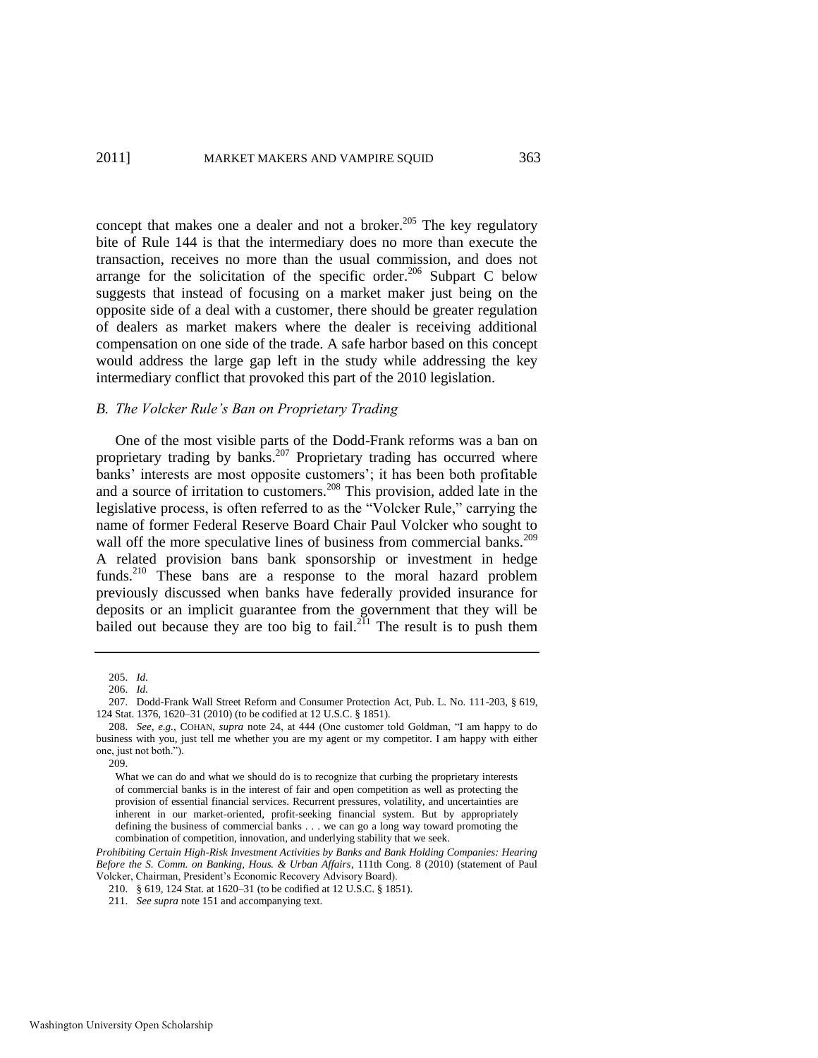concept that makes one a dealer and not a broker.[205] The key regulatory bite of Rule 144 is that the intermediary does no more than execute the transaction, receives no more than the usual commission, and does not arrange for the solicitation of the specific order.[206] Subpart C below suggests that instead of focusing on a market maker just being on the opposite side of a deal with a customer, there should be greater regulation of dealers as market makers where the dealer is receiving additional compensation on one side of the trade. A safe harbor based on this concept would address the large gap left in the study while addressing the key intermediary conflict that provoked this part of the 2010 legislation.

### *B. The Volcker Rule's Ban on Proprietary Trading*

One of the most visible parts of the Dodd-Frank reforms was a ban on proprietary trading by banks.[207] Proprietary trading has occurred where banks' interests are most opposite customers'; it has been both profitable and a source of irritation to customers.[208] This provision, added late in the legislative process, is often referred to as the "Volcker Rule," carrying the name of former Federal Reserve Board Chair Paul Volcker who sought to wall off the more speculative lines of business from commercial banks.[209] A related provision bans bank sponsorship or investment in hedge funds.[210] These bans are a response to the moral hazard problem previously discussed when banks have federally provided insurance for deposits or an implicit guarantee from the government that they will be bailed out because they are too big to fail.[211] The result is to push them

---

205. *Id.*

206. *Id.*

207. Dodd-Frank Wall Street Reform and Consumer Protection Act, Pub. L. No. 111-203, § 619, 124 Stat. 1376, 1620–31 (2010) (to be codified at 12 U.S.C. § 1851).

208. *See, e.g.*, COHAN, *supra* note 24, at 444 (One customer told Goldman, "I am happy to do business with you, just tell me whether you are my agent or my competitor. I am happy with either one, just not both.").

209.

> What we can do and what we should do is to recognize that curbing the proprietary interests of commercial banks is in the interest of fair and open competition as well as protecting the provision of essential financial services. Recurrent pressures, volatility, and uncertainties are inherent in our market-oriented, profit-seeking financial system. But by appropriately defining the business of commercial banks . . . we can go a long way toward promoting the combination of competition, innovation, and underlying stability that we seek.

*Prohibiting Certain High-Risk Investment Activities by Banks and Bank Holding Companies: Hearing Before the S. Comm. on Banking, Hous. & Urban Affairs*, 111th Cong. 8 (2010) (statement of Paul Volcker, Chairman, President's Economic Recovery Advisory Board).

210. § 619, 124 Stat. at 1620–31 (to be codified at 12 U.S.C. § 1851).

211. *See supra* note 151 and accompanying text.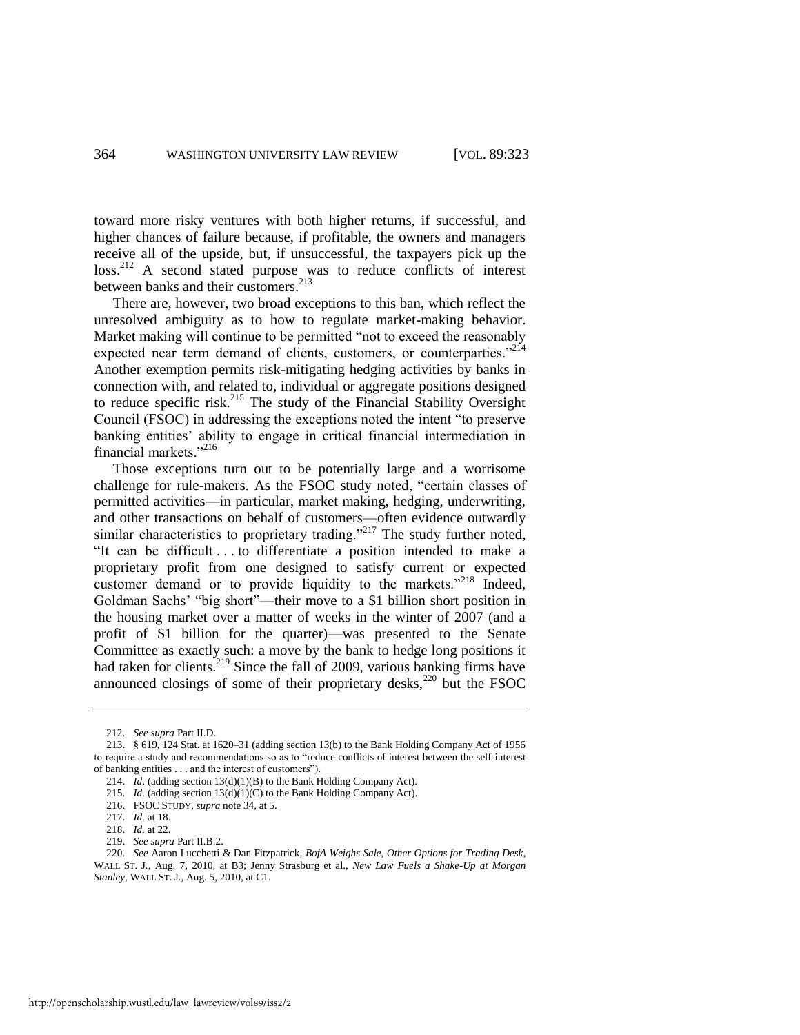toward more risky ventures with both higher returns, if successful, and higher chances of failure because, if profitable, the owners and managers receive all of the upside, but, if unsuccessful, the taxpayers pick up the loss.[212] A second stated purpose was to reduce conflicts of interest between banks and their customers.[213]

There are, however, two broad exceptions to this ban, which reflect the unresolved ambiguity as to how to regulate market-making behavior. Market making will continue to be permitted "not to exceed the reasonably expected near term demand of clients, customers, or counterparties."[214] Another exemption permits risk-mitigating hedging activities by banks in connection with, and related to, individual or aggregate positions designed to reduce specific risk.[215] The study of the Financial Stability Oversight Council (FSOC) in addressing the exceptions noted the intent "to preserve banking entities' ability to engage in critical financial intermediation in financial markets."[216]

Those exceptions turn out to be potentially large and a worrisome challenge for rule-makers. As the FSOC study noted, "certain classes of permitted activities—in particular, market making, hedging, underwriting, and other transactions on behalf of customers—often evidence outwardly similar characteristics to proprietary trading."[217] The study further noted, "It can be difficult . . . to differentiate a position intended to make a proprietary profit from one designed to satisfy current or expected customer demand or to provide liquidity to the markets."[218] Indeed, Goldman Sachs' "big short"—their move to a $1 billion short position in the housing market over a matter of weeks in the winter of 2007 (and a profit of $1 billion for the quarter)—was presented to the Senate Committee as exactly such: a move by the bank to hedge long positions it had taken for clients.[219] Since the fall of 2009, various banking firms have announced closings of some of their proprietary desks,[220] but the FSOC

---

212. *See supra* Part II.D.

213. § 619, 124 Stat. at 1620–31 (adding section 13(b) to the Bank Holding Company Act of 1956 to require a study and recommendations so as to "reduce conflicts of interest between the self-interest of banking entities . . . and the interest of customers").

214. *Id.* (adding section 13(d)(1)(B) to the Bank Holding Company Act).

215. *Id.* (adding section 13(d)(1)(C) to the Bank Holding Company Act).

216. FSOC STUDY, *supra* note 34, at 5.

217. *Id.* at 18.

218. *Id.* at 22.

219. *See supra* Part II.B.2.

220. *See* Aaron Lucchetti & Dan Fitzpatrick, *BofA Weighs Sale, Other Options for Trading Desk*, WALL ST. J., Aug. 7, 2010, at B3; Jenny Strasburg et al., *New Law Fuels a Shake-Up at Morgan Stanley*, WALL ST. J., Aug. 5, 2010, at C1.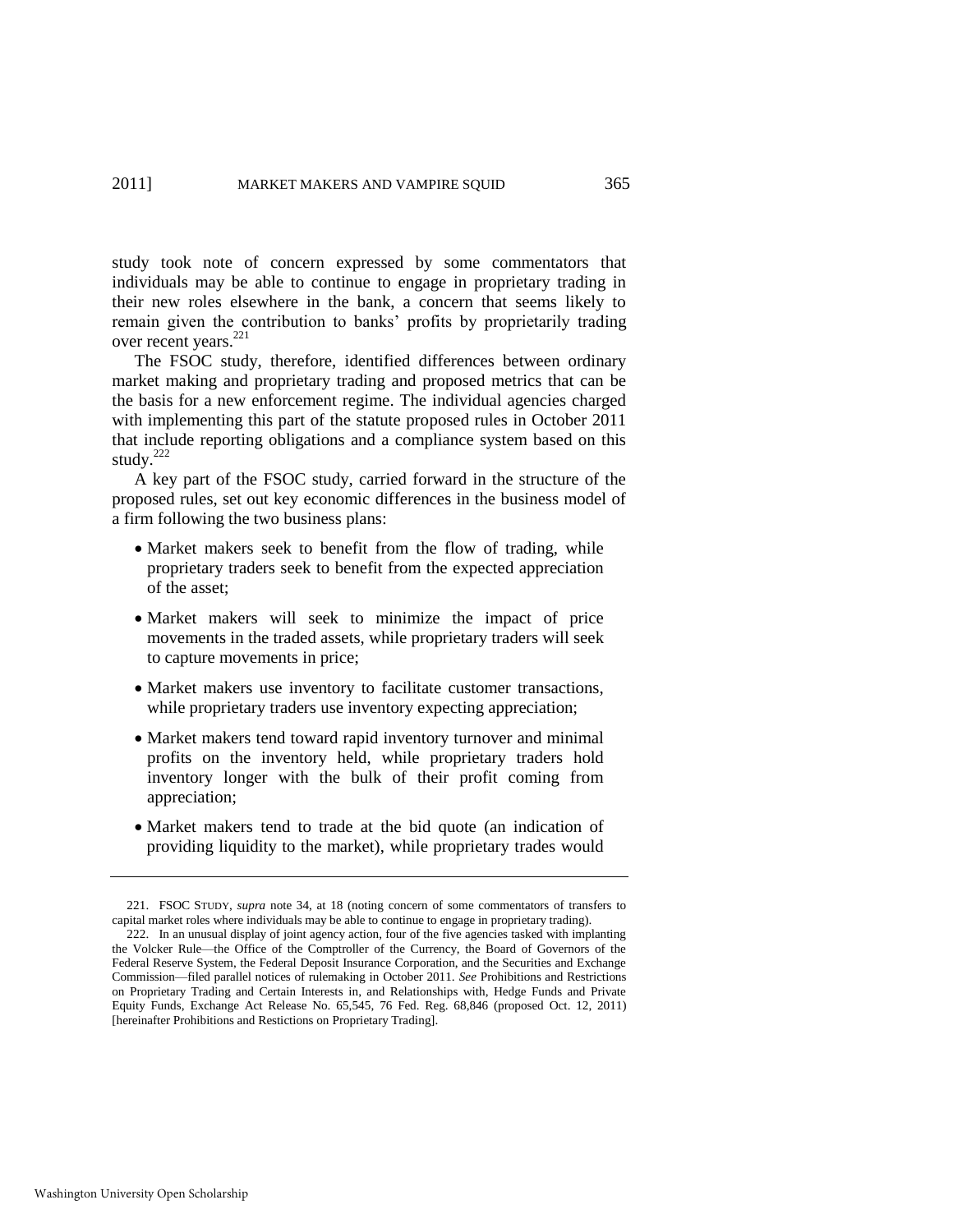study took note of concern expressed by some commentators that individuals may be able to continue to engage in proprietary trading in their new roles elsewhere in the bank, a concern that seems likely to remain given the contribution to banks' profits by proprietarily trading over recent years.[221]

The FSOC study, therefore, identified differences between ordinary market making and proprietary trading and proposed metrics that can be the basis for a new enforcement regime. The individual agencies charged with implementing this part of the statute proposed rules in October 2011 that include reporting obligations and a compliance system based on this study.[222]

A key part of the FSOC study, carried forward in the structure of the proposed rules, set out key economic differences in the business model of a firm following the two business plans:

- Market makers seek to benefit from the flow of trading, while proprietary traders seek to benefit from the expected appreciation of the asset;
- Market makers will seek to minimize the impact of price movements in the traded assets, while proprietary traders will seek to capture movements in price;
- Market makers use inventory to facilitate customer transactions, while proprietary traders use inventory expecting appreciation;
- Market makers tend toward rapid inventory turnover and minimal profits on the inventory held, while proprietary traders hold inventory longer with the bulk of their profit coming from appreciation;
- Market makers tend to trade at the bid quote (an indication of providing liquidity to the market), while proprietary trades would

---

221. FSOC STUDY, *supra* note 34, at 18 (noting concern of some commentators of transfers to capital market roles where individuals may be able to continue to engage in proprietary trading).

222. In an unusual display of joint agency action, four of the five agencies tasked with implanting the Volcker Rule—the Office of the Comptroller of the Currency, the Board of Governors of the Federal Reserve System, the Federal Deposit Insurance Corporation, and the Securities and Exchange Commission—filed parallel notices of rulemaking in October 2011. *See* Prohibitions and Restrictions on Proprietary Trading and Certain Interests in, and Relationships with, Hedge Funds and Private Equity Funds, Exchange Act Release No. 65,545, 76 Fed. Reg. 68,846 (proposed Oct. 12, 2011) [hereinafter Prohibitions and Restictions on Proprietary Trading].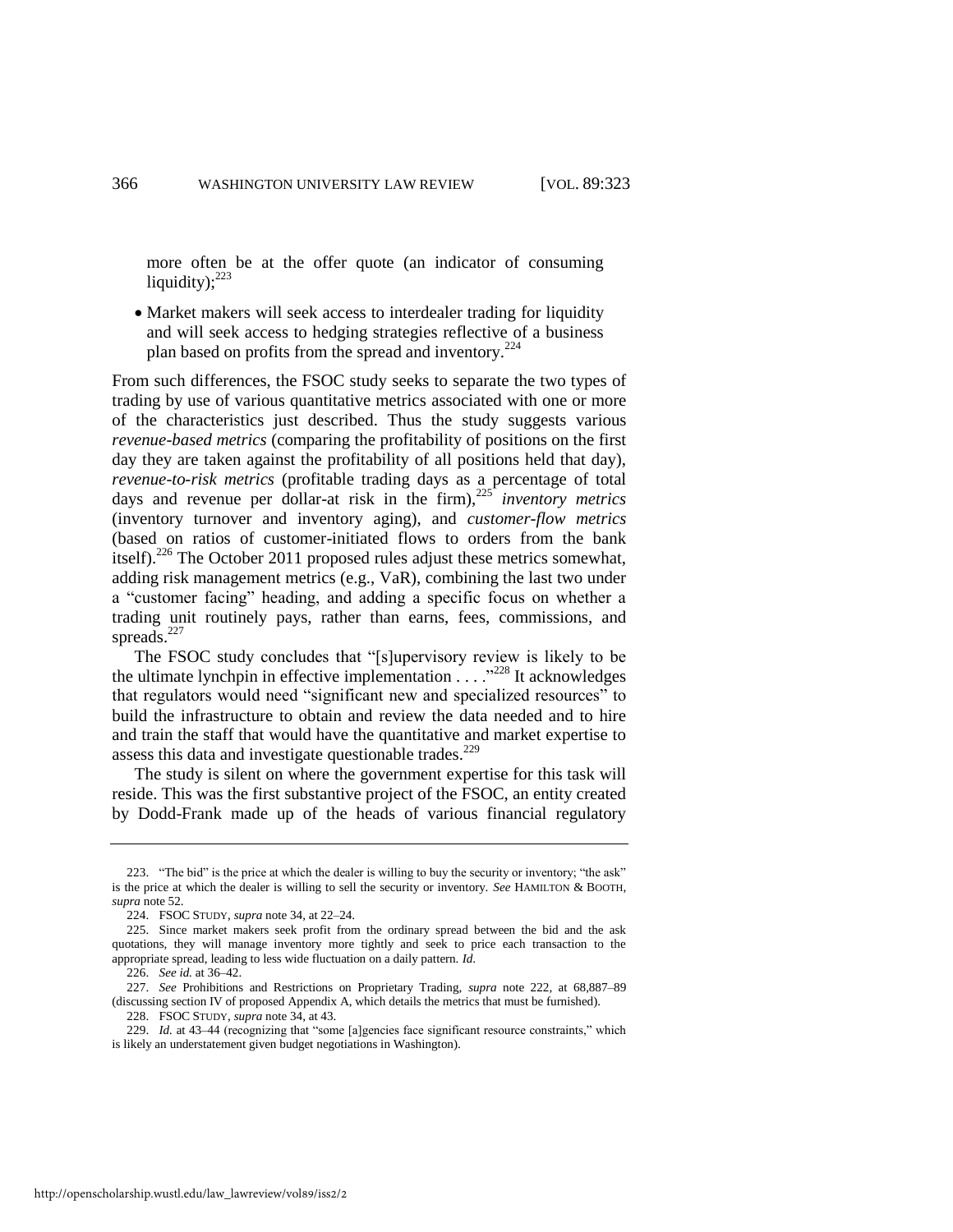more often be at the offer quote (an indicator of consuming liquidity);[223]

- Market makers will seek access to interdealer trading for liquidity and will seek access to hedging strategies reflective of a business plan based on profits from the spread and inventory.[224]

From such differences, the FSOC study seeks to separate the two types of trading by use of various quantitative metrics associated with one or more of the characteristics just described. Thus the study suggests various *revenue-based metrics* (comparing the profitability of positions on the first day they are taken against the profitability of all positions held that day), *revenue-to-risk metrics* (profitable trading days as a percentage of total days and revenue per dollar-at risk in the firm),[225] *inventory metrics* (inventory turnover and inventory aging), and *customer-flow metrics* (based on ratios of customer-initiated flows to orders from the bank itself).[226] The October 2011 proposed rules adjust these metrics somewhat, adding risk management metrics (e.g., VaR), combining the last two under a "customer facing" heading, and adding a specific focus on whether a trading unit routinely pays, rather than earns, fees, commissions, and spreads.[227]

The FSOC study concludes that "[s]upervisory review is likely to be the ultimate lynchpin in effective implementation . . . ."[228] It acknowledges that regulators would need "significant new and specialized resources" to build the infrastructure to obtain and review the data needed and to hire and train the staff that would have the quantitative and market expertise to assess this data and investigate questionable trades.[229]

The study is silent on where the government expertise for this task will reside. This was the first substantive project of the FSOC, an entity created by Dodd-Frank made up of the heads of various financial regulatory

---

223. "The bid" is the price at which the dealer is willing to buy the security or inventory; "the ask" is the price at which the dealer is willing to sell the security or inventory. *See* HAMILTON & BOOTH, *supra* note 52.

224. FSOC STUDY, *supra* note 34, at 22–24.

225. Since market makers seek profit from the ordinary spread between the bid and the ask quotations, they will manage inventory more tightly and seek to price each transaction to the appropriate spread, leading to less wide fluctuation on a daily pattern. *Id.*

226. *See id.* at 36–42.

227. *See* Prohibitions and Restrictions on Proprietary Trading, *supra* note 222, at 68,887–89 (discussing section IV of proposed Appendix A, which details the metrics that must be furnished).

228. FSOC STUDY, *supra* note 34, at 43.

229. *Id.* at 43–44 (recognizing that "some [a]gencies face significant resource constraints," which is likely an understatement given budget negotiations in Washington).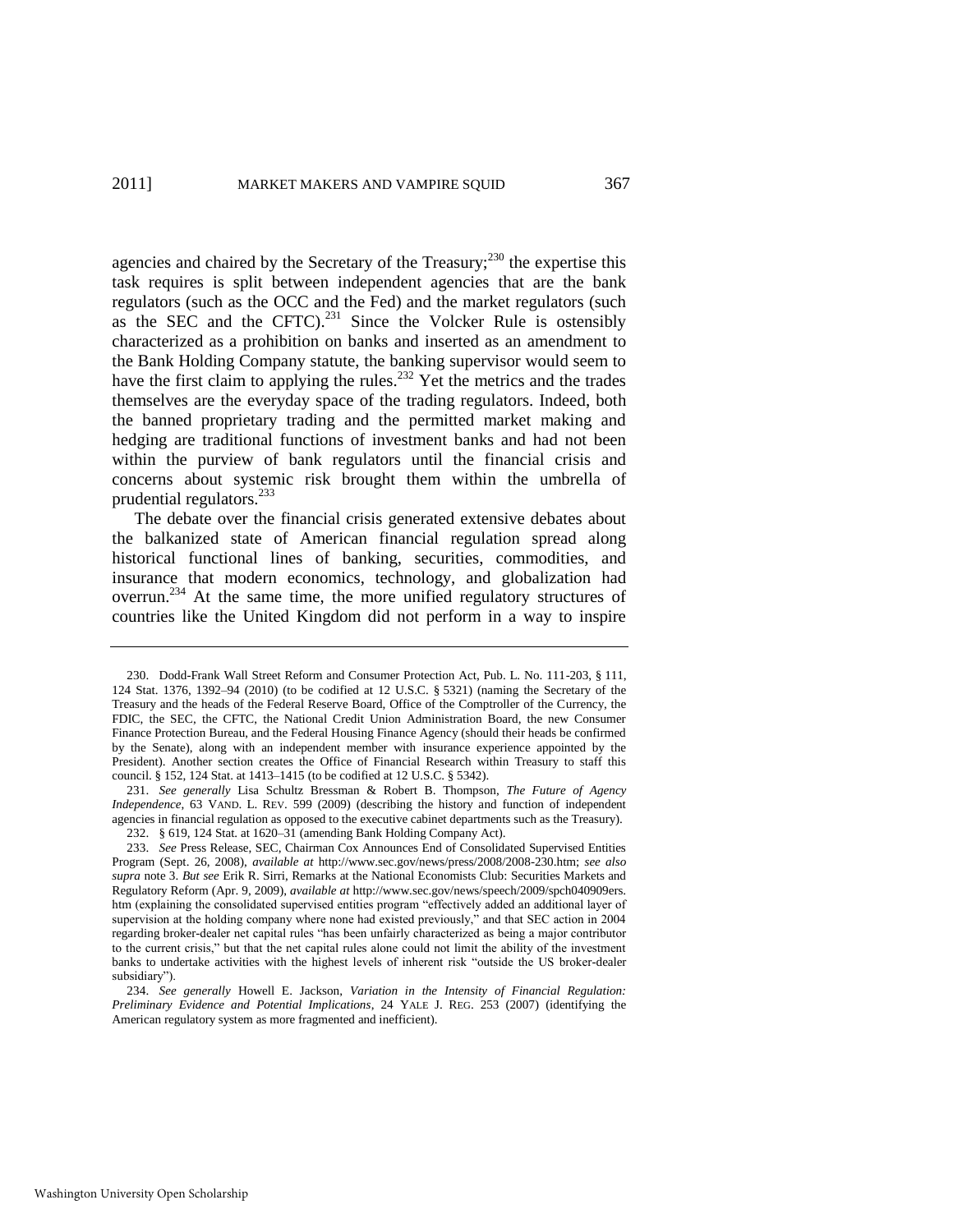agencies and chaired by the Secretary of the Treasury;[230] the expertise this task requires is split between independent agencies that are the bank regulators (such as the OCC and the Fed) and the market regulators (such as the SEC and the CFTC).[231] Since the Volcker Rule is ostensibly characterized as a prohibition on banks and inserted as an amendment to the Bank Holding Company statute, the banking supervisor would seem to have the first claim to applying the rules.[232] Yet the metrics and the trades themselves are the everyday space of the trading regulators. Indeed, both the banned proprietary trading and the permitted market making and hedging are traditional functions of investment banks and had not been within the purview of bank regulators until the financial crisis and concerns about systemic risk brought them within the umbrella of prudential regulators.[233]

The debate over the financial crisis generated extensive debates about the balkanized state of American financial regulation spread along historical functional lines of banking, securities, commodities, and insurance that modern economics, technology, and globalization had overrun.[234] At the same time, the more unified regulatory structures of countries like the United Kingdom did not perform in a way to inspire

---

230. Dodd-Frank Wall Street Reform and Consumer Protection Act, Pub. L. No. 111-203, § 111, 124 Stat. 1376, 1392–94 (2010) (to be codified at 12 U.S.C. § 5321) (naming the Secretary of the Treasury and the heads of the Federal Reserve Board, Office of the Comptroller of the Currency, the FDIC, the SEC, the CFTC, the National Credit Union Administration Board, the new Consumer Finance Protection Bureau, and the Federal Housing Finance Agency (should their heads be confirmed by the Senate), along with an independent member with insurance experience appointed by the President). Another section creates the Office of Financial Research within Treasury to staff this council. § 152, 124 Stat. at 1413–1415 (to be codified at 12 U.S.C. § 5342).

231. *See generally* Lisa Schultz Bressman & Robert B. Thompson, *The Future of Agency Independence*, 63 VAND. L. REV. 599 (2009) (describing the history and function of independent agencies in financial regulation as opposed to the executive cabinet departments such as the Treasury).

232. § 619, 124 Stat. at 1620–31 (amending Bank Holding Company Act).

233. *See* Press Release, SEC, Chairman Cox Announces End of Consolidated Supervised Entities Program (Sept. 26, 2008), *available at* http://www.sec.gov/news/press/2008/2008-230.htm; *see also supra* note 3. *But see* Erik R. Sirri, Remarks at the National Economists Club: Securities Markets and Regulatory Reform (Apr. 9, 2009), *available at* http://www.sec.gov/news/speech/2009/spch040909ers.htm (explaining the consolidated supervised entities program "effectively added an additional layer of supervision at the holding company where none had existed previously," and that SEC action in 2004 regarding broker-dealer net capital rules "has been unfairly characterized as being a major contributor to the current crisis," but that the net capital rules alone could not limit the ability of the investment banks to undertake activities with the highest levels of inherent risk "outside the US broker-dealer subsidiary").

234. *See generally* Howell E. Jackson, *Variation in the Intensity of Financial Regulation: Preliminary Evidence and Potential Implications*, 24 YALE J. REG. 253 (2007) (identifying the American regulatory system as more fragmented and inefficient).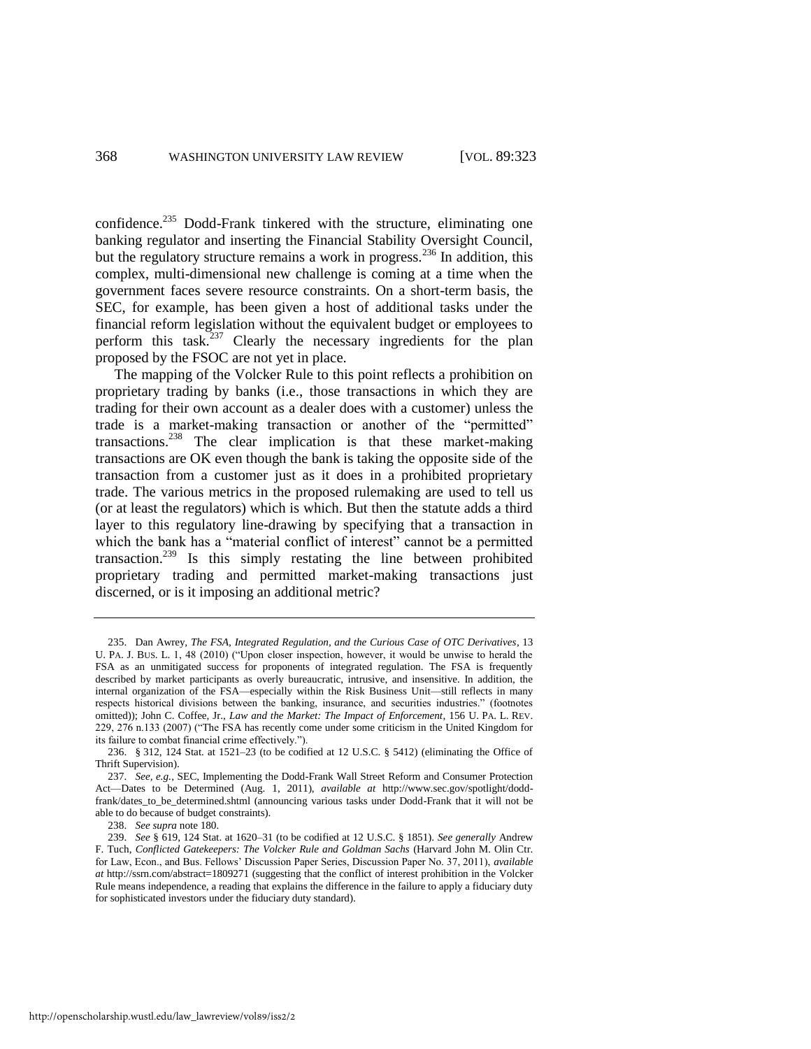confidence.[235] Dodd-Frank tinkered with the structure, eliminating one banking regulator and inserting the Financial Stability Oversight Council, but the regulatory structure remains a work in progress.[236] In addition, this complex, multi-dimensional new challenge is coming at a time when the government faces severe resource constraints. On a short-term basis, the SEC, for example, has been given a host of additional tasks under the financial reform legislation without the equivalent budget or employees to perform this task.[237] Clearly the necessary ingredients for the plan proposed by the FSOC are not yet in place.

The mapping of the Volcker Rule to this point reflects a prohibition on proprietary trading by banks (i.e., those transactions in which they are trading for their own account as a dealer does with a customer) unless the trade is a market-making transaction or another of the "permitted" transactions.[238] The clear implication is that these market-making transactions are OK even though the bank is taking the opposite side of the transaction from a customer just as it does in a prohibited proprietary trade. The various metrics in the proposed rulemaking are used to tell us (or at least the regulators) which is which. But then the statute adds a third layer to this regulatory line-drawing by specifying that a transaction in which the bank has a "material conflict of interest" cannot be a permitted transaction.[239] Is this simply restating the line between prohibited proprietary trading and permitted market-making transactions just discerned, or is it imposing an additional metric?

---

235. Dan Awrey, *The FSA, Integrated Regulation, and the Curious Case of OTC Derivatives*, 13 U. PA. J. BUS. L. 1, 48 (2010) ("Upon closer inspection, however, it would be unwise to herald the FSA as an unmitigated success for proponents of integrated regulation. The FSA is frequently described by market participants as overly bureaucratic, intrusive, and insensitive. In addition, the internal organization of the FSA—especially within the Risk Business Unit—still reflects in many respects historical divisions between the banking, insurance, and securities industries." (footnotes omitted)); John C. Coffee, Jr., *Law and the Market: The Impact of Enforcement*, 156 U. PA. L. REV. 229, 276 n.133 (2007) ("The FSA has recently come under some criticism in the United Kingdom for its failure to combat financial crime effectively.").

236. § 312, 124 Stat. at 1521–23 (to be codified at 12 U.S.C. § 5412) (eliminating the Office of Thrift Supervision).

237. *See, e.g.*, SEC, Implementing the Dodd-Frank Wall Street Reform and Consumer Protection Act—Dates to be Determined (Aug. 1, 2011), *available at* http://www.sec.gov/spotlight/dodd-frank/dates_to_be_determined.shtml (announcing various tasks under Dodd-Frank that it will not be able to do because of budget constraints).

238. *See supra* note 180.

239. *See* § 619, 124 Stat. at 1620–31 (to be codified at 12 U.S.C. § 1851). *See generally* Andrew F. Tuch, *Conflicted Gatekeepers: The Volcker Rule and Goldman Sachs* (Harvard John M. Olin Ctr. for Law, Econ., and Bus. Fellows' Discussion Paper Series, Discussion Paper No. 37, 2011), *available at* http://ssrn.com/abstract=1809271 (suggesting that the conflict of interest prohibition in the Volcker Rule means independence, a reading that explains the difference in the failure to apply a fiduciary duty for sophisticated investors under the fiduciary duty standard).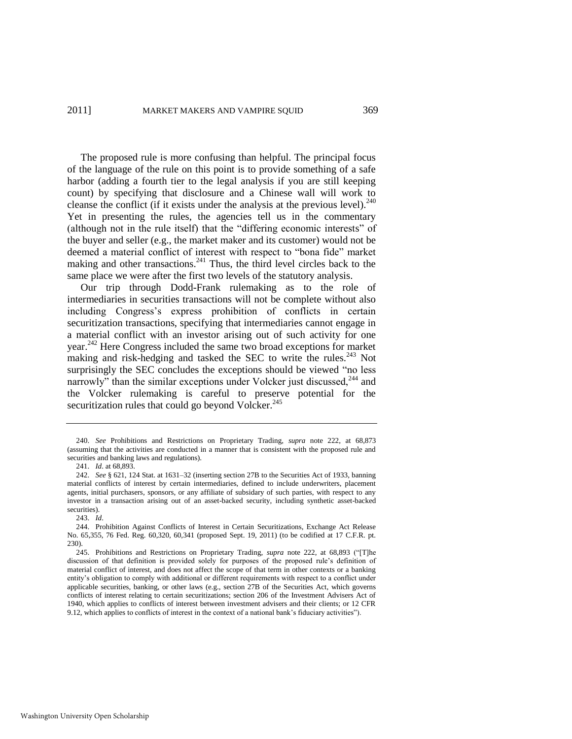The proposed rule is more confusing than helpful. The principal focus of the language of the rule on this point is to provide something of a safe harbor (adding a fourth tier to the legal analysis if you are still keeping count) by specifying that disclosure and a Chinese wall will work to cleanse the conflict (if it exists under the analysis at the previous level).[240] Yet in presenting the rules, the agencies tell us in the commentary (although not in the rule itself) that the "differing economic interests" of the buyer and seller (e.g., the market maker and its customer) would not be deemed a material conflict of interest with respect to "bona fide" market making and other transactions.[241] Thus, the third level circles back to the same place we were after the first two levels of the statutory analysis.

Our trip through Dodd-Frank rulemaking as to the role of intermediaries in securities transactions will not be complete without also including Congress's express prohibition of conflicts in certain securitization transactions, specifying that intermediaries cannot engage in a material conflict with an investor arising out of such activity for one year.[242] Here Congress included the same two broad exceptions for market making and risk-hedging and tasked the SEC to write the rules.[243] Not surprisingly the SEC concludes the exceptions should be viewed "no less narrowly" than the similar exceptions under Volcker just discussed,[244] and the Volcker rulemaking is careful to preserve potential for the securitization rules that could go beyond Volcker.[245]

---

240. *See* Prohibitions and Restrictions on Proprietary Trading, *supra* note 222, at 68,873 (assuming that the activities are conducted in a manner that is consistent with the proposed rule and securities and banking laws and regulations).

241. *Id*. at 68,893.

242. *See* § 621, 124 Stat. at 1631–32 (inserting section 27B to the Securities Act of 1933, banning material conflicts of interest by certain intermediaries, defined to include underwriters, placement agents, initial purchasers, sponsors, or any affiliate of subsidary of such parties, with respect to any investor in a transaction arising out of an asset-backed security, including synthetic asset-backed securities).

243. *Id*.

244. Prohibition Against Conflicts of Interest in Certain Securitizations, Exchange Act Release No. 65,355, 76 Fed. Reg. 60,320, 60,341 (proposed Sept. 19, 2011) (to be codified at 17 C.F.R. pt. 230).

245. Prohibitions and Restrictions on Proprietary Trading, *supra* note 222, at 68,893 ("[T]he discussion of that definition is provided solely for purposes of the proposed rule's definition of material conflict of interest, and does not affect the scope of that term in other contexts or a banking entity's obligation to comply with additional or different requirements with respect to a conflict under applicable securities, banking, or other laws (e.g., section 27B of the Securities Act, which governs conflicts of interest relating to certain securitizations; section 206 of the Investment Advisers Act of 1940, which applies to conflicts of interest between investment advisers and their clients; or 12 CFR 9.12, which applies to conflicts of interest in the context of a national bank's fiduciary activities").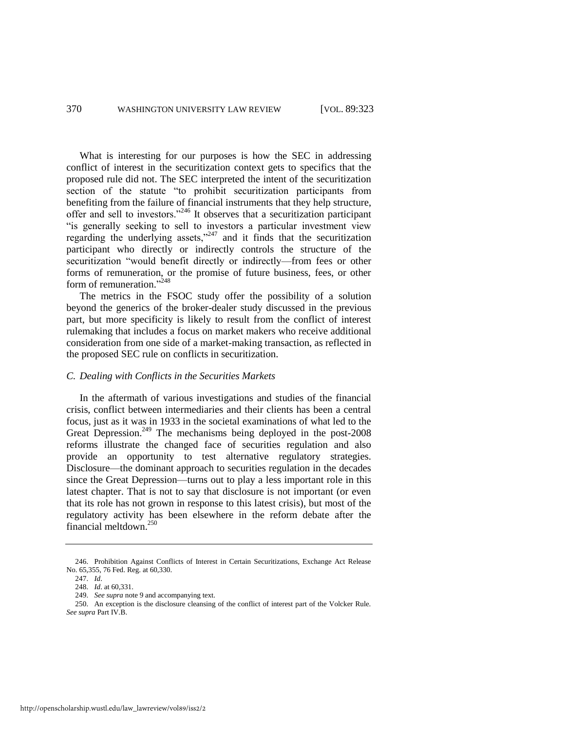What is interesting for our purposes is how the SEC in addressing conflict of interest in the securitization context gets to specifics that the proposed rule did not. The SEC interpreted the intent of the securitization section of the statute "to prohibit securitization participants from benefiting from the failure of financial instruments that they help structure, offer and sell to investors."[246] It observes that a securitization participant "is generally seeking to sell to investors a particular investment view regarding the underlying assets,"[247] and it finds that the securitization participant who directly or indirectly controls the structure of the securitization "would benefit directly or indirectly—from fees or other forms of remuneration, or the promise of future business, fees, or other form of remuneration."[248]

The metrics in the FSOC study offer the possibility of a solution beyond the generics of the broker-dealer study discussed in the previous part, but more specificity is likely to result from the conflict of interest rulemaking that includes a focus on market makers who receive additional consideration from one side of a market-making transaction, as reflected in the proposed SEC rule on conflicts in securitization.

### *C. Dealing with Conflicts in the Securities Markets*

In the aftermath of various investigations and studies of the financial crisis, conflict between intermediaries and their clients has been a central focus, just as it was in 1933 in the societal examinations of what led to the Great Depression.[249] The mechanisms being deployed in the post-2008 reforms illustrate the changed face of securities regulation and also provide an opportunity to test alternative regulatory strategies. Disclosure—the dominant approach to securities regulation in the decades since the Great Depression—turns out to play a less important role in this latest chapter. That is not to say that disclosure is not important (or even that its role has not grown in response to this latest crisis), but most of the regulatory activity has been elsewhere in the reform debate after the financial meltdown.[250]

---

246. Prohibition Against Conflicts of Interest in Certain Securitizations, Exchange Act Release No. 65,355, 76 Fed. Reg. at 60,330.

247. *Id*.

248. *Id*. at 60,331.

249. *See supra* note 9 and accompanying text.

250. An exception is the disclosure cleansing of the conflict of interest part of the Volcker Rule. *See supra* Part IV.B.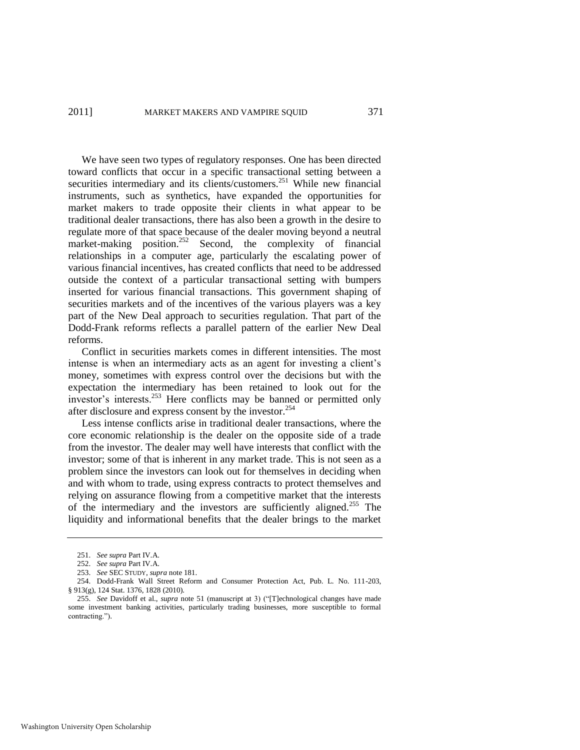We have seen two types of regulatory responses. One has been directed toward conflicts that occur in a specific transactional setting between a securities intermediary and its clients/customers.[251] While new financial instruments, such as synthetics, have expanded the opportunities for market makers to trade opposite their clients in what appear to be traditional dealer transactions, there has also been a growth in the desire to regulate more of that space because of the dealer moving beyond a neutral market-making position.[252] Second, the complexity of financial relationships in a computer age, particularly the escalating power of various financial incentives, has created conflicts that need to be addressed outside the context of a particular transactional setting with bumpers inserted for various financial transactions. This government shaping of securities markets and of the incentives of the various players was a key part of the New Deal approach to securities regulation. That part of the Dodd-Frank reforms reflects a parallel pattern of the earlier New Deal reforms.

Conflict in securities markets comes in different intensities. The most intense is when an intermediary acts as an agent for investing a client's money, sometimes with express control over the decisions but with the expectation the intermediary has been retained to look out for the investor's interests.[253] Here conflicts may be banned or permitted only after disclosure and express consent by the investor.[254]

Less intense conflicts arise in traditional dealer transactions, where the core economic relationship is the dealer on the opposite side of a trade from the investor. The dealer may well have interests that conflict with the investor; some of that is inherent in any market trade. This is not seen as a problem since the investors can look out for themselves in deciding when and with whom to trade, using express contracts to protect themselves and relying on assurance flowing from a competitive market that the interests of the intermediary and the investors are sufficiently aligned.[255] The liquidity and informational benefits that the dealer brings to the market

---

251. *See supra* Part IV.A.

252. *See supra* Part IV.A.

253. *See* SEC STUDY, *supra* note 181.

254. Dodd-Frank Wall Street Reform and Consumer Protection Act, Pub. L. No. 111-203, § 913(g), 124 Stat. 1376, 1828 (2010).

255. *See* Davidoff et al., *supra* note 51 (manuscript at 3) ("[T]echnological changes have made some investment banking activities, particularly trading businesses, more susceptible to formal contracting.").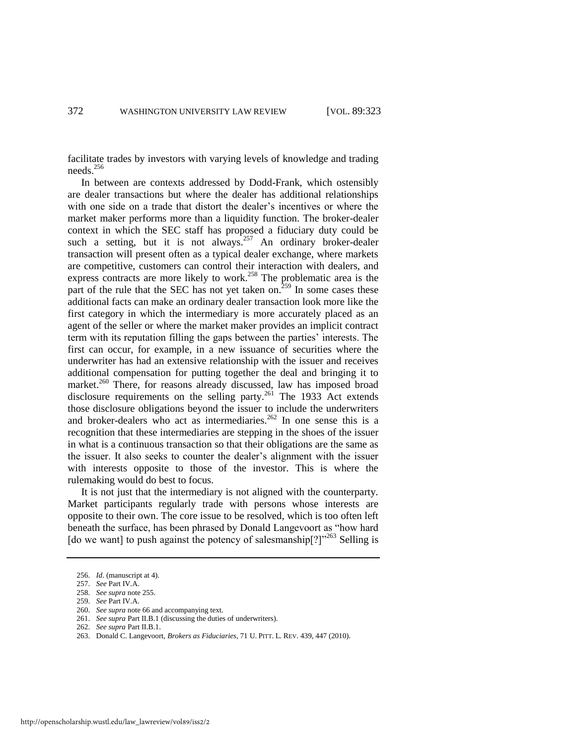facilitate trades by investors with varying levels of knowledge and trading needs.[256]

In between are contexts addressed by Dodd-Frank, which ostensibly are dealer transactions but where the dealer has additional relationships with one side on a trade that distort the dealer's incentives or where the market maker performs more than a liquidity function. The broker-dealer context in which the SEC staff has proposed a fiduciary duty could be such a setting, but it is not always.[257] An ordinary broker-dealer transaction will present often as a typical dealer exchange, where markets are competitive, customers can control their interaction with dealers, and express contracts are more likely to work.[258] The problematic area is the part of the rule that the SEC has not yet taken on.[259] In some cases these additional facts can make an ordinary dealer transaction look more like the first category in which the intermediary is more accurately placed as an agent of the seller or where the market maker provides an implicit contract term with its reputation filling the gaps between the parties' interests. The first can occur, for example, in a new issuance of securities where the underwriter has had an extensive relationship with the issuer and receives additional compensation for putting together the deal and bringing it to market.[260] There, for reasons already discussed, law has imposed broad disclosure requirements on the selling party.[261] The 1933 Act extends those disclosure obligations beyond the issuer to include the underwriters and broker-dealers who act as intermediaries.[262] In one sense this is a recognition that these intermediaries are stepping in the shoes of the issuer in what is a continuous transaction so that their obligations are the same as the issuer. It also seeks to counter the dealer's alignment with the issuer with interests opposite to those of the investor. This is where the rulemaking would do best to focus.

It is not just that the intermediary is not aligned with the counterparty. Market participants regularly trade with persons whose interests are opposite to their own. The core issue to be resolved, which is too often left beneath the surface, has been phrased by Donald Langevoort as "how hard [do we want] to push against the potency of salesmanship[?]"[263] Selling is

---

256. *Id*. (manuscript at 4).

257. *See* Part IV.A.

258. *See supra* note 255.

259. *See* Part IV.A.

260. *See supra* note 66 and accompanying text.

261. *See supra* Part II.B.1 (discussing the duties of underwriters).

262. *See supra* Part II.B.1.

263. Donald C. Langevoort, *Brokers as Fiduciaries*, 71 U. PITT. L. REV. 439, 447 (2010).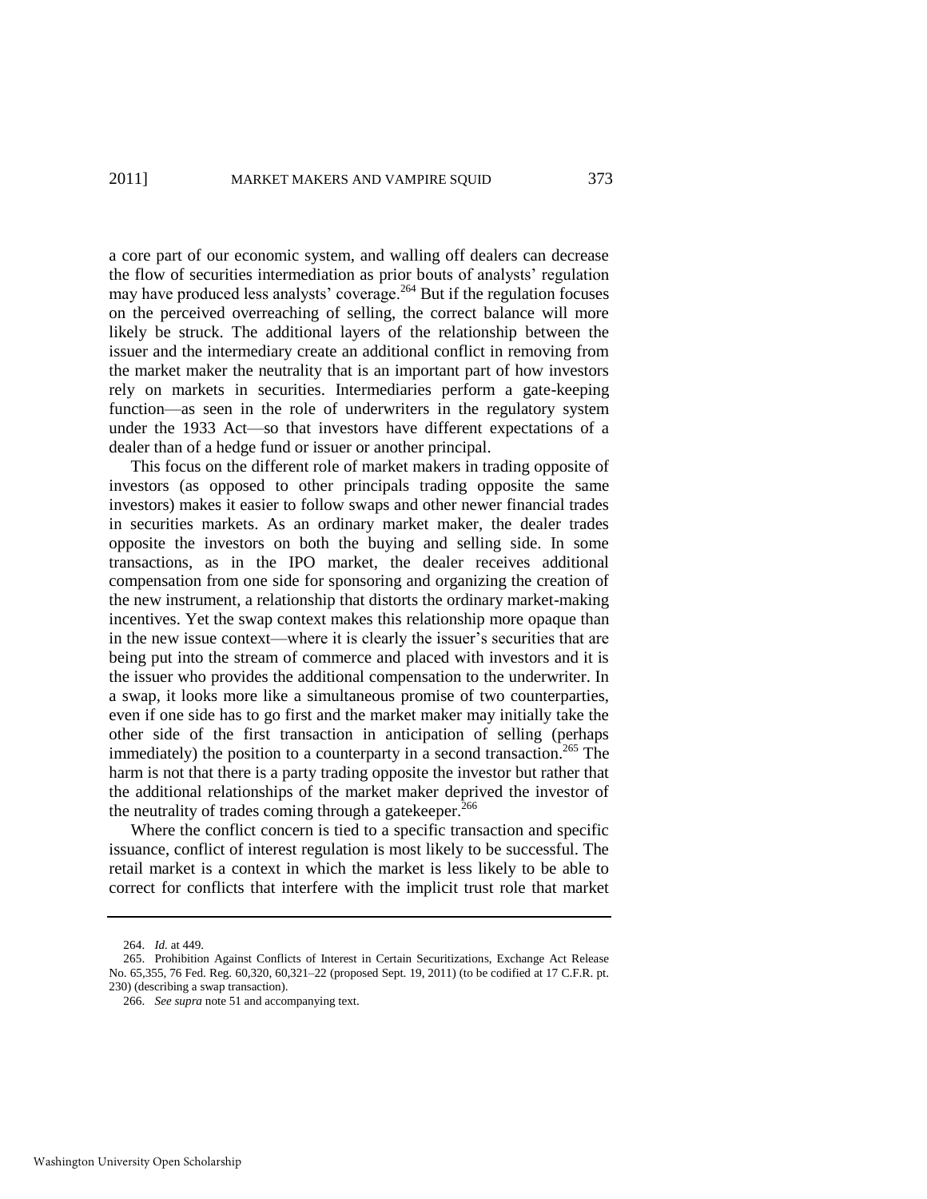a core part of our economic system, and walling off dealers can decrease the flow of securities intermediation as prior bouts of analysts' regulation may have produced less analysts' coverage.[264] But if the regulation focuses on the perceived overreaching of selling, the correct balance will more likely be struck. The additional layers of the relationship between the issuer and the intermediary create an additional conflict in removing from the market maker the neutrality that is an important part of how investors rely on markets in securities. Intermediaries perform a gate-keeping function—as seen in the role of underwriters in the regulatory system under the 1933 Act—so that investors have different expectations of a dealer than of a hedge fund or issuer or another principal.

This focus on the different role of market makers in trading opposite of investors (as opposed to other principals trading opposite the same investors) makes it easier to follow swaps and other newer financial trades in securities markets. As an ordinary market maker, the dealer trades opposite the investors on both the buying and selling side. In some transactions, as in the IPO market, the dealer receives additional compensation from one side for sponsoring and organizing the creation of the new instrument, a relationship that distorts the ordinary market-making incentives. Yet the swap context makes this relationship more opaque than in the new issue context—where it is clearly the issuer's securities that are being put into the stream of commerce and placed with investors and it is the issuer who provides the additional compensation to the underwriter. In a swap, it looks more like a simultaneous promise of two counterparties, even if one side has to go first and the market maker may initially take the other side of the first transaction in anticipation of selling (perhaps immediately) the position to a counterparty in a second transaction.[265] The harm is not that there is a party trading opposite the investor but rather that the additional relationships of the market maker deprived the investor of the neutrality of trades coming through a gatekeeper.[266]

Where the conflict concern is tied to a specific transaction and specific issuance, conflict of interest regulation is most likely to be successful. The retail market is a context in which the market is less likely to be able to correct for conflicts that interfere with the implicit trust role that market

---

264. *Id.* at 449.

265. Prohibition Against Conflicts of Interest in Certain Securitizations, Exchange Act Release No. 65,355, 76 Fed. Reg. 60,320, 60,321–22 (proposed Sept. 19, 2011) (to be codified at 17 C.F.R. pt. 230) (describing a swap transaction).

266. *See supra* note 51 and accompanying text.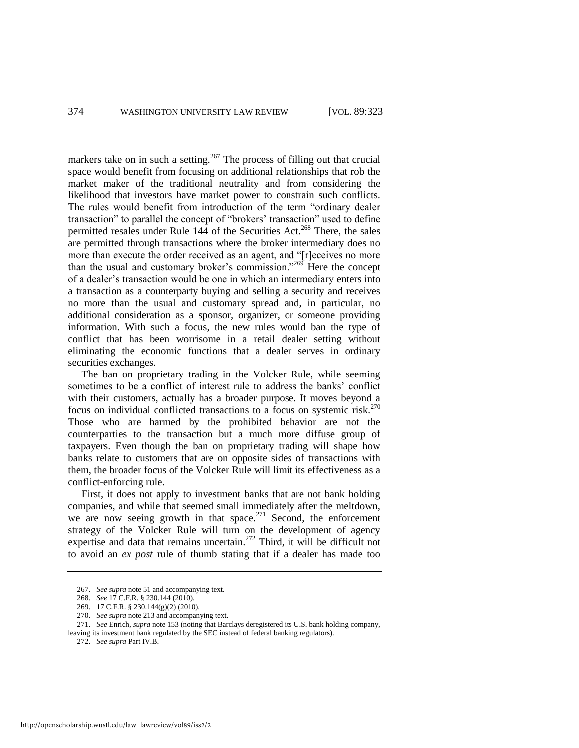markers take on in such a setting.[267] The process of filling out that crucial space would benefit from focusing on additional relationships that rob the market maker of the traditional neutrality and from considering the likelihood that investors have market power to constrain such conflicts. The rules would benefit from introduction of the term "ordinary dealer transaction" to parallel the concept of "brokers' transaction" used to define permitted resales under Rule 144 of the Securities Act.[268] There, the sales are permitted through transactions where the broker intermediary does no more than execute the order received as an agent, and "[r]eceives no more than the usual and customary broker's commission."[269] Here the concept of a dealer's transaction would be one in which an intermediary enters into a transaction as a counterparty buying and selling a security and receives no more than the usual and customary spread and, in particular, no additional consideration as a sponsor, organizer, or someone providing information. With such a focus, the new rules would ban the type of conflict that has been worrisome in a retail dealer setting without eliminating the economic functions that a dealer serves in ordinary securities exchanges.

The ban on proprietary trading in the Volcker Rule, while seeming sometimes to be a conflict of interest rule to address the banks' conflict with their customers, actually has a broader purpose. It moves beyond a focus on individual conflicted transactions to a focus on systemic risk.[270] Those who are harmed by the prohibited behavior are not the counterparties to the transaction but a much more diffuse group of taxpayers. Even though the ban on proprietary trading will shape how banks relate to customers that are on opposite sides of transactions with them, the broader focus of the Volcker Rule will limit its effectiveness as a conflict-enforcing rule.

First, it does not apply to investment banks that are not bank holding companies, and while that seemed small immediately after the meltdown, we are now seeing growth in that space.[271] Second, the enforcement strategy of the Volcker Rule will turn on the development of agency expertise and data that remains uncertain.[272] Third, it will be difficult not to avoid an *ex post* rule of thumb stating that if a dealer has made too

---

267. *See supra* note 51 and accompanying text.

268. *See* 17 C.F.R. § 230.144 (2010).

269. 17 C.F.R. § 230.144(g)(2) (2010).

270. *See supra* note 213 and accompanying text.

271. *See* Enrich, *supra* note 153 (noting that Barclays deregistered its U.S. bank holding company, leaving its investment bank regulated by the SEC instead of federal banking regulators).

272. *See supra* Part IV.B.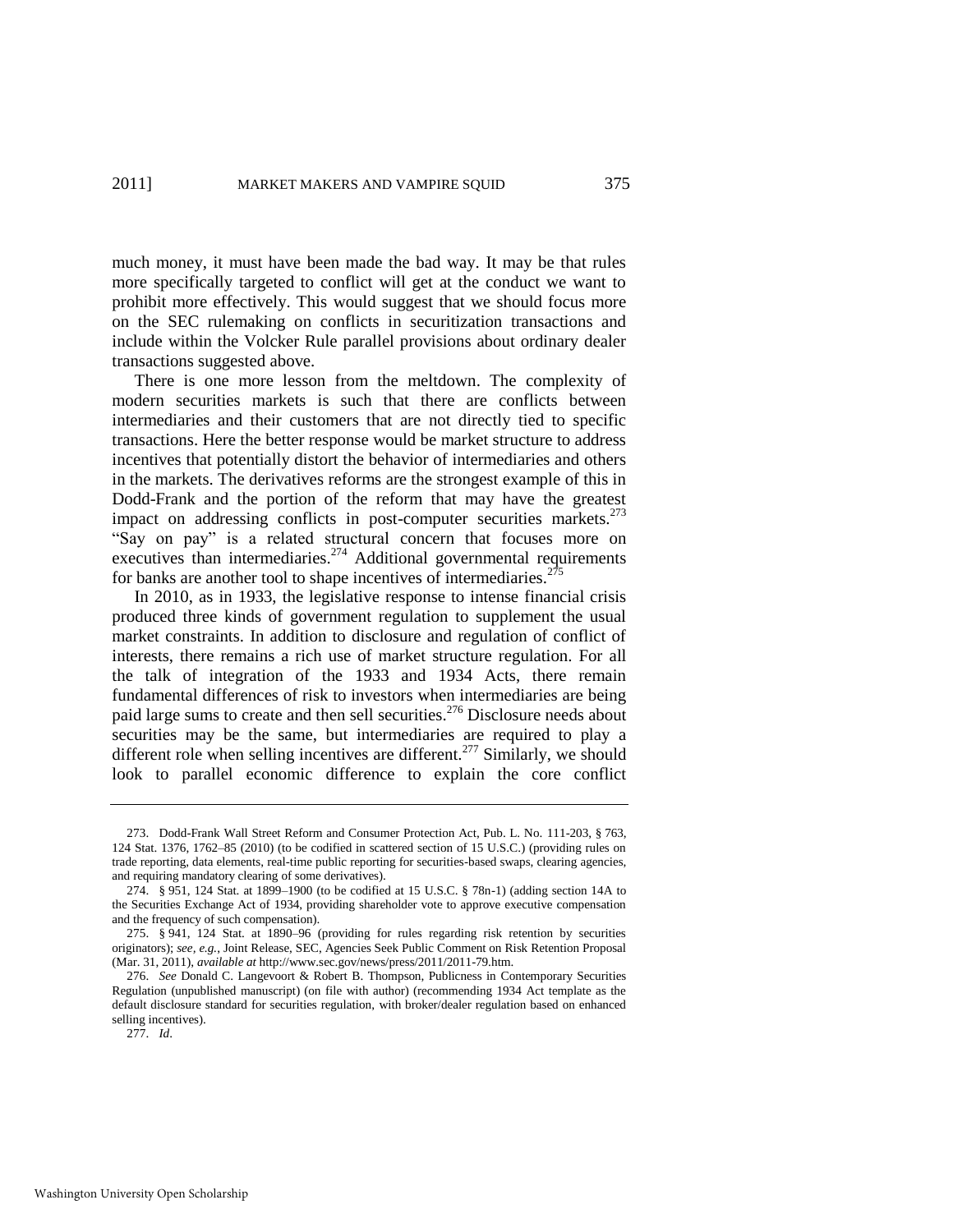much money, it must have been made the bad way. It may be that rules more specifically targeted to conflict will get at the conduct we want to prohibit more effectively. This would suggest that we should focus more on the SEC rulemaking on conflicts in securitization transactions and include within the Volcker Rule parallel provisions about ordinary dealer transactions suggested above.

There is one more lesson from the meltdown. The complexity of modern securities markets is such that there are conflicts between intermediaries and their customers that are not directly tied to specific transactions. Here the better response would be market structure to address incentives that potentially distort the behavior of intermediaries and others in the markets. The derivatives reforms are the strongest example of this in Dodd-Frank and the portion of the reform that may have the greatest impact on addressing conflicts in post-computer securities markets.[273] "Say on pay" is a related structural concern that focuses more on executives than intermediaries.[274] Additional governmental requirements for banks are another tool to shape incentives of intermediaries.[275]

In 2010, as in 1933, the legislative response to intense financial crisis produced three kinds of government regulation to supplement the usual market constraints. In addition to disclosure and regulation of conflict of interests, there remains a rich use of market structure regulation. For all the talk of integration of the 1933 and 1934 Acts, there remain fundamental differences of risk to investors when intermediaries are being paid large sums to create and then sell securities.[276] Disclosure needs about securities may be the same, but intermediaries are required to play a different role when selling incentives are different.[277] Similarly, we should look to parallel economic difference to explain the core conflict

---

273. Dodd-Frank Wall Street Reform and Consumer Protection Act, Pub. L. No. 111-203, § 763, 124 Stat. 1376, 1762–85 (2010) (to be codified in scattered section of 15 U.S.C.) (providing rules on trade reporting, data elements, real-time public reporting for securities-based swaps, clearing agencies, and requiring mandatory clearing of some derivatives).

274. § 951, 124 Stat. at 1899–1900 (to be codified at 15 U.S.C. § 78n-1) (adding section 14A to the Securities Exchange Act of 1934, providing shareholder vote to approve executive compensation and the frequency of such compensation).

275. § 941, 124 Stat. at 1890–96 (providing for rules regarding risk retention by securities originators); *see, e.g.*, Joint Release, SEC, Agencies Seek Public Comment on Risk Retention Proposal (Mar. 31, 2011), *available at* http://www.sec.gov/news/press/2011/2011-79.htm.

276. *See* Donald C. Langevoort & Robert B. Thompson, Publicness in Contemporary Securities Regulation (unpublished manuscript) (on file with author) (recommending 1934 Act template as the default disclosure standard for securities regulation, with broker/dealer regulation based on enhanced selling incentives).

277. *Id*.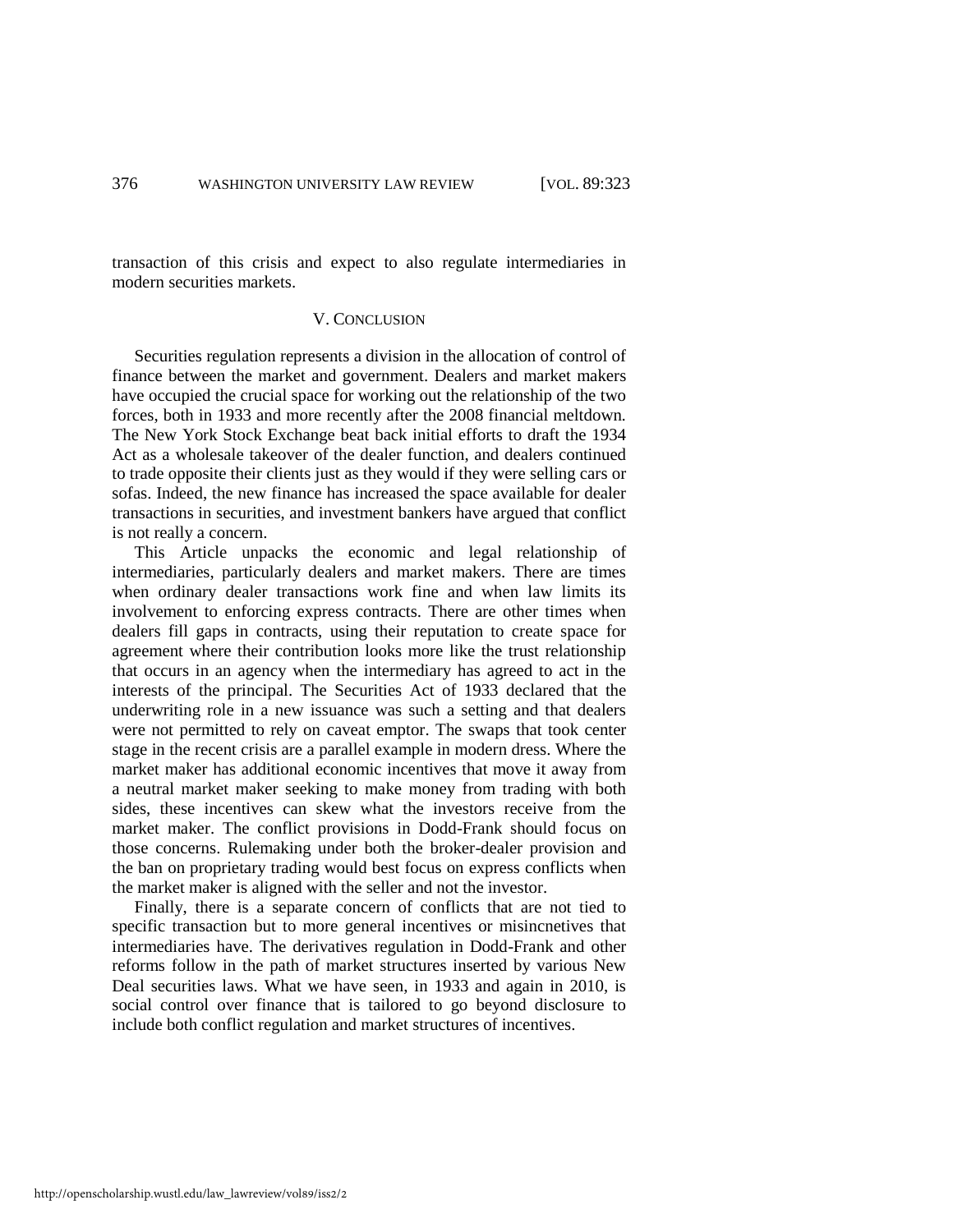transaction of this crisis and expect to also regulate intermediaries in modern securities markets.

## V. CONCLUSION

Securities regulation represents a division in the allocation of control of finance between the market and government. Dealers and market makers have occupied the crucial space for working out the relationship of the two forces, both in 1933 and more recently after the 2008 financial meltdown. The New York Stock Exchange beat back initial efforts to draft the 1934 Act as a wholesale takeover of the dealer function, and dealers continued to trade opposite their clients just as they would if they were selling cars or sofas. Indeed, the new finance has increased the space available for dealer transactions in securities, and investment bankers have argued that conflict is not really a concern.

This Article unpacks the economic and legal relationship of intermediaries, particularly dealers and market makers. There are times when ordinary dealer transactions work fine and when law limits its involvement to enforcing express contracts. There are other times when dealers fill gaps in contracts, using their reputation to create space for agreement where their contribution looks more like the trust relationship that occurs in an agency when the intermediary has agreed to act in the interests of the principal. The Securities Act of 1933 declared that the underwriting role in a new issuance was such a setting and that dealers were not permitted to rely on caveat emptor. The swaps that took center stage in the recent crisis are a parallel example in modern dress. Where the market maker has additional economic incentives that move it away from a neutral market maker seeking to make money from trading with both sides, these incentives can skew what the investors receive from the market maker. The conflict provisions in Dodd-Frank should focus on those concerns. Rulemaking under both the broker-dealer provision and the ban on proprietary trading would best focus on express conflicts when the market maker is aligned with the seller and not the investor.

Finally, there is a separate concern of conflicts that are not tied to specific transaction but to more general incentives or misincnetives that intermediaries have. The derivatives regulation in Dodd-Frank and other reforms follow in the path of market structures inserted by various New Deal securities laws. What we have seen, in 1933 and again in 2010, is social control over finance that is tailored to go beyond disclosure to include both conflict regulation and market structures of incentives.